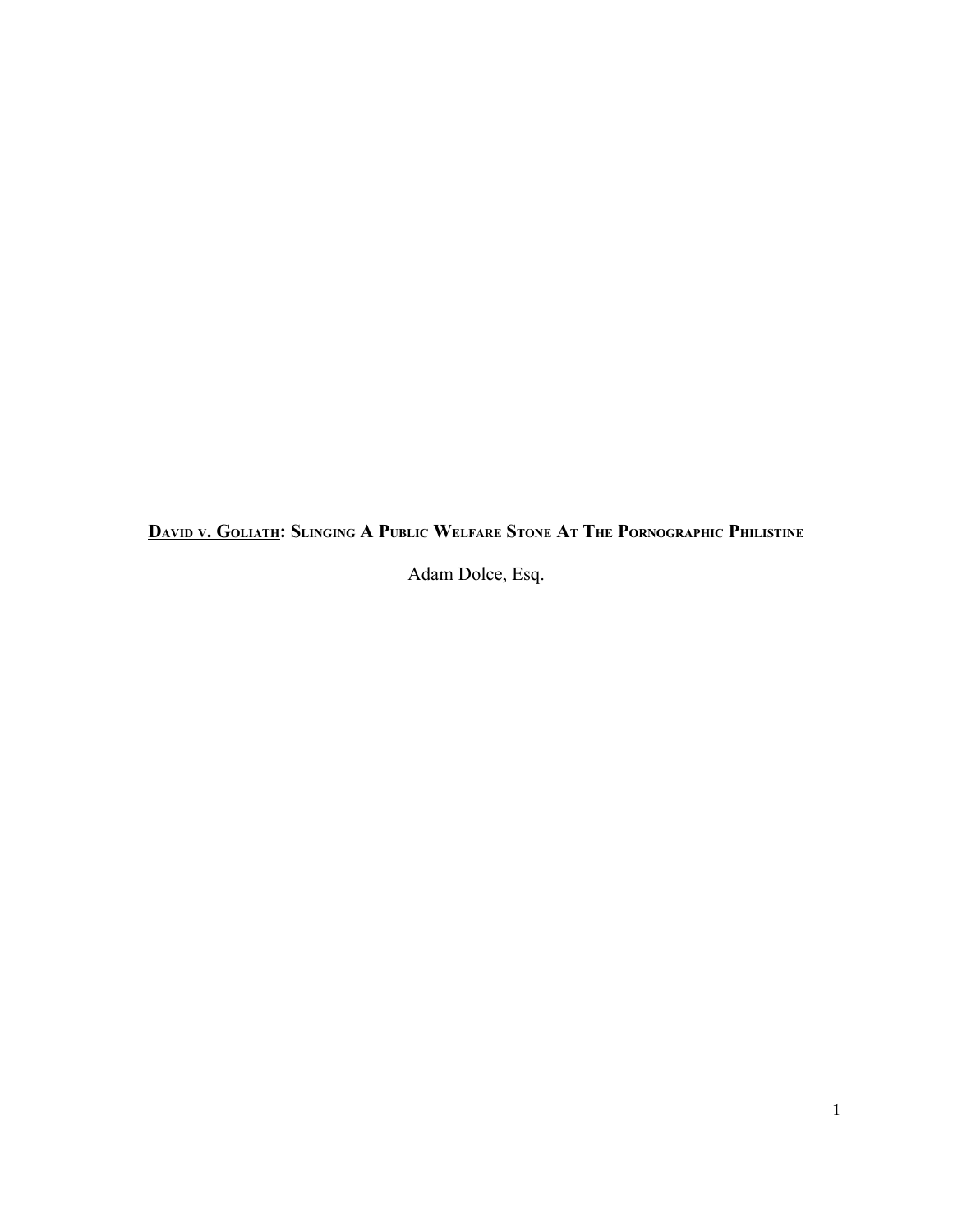# <u>David v. Goliath</u>: Slinging A Public Welfare Stone At The Pornographic Philistine

Adam Dolce, Esq.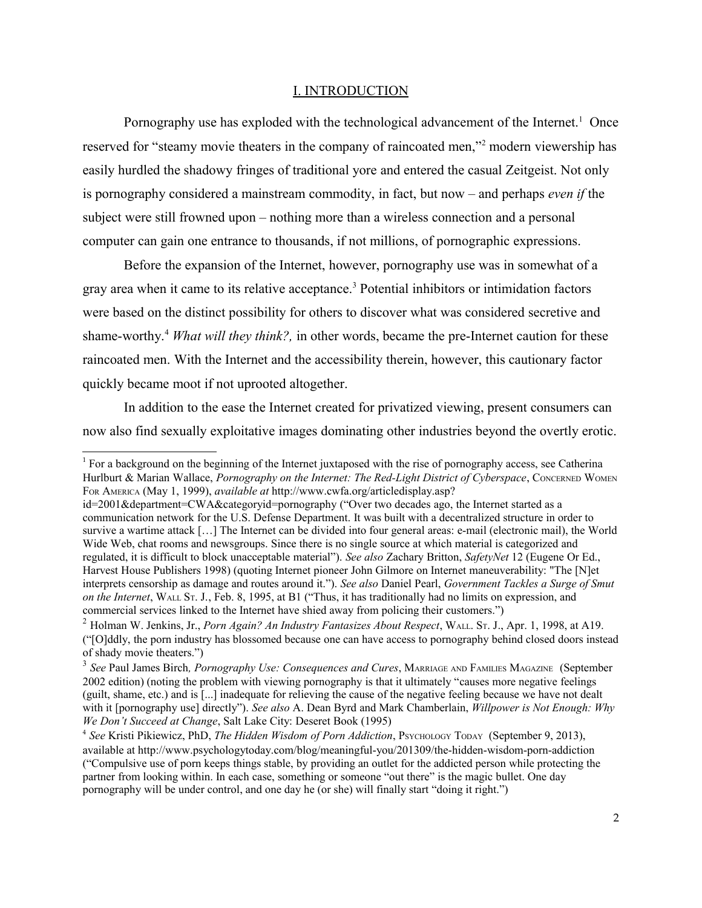## I. INTRODUCTION

Pornography use has exploded with the technological advancement of the Internet.[1] Once reserved for "steamy movie theaters in the company of raincoated men,"[2] modern viewership has easily hurdled the shadowy fringes of traditional yore and entered the casual Zeitgeist. Not only is pornography considered a mainstream commodity, in fact, but now – and perhaps *even if* the subject were still frowned upon – nothing more than a wireless connection and a personal computer can gain one entrance to thousands, if not millions, of pornographic expressions.

Before the expansion of the Internet, however, pornography use was in somewhat of a gray area when it came to its relative acceptance.[3] Potential inhibitors or intimidation factors were based on the distinct possibility for others to discover what was considered secretive and shame-worthy.[4] *What will they think?,* in other words, became the pre-Internet caution for these raincoated men. With the Internet and the accessibility therein, however, this cautionary factor quickly became moot if not uprooted altogether.

In addition to the ease the Internet created for privatized viewing, present consumers can now also find sexually exploitative images dominating other industries beyond the overtly erotic.

---

[1] For a background on the beginning of the Internet juxtaposed with the rise of pornography access, see Catherina Hurlburt & Marian Wallace, *Pornography on the Internet: The Red-Light District of Cyberspace*, CONCERNED WOMEN FOR AMERICA (May 1, 1999), *available at* http://www.cwfa.org/articledisplay.asp?id=2001&department=CWA&categoryid=pornography ("Over two decades ago, the Internet started as a communication network for the U.S. Defense Department. It was built with a decentralized structure in order to survive a wartime attack […] The Internet can be divided into four general areas: e-mail (electronic mail), the World Wide Web, chat rooms and newsgroups. Since there is no single source at which material is categorized and regulated, it is difficult to block unacceptable material"). *See also* Zachary Britton, *SafetyNet* 12 (Eugene Or Ed., Harvest House Publishers 1998) (quoting Internet pioneer John Gilmore on Internet maneuverability: "The [N]et interprets censorship as damage and routes around it."). *See also* Daniel Pearl, *Government Tackles a Surge of Smut on the Internet*, WALL ST. J., Feb. 8, 1995, at B1 ("Thus, it has traditionally had no limits on expression, and commercial services linked to the Internet have shied away from policing their customers.")

[2] Holman W. Jenkins, Jr., *Porn Again? An Industry Fantasizes About Respect*, WALL. ST. J., Apr. 1, 1998, at A19. ("[O]ddly, the porn industry has blossomed because one can have access to pornography behind closed doors instead of shady movie theaters.")

[3] *See* Paul James Birch*, Pornography Use: Consequences and Cures*, MARRIAGE AND FAMILIES MAGAZINE (September 2002 edition) (noting the problem with viewing pornography is that it ultimately "causes more negative feelings (guilt, shame, etc.) and is [...] inadequate for relieving the cause of the negative feeling because we have not dealt with it [pornography use] directly"). *See also* A. Dean Byrd and Mark Chamberlain, *Willpower is Not Enough: Why We Don't Succeed at Change*, Salt Lake City: Deseret Book (1995)

[4] *See* Kristi Pikiewicz, PhD, *The Hidden Wisdom of Porn Addiction*, PSYCHOLOGY TODAY (September 9, 2013), available at http://www.psychologytoday.com/blog/meaningful-you/201309/the-hidden-wisdom-porn-addiction ("Compulsive use of porn keeps things stable, by providing an outlet for the addicted person while protecting the partner from looking within. In each case, something or someone "out there" is the magic bullet. One day pornography will be under control, and one day he (or she) will finally start "doing it right.")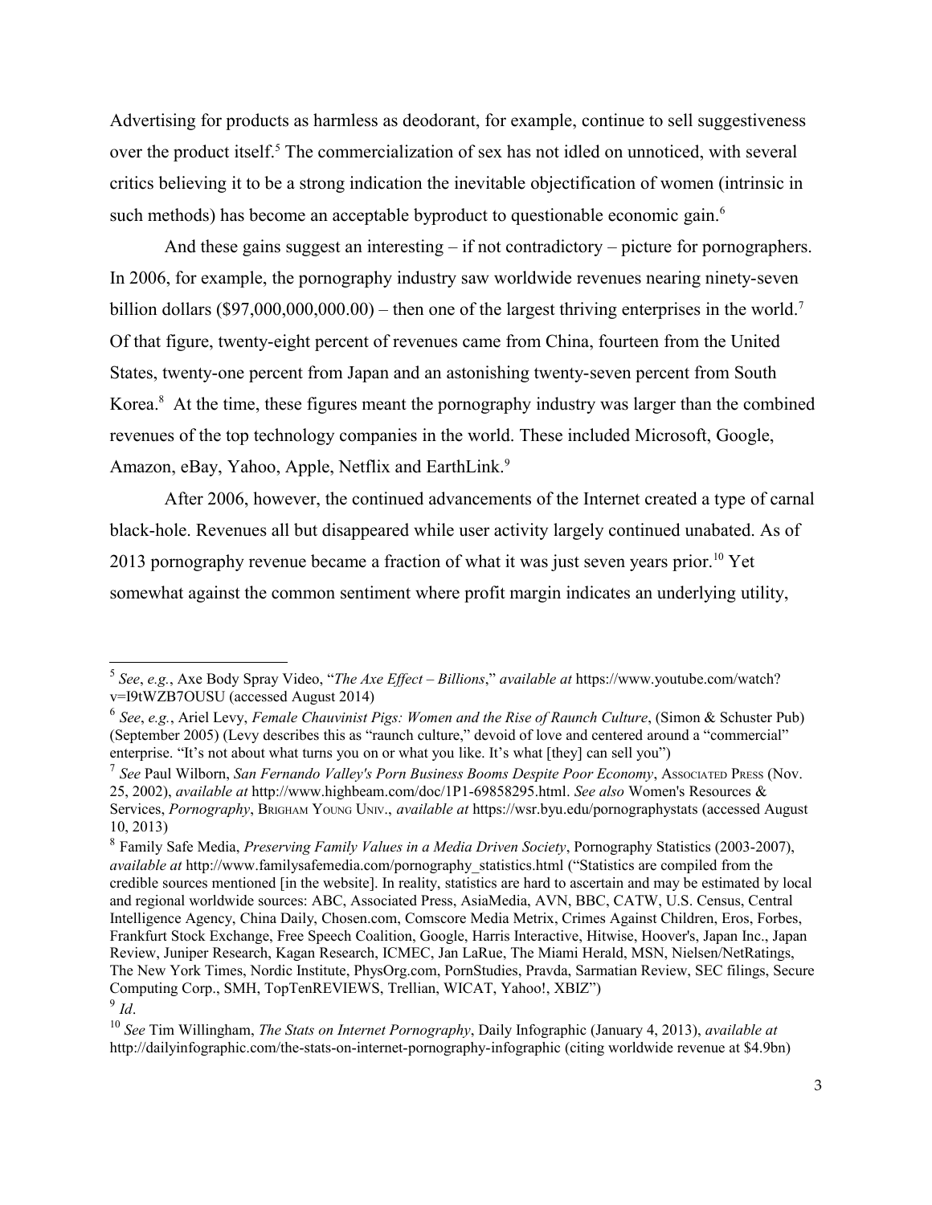Advertising for products as harmless as deodorant, for example, continue to sell suggestiveness over the product itself.[5] The commercialization of sex has not idled on unnoticed, with several critics believing it to be a strong indication the inevitable objectification of women (intrinsic in such methods) has become an acceptable byproduct to questionable economic gain.[6]

And these gains suggest an interesting – if not contradictory – picture for pornographers. In 2006, for example, the pornography industry saw worldwide revenues nearing ninety-seven billion dollars ($97,000,000,000.00) – then one of the largest thriving enterprises in the world.[7] Of that figure, twenty-eight percent of revenues came from China, fourteen from the United States, twenty-one percent from Japan and an astonishing twenty-seven percent from South Korea.[8] At the time, these figures meant the pornography industry was larger than the combined revenues of the top technology companies in the world. These included Microsoft, Google, Amazon, eBay, Yahoo, Apple, Netflix and EarthLink.[9]

After 2006, however, the continued advancements of the Internet created a type of carnal black-hole. Revenues all but disappeared while user activity largely continued unabated. As of 2013 pornography revenue became a fraction of what it was just seven years prior.[10] Yet somewhat against the common sentiment where profit margin indicates an underlying utility,

---

[5] *See*, *e.g.*, Axe Body Spray Video, "*The Axe Effect – Billions*," *available at* https://www.youtube.com/watch?v=I9tWZB7OUSU (accessed August 2014)

[6] *See*, *e.g.*, Ariel Levy, *Female Chauvinist Pigs: Women and the Rise of Raunch Culture*, (Simon & Schuster Pub) (September 2005) (Levy describes this as "raunch culture," devoid of love and centered around a "commercial" enterprise. "It's not about what turns you on or what you like. It's what [they] can sell you")

[7] *See* Paul Wilborn, *San Fernando Valley's Porn Business Booms Despite Poor Economy*, Associated Press (Nov. 25, 2002), *available at* http://www.highbeam.com/doc/1P1-69858295.html. *See also* Women's Resources & Services, *Pornography*, Brigham Young Univ., *available at* https://wsr.byu.edu/pornographystats (accessed August 10, 2013)

[8] Family Safe Media, *Preserving Family Values in a Media Driven Society*, Pornography Statistics (2003-2007), *available at* http://www.familysafemedia.com/pornography_statistics.html ("Statistics are compiled from the credible sources mentioned [in the website]. In reality, statistics are hard to ascertain and may be estimated by local and regional worldwide sources: ABC, Associated Press, AsiaMedia, AVN, BBC, CATW, U.S. Census, Central Intelligence Agency, China Daily, Chosen.com, Comscore Media Metrix, Crimes Against Children, Eros, Forbes, Frankfurt Stock Exchange, Free Speech Coalition, Google, Harris Interactive, Hitwise, Hoover's, Japan Inc., Japan Review, Juniper Research, Kagan Research, ICMEC, Jan LaRue, The Miami Herald, MSN, Nielsen/NetRatings, The New York Times, Nordic Institute, PhysOrg.com, PornStudies, Pravda, Sarmatian Review, SEC filings, Secure Computing Corp., SMH, TopTenREVIEWS, Trellian, WICAT, Yahoo!, XBIZ")

[9] *Id*.

[10] *See* Tim Willingham, *The Stats on Internet Pornography*, Daily Infographic (January 4, 2013), *available at* http://dailyinfographic.com/the-stats-on-internet-pornography-infographic (citing worldwide revenue at $4.9bn)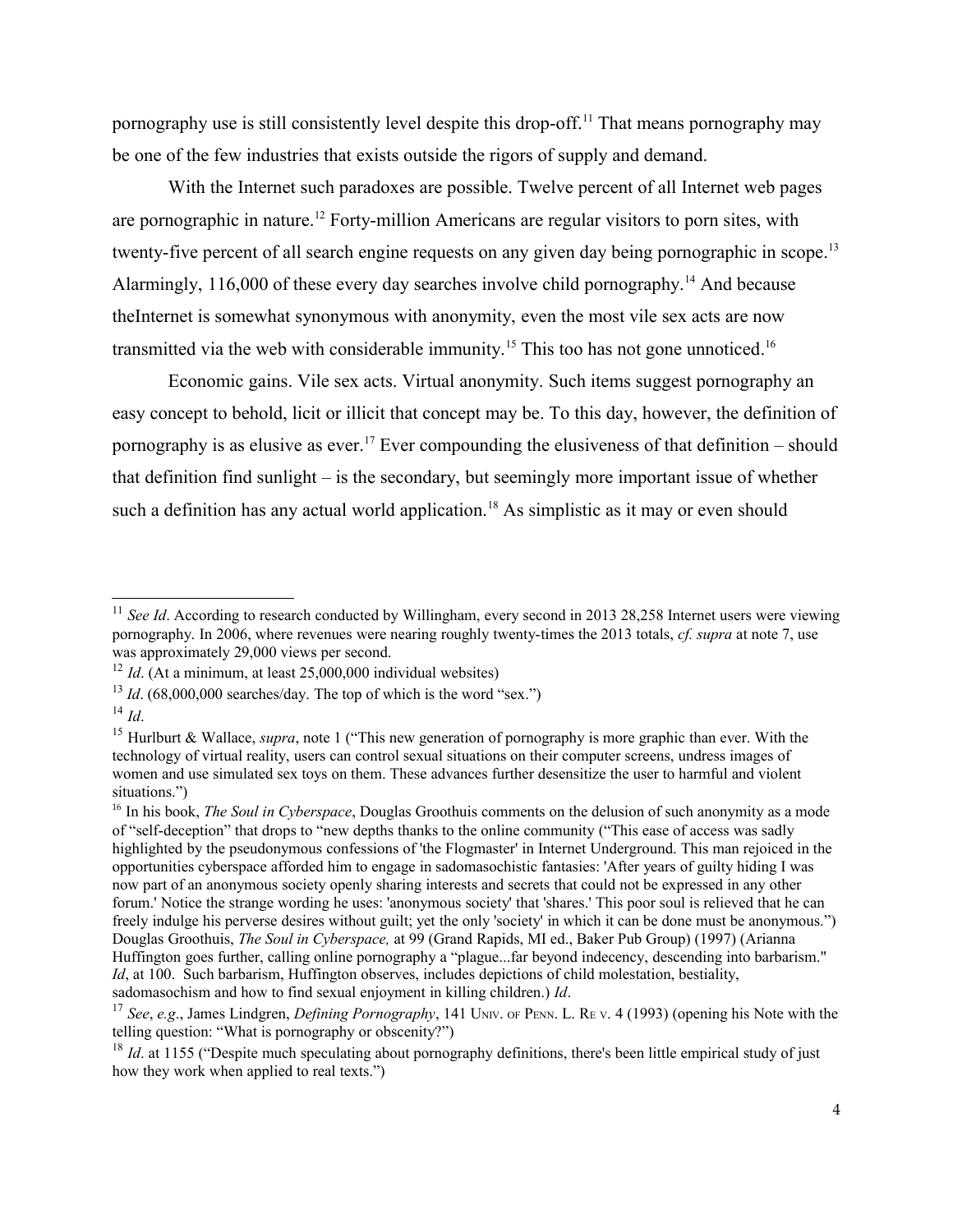pornography use is still consistently level despite this drop-off.[11] That means pornography may be one of the few industries that exists outside the rigors of supply and demand.

With the Internet such paradoxes are possible. Twelve percent of all Internet web pages are pornographic in nature.[12] Forty-million Americans are regular visitors to porn sites, with twenty-five percent of all search engine requests on any given day being pornographic in scope.[13] Alarmingly, 116,000 of these every day searches involve child pornography.[14] And because theInternet is somewhat synonymous with anonymity, even the most vile sex acts are now transmitted via the web with considerable immunity.[15] This too has not gone unnoticed.[16]

Economic gains. Vile sex acts. Virtual anonymity. Such items suggest pornography an easy concept to behold, licit or illicit that concept may be. To this day, however, the definition of pornography is as elusive as ever.[17] Ever compounding the elusiveness of that definition – should that definition find sunlight – is the secondary, but seemingly more important issue of whether such a definition has any actual world application.[18] As simplistic as it may or even should

---

[11] *See Id*. According to research conducted by Willingham, every second in 2013 28,258 Internet users were viewing pornography. In 2006, where revenues were nearing roughly twenty-times the 2013 totals, *cf. supra* at note 7, use was approximately 29,000 views per second.

[12] *Id*. (At a minimum, at least 25,000,000 individual websites)

[13] *Id*. (68,000,000 searches/day. The top of which is the word "sex.")

[14] *Id*.

[15] Hurlburt & Wallace, *supra*, note 1 ("This new generation of pornography is more graphic than ever. With the technology of virtual reality, users can control sexual situations on their computer screens, undress images of women and use simulated sex toys on them. These advances further desensitize the user to harmful and violent situations.")

[16] In his book, *The Soul in Cyberspace*, Douglas Groothuis comments on the delusion of such anonymity as a mode of "self-deception" that drops to "new depths thanks to the online community ("This ease of access was sadly highlighted by the pseudonymous confessions of 'the Flogmaster' in Internet Underground. This man rejoiced in the opportunities cyberspace afforded him to engage in sadomasochistic fantasies: 'After years of guilty hiding I was now part of an anonymous society openly sharing interests and secrets that could not be expressed in any other forum.' Notice the strange wording he uses: 'anonymous society' that 'shares.' This poor soul is relieved that he can freely indulge his perverse desires without guilt; yet the only 'society' in which it can be done must be anonymous.") Douglas Groothuis, *The Soul in Cyberspace,* at 99 (Grand Rapids, MI ed., Baker Pub Group) (1997) (Arianna Huffington goes further, calling online pornography a "plague...far beyond indecency, descending into barbarism." *Id*, at 100. Such barbarism, Huffington observes, includes depictions of child molestation, bestiality, sadomasochism and how to find sexual enjoyment in killing children.) *Id*.

[17] *See*, *e.g*., James Lindgren, *Defining Pornography*, 141 Univ. of Penn. L. Re v. 4 (1993) (opening his Note with the telling question: "What is pornography or obscenity?")

[18] *Id*. at 1155 ("Despite much speculating about pornography definitions, there's been little empirical study of just how they work when applied to real texts.")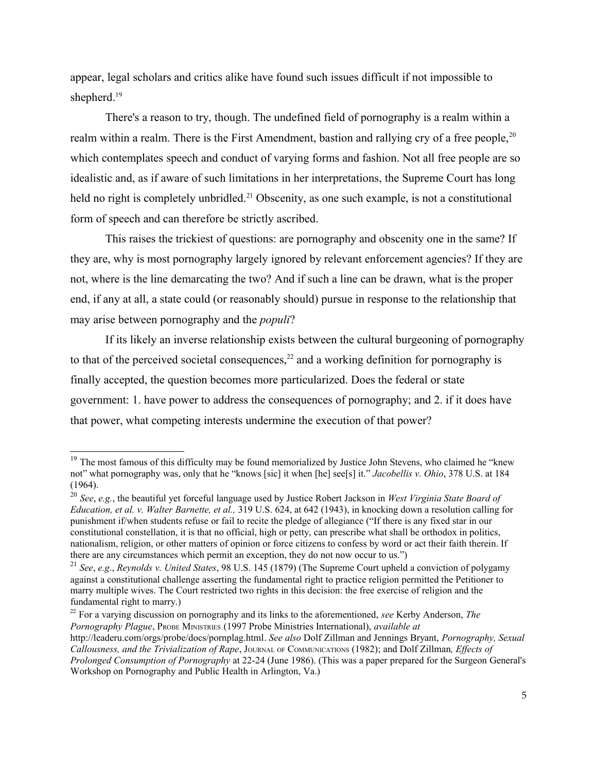appear, legal scholars and critics alike have found such issues difficult if not impossible to shepherd.[19]

There's a reason to try, though. The undefined field of pornography is a realm within a realm within a realm. There is the First Amendment, bastion and rallying cry of a free people,[20] which contemplates speech and conduct of varying forms and fashion. Not all free people are so idealistic and, as if aware of such limitations in her interpretations, the Supreme Court has long held no right is completely unbridled.[21] Obscenity, as one such example, is not a constitutional form of speech and can therefore be strictly ascribed.

This raises the trickiest of questions: are pornography and obscenity one in the same? If they are, why is most pornography largely ignored by relevant enforcement agencies? If they are not, where is the line demarcating the two? And if such a line can be drawn, what is the proper end, if any at all, a state could (or reasonably should) pursue in response to the relationship that may arise between pornography and the *populi*?

If its likely an inverse relationship exists between the cultural burgeoning of pornography to that of the perceived societal consequences,[22] and a working definition for pornography is finally accepted, the question becomes more particularized. Does the federal or state government: 1. have power to address the consequences of pornography; and 2. if it does have that power, what competing interests undermine the execution of that power?

---

[19] The most famous of this difficulty may be found memorialized by Justice John Stevens, who claimed he "knew not" what pornography was, only that he "knows [sic] it when [he] see[s] it." *Jacobellis v. Ohio*, 378 U.S. at 184 (1964).

[20] *See*, *e.g.*, the beautiful yet forceful language used by Justice Robert Jackson in *West Virginia State Board of Education, et al. v. Walter Barnette, et al.,* 319 U.S. 624, at 642 (1943), in knocking down a resolution calling for punishment if/when students refuse or fail to recite the pledge of allegiance ("If there is any fixed star in our constitutional constellation, it is that no official, high or petty, can prescribe what shall be orthodox in politics, nationalism, religion, or other matters of opinion or force citizens to confess by word or act their faith therein. If there are any circumstances which permit an exception, they do not now occur to us.")

[21] *See*, *e.g*., *Reynolds v. United States*, 98 U.S. 145 (1879) (The Supreme Court upheld a conviction of polygamy against a constitutional challenge asserting the fundamental right to practice religion permitted the Petitioner to marry multiple wives. The Court restricted two rights in this decision: the free exercise of religion and the fundamental right to marry.)

[22] For a varying discussion on pornography and its links to the aforementioned, *see* Kerby Anderson, *The Pornography Plague*, PROBE MINISTRIES (1997 Probe Ministries International), *available at* http://leaderu.com/orgs/probe/docs/pornplag.html. *See also* Dolf Zillman and Jennings Bryant, *Pornography, Sexual Callousness, and the Trivialization of Rape*, JOURNAL OF COMMUNICATIONS (1982); and Dolf Zillman*, Effects of Prolonged Consumption of Pornography* at 22-24 (June 1986). (This was a paper prepared for the Surgeon General's Workshop on Pornography and Public Health in Arlington, Va.)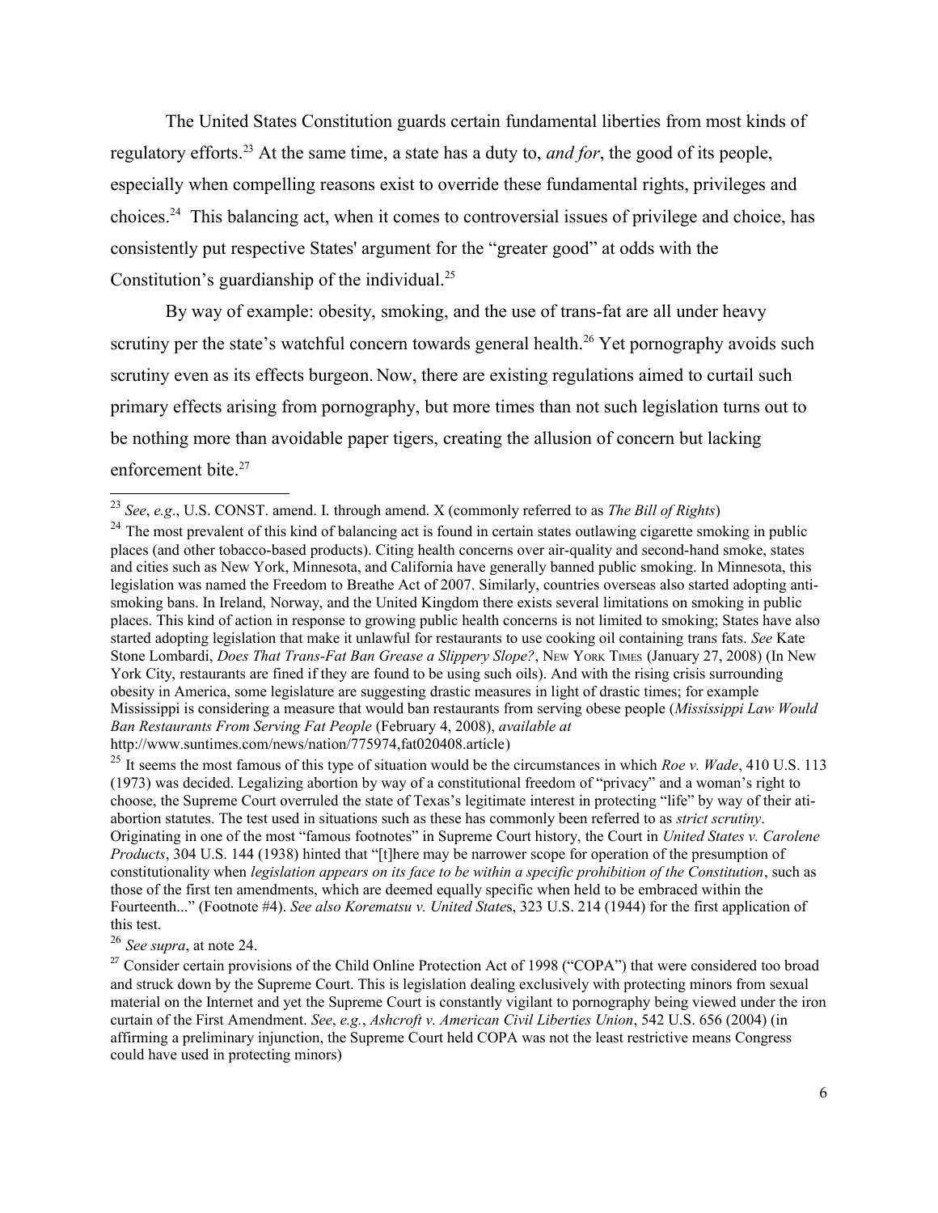The United States Constitution guards certain fundamental liberties from most kinds of regulatory efforts.[23] At the same time, a state has a duty to, *and for*, the good of its people, especially when compelling reasons exist to override these fundamental rights, privileges and choices.[24] This balancing act, when it comes to controversial issues of privilege and choice, has consistently put respective States' argument for the "greater good" at odds with the Constitution's guardianship of the individual.[25]

By way of example: obesity, smoking, and the use of trans-fat are all under heavy scrutiny per the state's watchful concern towards general health.[26] Yet pornography avoids such scrutiny even as its effects burgeon. Now, there are existing regulations aimed to curtail such primary effects arising from pornography, but more times than not such legislation turns out to be nothing more than avoidable paper tigers, creating the allusion of concern but lacking enforcement bite.[27]

---

[23] *See*, *e.g*., U.S. CONST. amend. I. through amend. X (commonly referred to as *The Bill of Rights*)

[24] The most prevalent of this kind of balancing act is found in certain states outlawing cigarette smoking in public places (and other tobacco-based products). Citing health concerns over air-quality and second-hand smoke, states and cities such as New York, Minnesota, and California have generally banned public smoking. In Minnesota, this legislation was named the Freedom to Breathe Act of 2007. Similarly, countries overseas also started adopting anti-smoking bans. In Ireland, Norway, and the United Kingdom there exists several limitations on smoking in public places. This kind of action in response to growing public health concerns is not limited to smoking; States have also started adopting legislation that make it unlawful for restaurants to use cooking oil containing trans fats. *See* Kate Stone Lombardi, *Does That Trans-Fat Ban Grease a Slippery Slope?*, NEW YORK TIMES (January 27, 2008) (In New York City, restaurants are fined if they are found to be using such oils). And with the rising crisis surrounding obesity in America, some legislature are suggesting drastic measures in light of drastic times; for example Mississippi is considering a measure that would ban restaurants from serving obese people (*Mississippi Law Would Ban Restaurants From Serving Fat People* (February 4, 2008), *available at* http://www.suntimes.com/news/nation/775974,fat020408.article)

[25] It seems the most famous of this type of situation would be the circumstances in which *Roe v. Wade*, 410 U.S. 113 (1973) was decided. Legalizing abortion by way of a constitutional freedom of "privacy" and a woman's right to choose, the Supreme Court overruled the state of Texas's legitimate interest in protecting "life" by way of their ati-abortion statutes. The test used in situations such as these has commonly been referred to as *strict scrutiny*. Originating in one of the most "famous footnotes" in Supreme Court history, the Court in *United States v. Carolene Products*, 304 U.S. 144 (1938) hinted that "[t]here may be narrower scope for operation of the presumption of constitutionality when *legislation appears on its face to be within a specific prohibition of the Constitution*, such as those of the first ten amendments, which are deemed equally specific when held to be embraced within the Fourteenth..." (Footnote #4). *See also Korematsu v. United State*s, 323 U.S. 214 (1944) for the first application of this test.

[26] *See supra*, at note 24.

[27] Consider certain provisions of the Child Online Protection Act of 1998 ("COPA") that were considered too broad and struck down by the Supreme Court. This is legislation dealing exclusively with protecting minors from sexual material on the Internet and yet the Supreme Court is constantly vigilant to pornography being viewed under the iron curtain of the First Amendment. *See*, *e.g.*, *Ashcroft v. American Civil Liberties Union*, 542 U.S. 656 (2004) (in affirming a preliminary injunction, the Supreme Court held COPA was not the least restrictive means Congress could have used in protecting minors)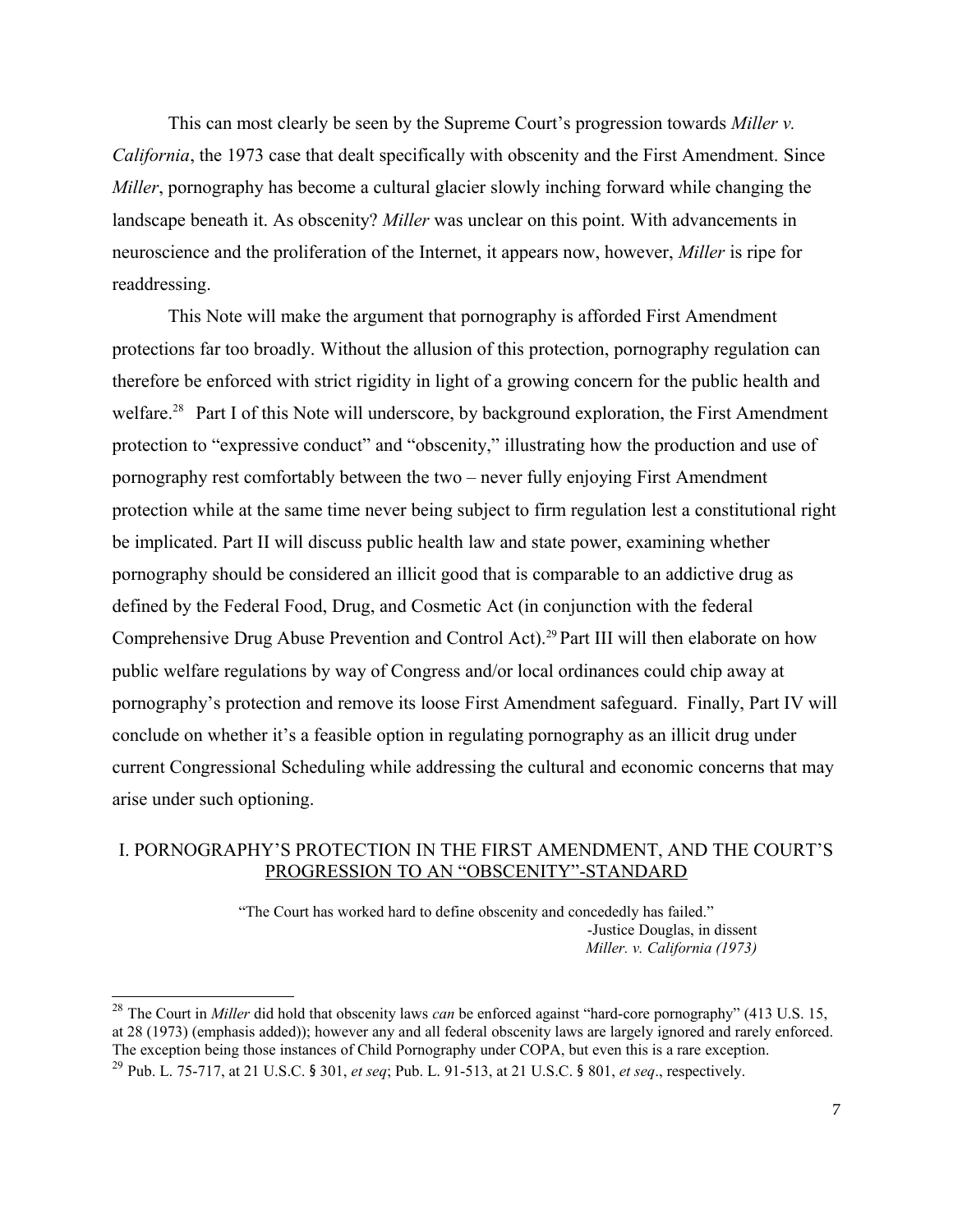This can most clearly be seen by the Supreme Court's progression towards *Miller v. California*, the 1973 case that dealt specifically with obscenity and the First Amendment. Since *Miller*, pornography has become a cultural glacier slowly inching forward while changing the landscape beneath it. As obscenity? *Miller* was unclear on this point. With advancements in neuroscience and the proliferation of the Internet, it appears now, however, *Miller* is ripe for readdressing.

This Note will make the argument that pornography is afforded First Amendment protections far too broadly. Without the allusion of this protection, pornography regulation can therefore be enforced with strict rigidity in light of a growing concern for the public health and welfare.[28] Part I of this Note will underscore, by background exploration, the First Amendment protection to "expressive conduct" and "obscenity," illustrating how the production and use of pornography rest comfortably between the two – never fully enjoying First Amendment protection while at the same time never being subject to firm regulation lest a constitutional right be implicated. Part II will discuss public health law and state power, examining whether pornography should be considered an illicit good that is comparable to an addictive drug as defined by the Federal Food, Drug, and Cosmetic Act (in conjunction with the federal Comprehensive Drug Abuse Prevention and Control Act).[29] Part III will then elaborate on how public welfare regulations by way of Congress and/or local ordinances could chip away at pornography's protection and remove its loose First Amendment safeguard. Finally, Part IV will conclude on whether it's a feasible option in regulating pornography as an illicit drug under current Congressional Scheduling while addressing the cultural and economic concerns that may arise under such optioning.

## I. PORNOGRAPHY'S PROTECTION IN THE FIRST AMENDMENT, AND THE COURT'S PROGRESSION TO AN "OBSCENITY"-STANDARD

> "The Court has worked hard to define obscenity and concededly has failed."
>
> -Justice Douglas, in dissent
>
> *Miller. v. California (1973)*

---

[28] The Court in *Miller* did hold that obscenity laws *can* be enforced against "hard-core pornography" (413 U.S. 15, at 28 (1973) (emphasis added)); however any and all federal obscenity laws are largely ignored and rarely enforced. The exception being those instances of Child Pornography under COPA, but even this is a rare exception.

[29] Pub. L. 75-717, at 21 U.S.C. § 301, *et seq*; Pub. L. 91-513, at 21 U.S.C. § 801, *et seq*., respectively.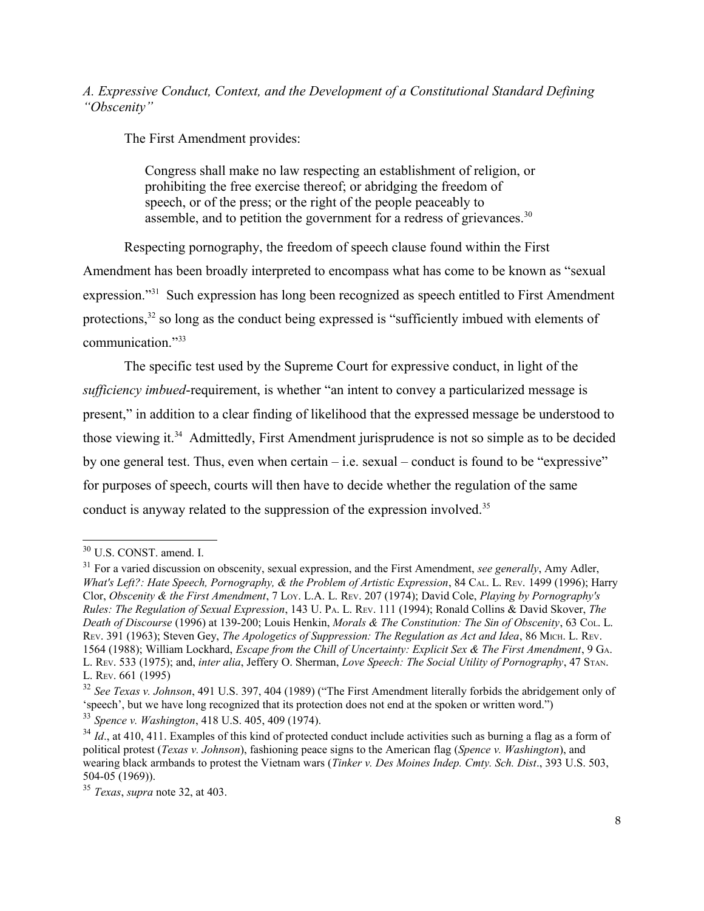### *A. Expressive Conduct, Context, and the Development of a Constitutional Standard Defining "Obscenity"*

The First Amendment provides:

> Congress shall make no law respecting an establishment of religion, or prohibiting the free exercise thereof; or abridging the freedom of speech, or of the press; or the right of the people peaceably to assemble, and to petition the government for a redress of grievances.[30]

Respecting pornography, the freedom of speech clause found within the First Amendment has been broadly interpreted to encompass what has come to be known as "sexual expression."[31] Such expression has long been recognized as speech entitled to First Amendment protections,[32] so long as the conduct being expressed is "sufficiently imbued with elements of communication."[33]

The specific test used by the Supreme Court for expressive conduct, in light of the *sufficiency imbued*-requirement, is whether "an intent to convey a particularized message is present," in addition to a clear finding of likelihood that the expressed message be understood to those viewing it.[34] Admittedly, First Amendment jurisprudence is not so simple as to be decided by one general test. Thus, even when certain – i.e. sexual – conduct is found to be "expressive" for purposes of speech, courts will then have to decide whether the regulation of the same conduct is anyway related to the suppression of the expression involved.[35]

---

[30] U.S. CONST. amend. I.

[31] For a varied discussion on obscenity, sexual expression, and the First Amendment, *see generally*, Amy Adler, *What's Left?: Hate Speech, Pornography, & the Problem of Artistic Expression*, 84 CAL. L. REV. 1499 (1996); Harry Clor, *Obscenity & the First Amendment*, 7 LOY. L.A. L. REV. 207 (1974); David Cole, *Playing by Pornography's Rules: The Regulation of Sexual Expression*, 143 U. PA. L. REV. 111 (1994); Ronald Collins & David Skover, *The Death of Discourse* (1996) at 139-200; Louis Henkin, *Morals & The Constitution: The Sin of Obscenity*, 63 COL. L. REV. 391 (1963); Steven Gey, *The Apologetics of Suppression: The Regulation as Act and Idea*, 86 MICH. L. REV. 1564 (1988); William Lockhard, *Escape from the Chill of Uncertainty: Explicit Sex & The First Amendment*, 9 GA. L. REV. 533 (1975); and, *inter alia*, Jeffery O. Sherman, *Love Speech: The Social Utility of Pornography*, 47 STAN. L. REV. 661 (1995)

[32] *See Texas v. Johnson*, 491 U.S. 397, 404 (1989) ("The First Amendment literally forbids the abridgement only of 'speech', but we have long recognized that its protection does not end at the spoken or written word.")

[33] *Spence v. Washington*, 418 U.S. 405, 409 (1974).

[34] *Id*., at 410, 411. Examples of this kind of protected conduct include activities such as burning a flag as a form of political protest (*Texas v. Johnson*), fashioning peace signs to the American flag (*Spence v. Washington*), and wearing black armbands to protest the Vietnam wars (*Tinker v. Des Moines Indep. Cmty. Sch. Dist*., 393 U.S. 503, 504-05 (1969)).

[35] *Texas*, *supra* note 32, at 403.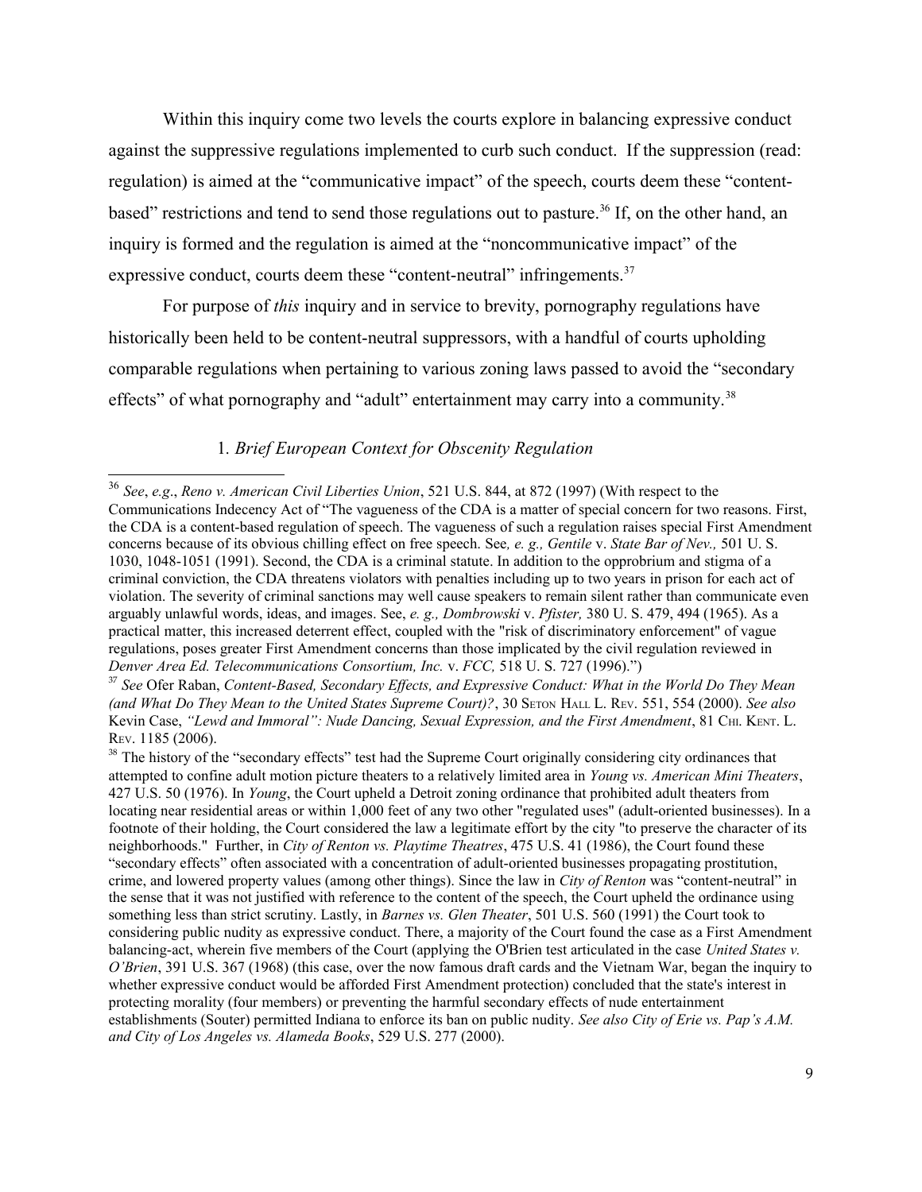Within this inquiry come two levels the courts explore in balancing expressive conduct against the suppressive regulations implemented to curb such conduct. If the suppression (read: regulation) is aimed at the "communicative impact" of the speech, courts deem these "content-based" restrictions and tend to send those regulations out to pasture.[36] If, on the other hand, an inquiry is formed and the regulation is aimed at the "noncommunicative impact" of the expressive conduct, courts deem these "content-neutral" infringements.[37]

For purpose of *this* inquiry and in service to brevity, pornography regulations have historically been held to be content-neutral suppressors, with a handful of courts upholding comparable regulations when pertaining to various zoning laws passed to avoid the "secondary effects" of what pornography and "adult" entertainment may carry into a community.[38]

### 1. *Brief European Context for Obscenity Regulation*

---

[36] *See*, *e.g*., *Reno v. American Civil Liberties Union*, 521 U.S. 844, at 872 (1997) (With respect to the Communications Indecency Act of "The vagueness of the CDA is a matter of special concern for two reasons. First, the CDA is a content-based regulation of speech. The vagueness of such a regulation raises special First Amendment concerns because of its obvious chilling effect on free speech. See*, e. g., Gentile* v. *State Bar of Nev.,* 501 U. S. 1030, 1048-1051 (1991). Second, the CDA is a criminal statute. In addition to the opprobrium and stigma of a criminal conviction, the CDA threatens violators with penalties including up to two years in prison for each act of violation. The severity of criminal sanctions may well cause speakers to remain silent rather than communicate even arguably unlawful words, ideas, and images. See, *e. g., Dombrowski* v. *Pfister,* 380 U. S. 479, 494 (1965). As a practical matter, this increased deterrent effect, coupled with the "risk of discriminatory enforcement" of vague regulations, poses greater First Amendment concerns than those implicated by the civil regulation reviewed in *Denver Area Ed. Telecommunications Consortium, Inc.* v. *FCC,* 518 U. S. 727 (1996).")

[37] *See* Ofer Raban, *Content-Based, Secondary Effects, and Expressive Conduct: What in the World Do They Mean (and What Do They Mean to the United States Supreme Court)?*, 30 SETON HALL L. REV. 551, 554 (2000). *See also* Kevin Case, *"Lewd and Immoral": Nude Dancing, Sexual Expression, and the First Amendment*, 81 CHI. KENT. L. REV. 1185 (2006).

[38] The history of the "secondary effects" test had the Supreme Court originally considering city ordinances that attempted to confine adult motion picture theaters to a relatively limited area in *Young vs. American Mini Theaters*, 427 U.S. 50 (1976). In *Young*, the Court upheld a Detroit zoning ordinance that prohibited adult theaters from locating near residential areas or within 1,000 feet of any two other "regulated uses" (adult-oriented businesses). In a footnote of their holding, the Court considered the law a legitimate effort by the city "to preserve the character of its neighborhoods." Further, in *City of Renton vs. Playtime Theatres*, 475 U.S. 41 (1986), the Court found these "secondary effects" often associated with a concentration of adult-oriented businesses propagating prostitution, crime, and lowered property values (among other things). Since the law in *City of Renton* was "content-neutral" in the sense that it was not justified with reference to the content of the speech, the Court upheld the ordinance using something less than strict scrutiny. Lastly, in *Barnes vs. Glen Theater*, 501 U.S. 560 (1991) the Court took to considering public nudity as expressive conduct. There, a majority of the Court found the case as a First Amendment balancing-act, wherein five members of the Court (applying the O'Brien test articulated in the case *United States v. O'Brien*, 391 U.S. 367 (1968) (this case, over the now famous draft cards and the Vietnam War, began the inquiry to whether expressive conduct would be afforded First Amendment protection) concluded that the state's interest in protecting morality (four members) or preventing the harmful secondary effects of nude entertainment establishments (Souter) permitted Indiana to enforce its ban on public nudity. *See also City of Erie vs. Pap's A.M. and City of Los Angeles vs. Alameda Books*, 529 U.S. 277 (2000).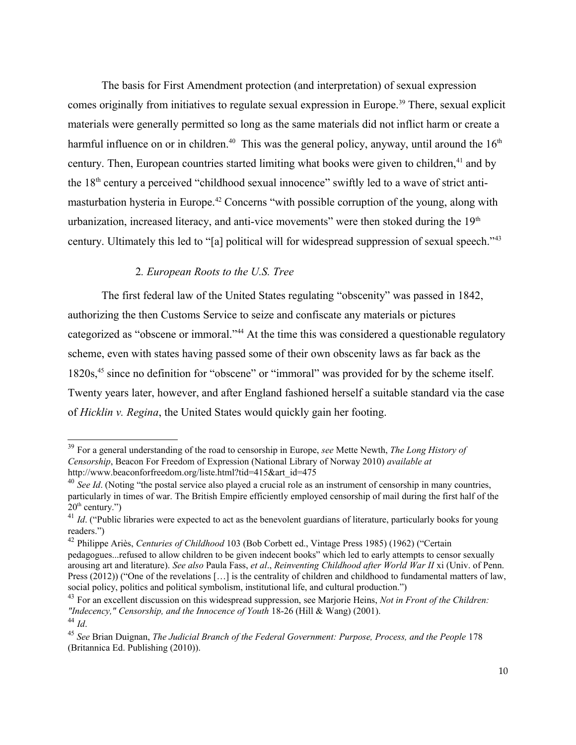The basis for First Amendment protection (and interpretation) of sexual expression comes originally from initiatives to regulate sexual expression in Europe.[39] There, sexual explicit materials were generally permitted so long as the same materials did not inflict harm or create a harmful influence on or in children.[40] This was the general policy, anyway, until around the 16th century. Then, European countries started limiting what books were given to children,[41] and by the 18th century a perceived "childhood sexual innocence" swiftly led to a wave of strict anti-masturbation hysteria in Europe.[42] Concerns "with possible corruption of the young, along with urbanization, increased literacy, and anti-vice movements" were then stoked during the 19th century. Ultimately this led to "[a] political will for widespread suppression of sexual speech."[43]

### 2. *European Roots to the U.S. Tree*

The first federal law of the United States regulating "obscenity" was passed in 1842, authorizing the then Customs Service to seize and confiscate any materials or pictures categorized as "obscene or immoral."[44] At the time this was considered a questionable regulatory scheme, even with states having passed some of their own obscenity laws as far back as the 1820s,[45] since no definition for "obscene" or "immoral" was provided for by the scheme itself. Twenty years later, however, and after England fashioned herself a suitable standard via the case of *Hicklin v. Regina*, the United States would quickly gain her footing.

---

[39] For a general understanding of the road to censorship in Europe, *see* Mette Newth, *The Long History of Censorship*, Beacon For Freedom of Expression (National Library of Norway 2010) *available at* http://www.beaconforfreedom.org/liste.html?tid=415&art_id=475

[40] *See Id*. (Noting "the postal service also played a crucial role as an instrument of censorship in many countries, particularly in times of war. The British Empire efficiently employed censorship of mail during the first half of the 20th century.")

[41] *Id*. ("Public libraries were expected to act as the benevolent guardians of literature, particularly books for young readers.")

[42] Philippe Ariès, *Centuries of Childhood* 103 (Bob Corbett ed., Vintage Press 1985) (1962) ("Certain pedagogues...refused to allow children to be given indecent books" which led to early attempts to censor sexually arousing art and literature). *See also* Paula Fass, *et al*., *Reinventing Childhood after World War II* xi (Univ. of Penn. Press (2012)) ("One of the revelations […] is the centrality of children and childhood to fundamental matters of law, social policy, politics and political symbolism, institutional life, and cultural production.")

[43] For an excellent discussion on this widespread suppression, see Marjorie Heins, *Not in Front of the Children: "Indecency," Censorship, and the Innocence of Youth* 18-26 (Hill & Wang) (2001).

[44] *Id*.

[45] *See* Brian Duignan, *The Judicial Branch of the Federal Government: Purpose, Process, and the People* 178 (Britannica Ed. Publishing (2010)).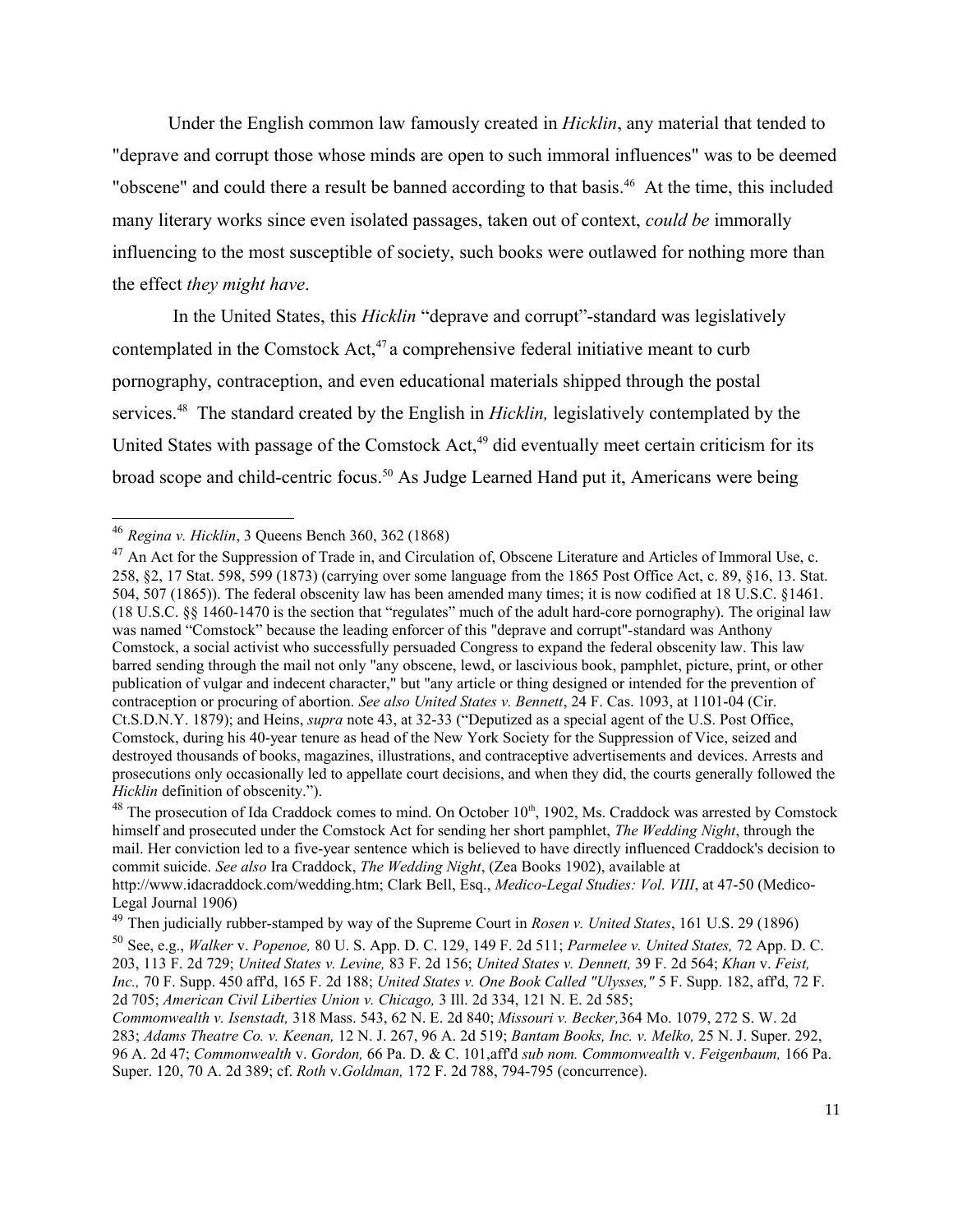Under the English common law famously created in *Hicklin*, any material that tended to "deprave and corrupt those whose minds are open to such immoral influences" was to be deemed "obscene" and could there a result be banned according to that basis.[46] At the time, this included many literary works since even isolated passages, taken out of context, *could be* immorally influencing to the most susceptible of society, such books were outlawed for nothing more than the effect *they might have*.

In the United States, this *Hicklin* "deprave and corrupt"-standard was legislatively contemplated in the Comstock Act,[47] a comprehensive federal initiative meant to curb pornography, contraception, and even educational materials shipped through the postal services.[48] The standard created by the English in *Hicklin,* legislatively contemplated by the United States with passage of the Comstock Act,[49] did eventually meet certain criticism for its broad scope and child-centric focus.[50] As Judge Learned Hand put it, Americans were being

---

[46] *Regina v. Hicklin*, 3 Queens Bench 360, 362 (1868)

[47] An Act for the Suppression of Trade in, and Circulation of, Obscene Literature and Articles of Immoral Use, c. 258, §2, 17 Stat. 598, 599 (1873) (carrying over some language from the 1865 Post Office Act, c. 89, §16, 13. Stat. 504, 507 (1865)). The federal obscenity law has been amended many times; it is now codified at 18 U.S.C. §1461. (18 U.S.C. §§ 1460-1470 is the section that "regulates" much of the adult hard-core pornography). The original law was named "Comstock" because the leading enforcer of this "deprave and corrupt"-standard was Anthony Comstock, a social activist who successfully persuaded Congress to expand the federal obscenity law. This law barred sending through the mail not only "any obscene, lewd, or lascivious book, pamphlet, picture, print, or other publication of vulgar and indecent character," but "any article or thing designed or intended for the prevention of contraception or procuring of abortion. *See also United States v. Bennett*, 24 F. Cas. 1093, at 1101-04 (Cir. Ct.S.D.N.Y. 1879); and Heins, *supra* note 43, at 32-33 ("Deputized as a special agent of the U.S. Post Office, Comstock, during his 40-year tenure as head of the New York Society for the Suppression of Vice, seized and destroyed thousands of books, magazines, illustrations, and contraceptive advertisements and devices. Arrests and prosecutions only occasionally led to appellate court decisions, and when they did, the courts generally followed the *Hicklin* definition of obscenity.").

[48] The prosecution of Ida Craddock comes to mind. On October 10th, 1902, Ms. Craddock was arrested by Comstock himself and prosecuted under the Comstock Act for sending her short pamphlet, *The Wedding Night*, through the mail. Her conviction led to a five-year sentence which is believed to have directly influenced Craddock's decision to commit suicide. *See also* Ira Craddock, *The Wedding Night*, (Zea Books 1902), available at http://www.idacraddock.com/wedding.htm; Clark Bell, Esq., *Medico-Legal Studies: Vol. VIII*, at 47-50 (Medico-Legal Journal 1906)

[49] Then judicially rubber-stamped by way of the Supreme Court in *Rosen v. United States*, 161 U.S. 29 (1896)

[50] See, e.g., *Walker* v. *Popenoe,* 80 U. S. App. D. C. 129, 149 F. 2d 511; *Parmelee v. United States,* 72 App. D. C. 203, 113 F. 2d 729; *United States v. Levine,* 83 F. 2d 156; *United States v. Dennett,* 39 F. 2d 564; *Khan* v. *Feist, Inc.,* 70 F. Supp. 450 aff'd, 165 F. 2d 188; *United States v. One Book Called "Ulysses,"* 5 F. Supp. 182, aff'd, 72 F. 2d 705; *American Civil Liberties Union v. Chicago,* 3 Ill. 2d 334, 121 N. E. 2d 585; *Commonwealth v. Isenstadt,* 318 Mass. 543, 62 N. E. 2d 840; *Missouri v. Becker,*364 Mo. 1079, 272 S. W. 2d 283; *Adams Theatre Co. v. Keenan,* 12 N. J. 267, 96 A. 2d 519; *Bantam Books, Inc. v. Melko,* 25 N. J. Super. 292, 96 A. 2d 47; *Commonwealth* v. *Gordon,* 66 Pa. D. & C. 101,aff'd *sub nom. Commonwealth* v. *Feigenbaum,* 166 Pa. Super. 120, 70 A. 2d 389; cf. *Roth* v.*Goldman,* 172 F. 2d 788, 794-795 (concurrence).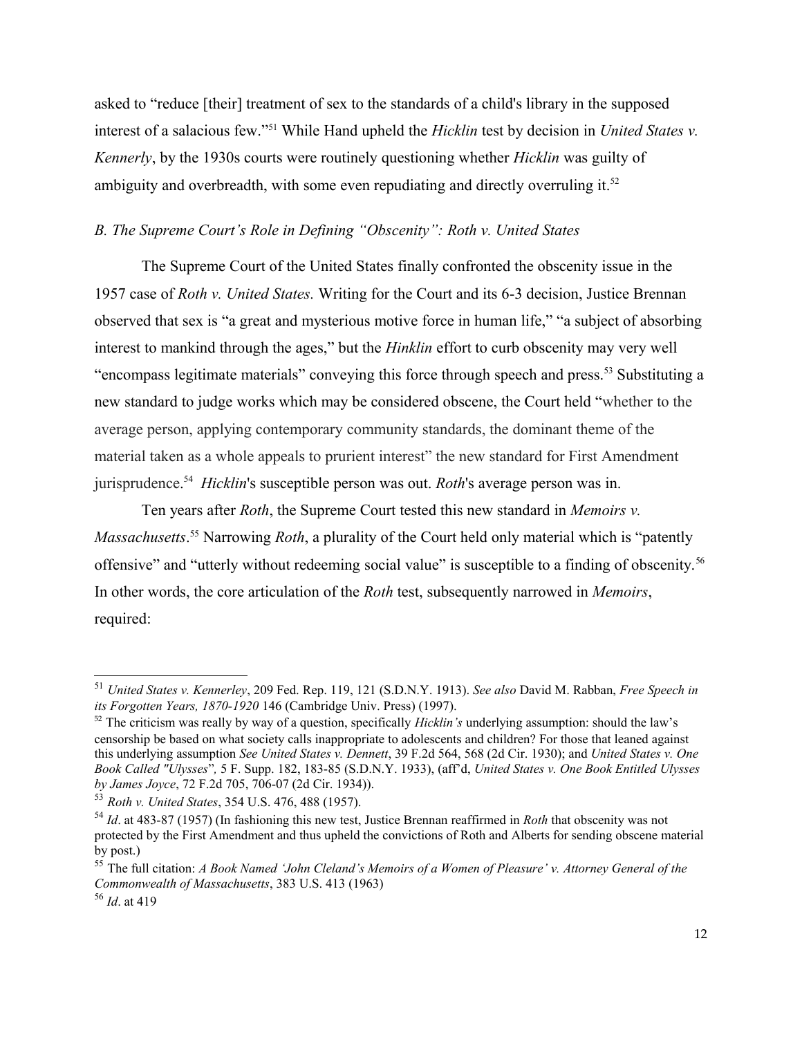asked to "reduce [their] treatment of sex to the standards of a child's library in the supposed interest of a salacious few."[51] While Hand upheld the *Hicklin* test by decision in *United States v. Kennerly*, by the 1930s courts were routinely questioning whether *Hicklin* was guilty of ambiguity and overbreadth, with some even repudiating and directly overruling it.[52]

### *B. The Supreme Court's Role in Defining "Obscenity": Roth v. United States*

The Supreme Court of the United States finally confronted the obscenity issue in the 1957 case of *Roth v. United States.* Writing for the Court and its 6-3 decision, Justice Brennan observed that sex is "a great and mysterious motive force in human life," "a subject of absorbing interest to mankind through the ages," but the *Hinklin* effort to curb obscenity may very well "encompass legitimate materials" conveying this force through speech and press.[53] Substituting a new standard to judge works which may be considered obscene, the Court held "whether to the average person, applying contemporary community standards, the dominant theme of the material taken as a whole appeals to prurient interest" the new standard for First Amendment jurisprudence.[54] *Hicklin*'s susceptible person was out. *Roth*'s average person was in.

Ten years after *Roth*, the Supreme Court tested this new standard in *Memoirs v. Massachusetts*.[55] Narrowing *Roth*, a plurality of the Court held only material which is "patently offensive" and "utterly without redeeming social value" is susceptible to a finding of obscenity.[56] In other words, the core articulation of the *Roth* test, subsequently narrowed in *Memoirs*, required:

---

[51] *United States v. Kennerley*, 209 Fed. Rep. 119, 121 (S.D.N.Y. 1913). *See also* David M. Rabban, *Free Speech in its Forgotten Years, 1870-1920* 146 (Cambridge Univ. Press) (1997).

[52] The criticism was really by way of a question, specifically *Hicklin's* underlying assumption: should the law's censorship be based on what society calls inappropriate to adolescents and children? For those that leaned against this underlying assumption *See United States v. Dennett*, 39 F.2d 564, 568 (2d Cir. 1930); and *United States v. One Book Called "Ulysses*", 5 F. Supp. 182, 183-85 (S.D.N.Y. 1933), (aff'd, *United States v. One Book Entitled Ulysses by James Joyce*, 72 F.2d 705, 706-07 (2d Cir. 1934)).

[53] *Roth v. United States*, 354 U.S. 476, 488 (1957).

[54] *Id*. at 483-87 (1957) (In fashioning this new test, Justice Brennan reaffirmed in *Roth* that obscenity was not protected by the First Amendment and thus upheld the convictions of Roth and Alberts for sending obscene material by post.)

[55] The full citation: *A Book Named 'John Cleland's Memoirs of a Women of Pleasure' v. Attorney General of the Commonwealth of Massachusetts*, 383 U.S. 413 (1963)

[56] *Id*. at 419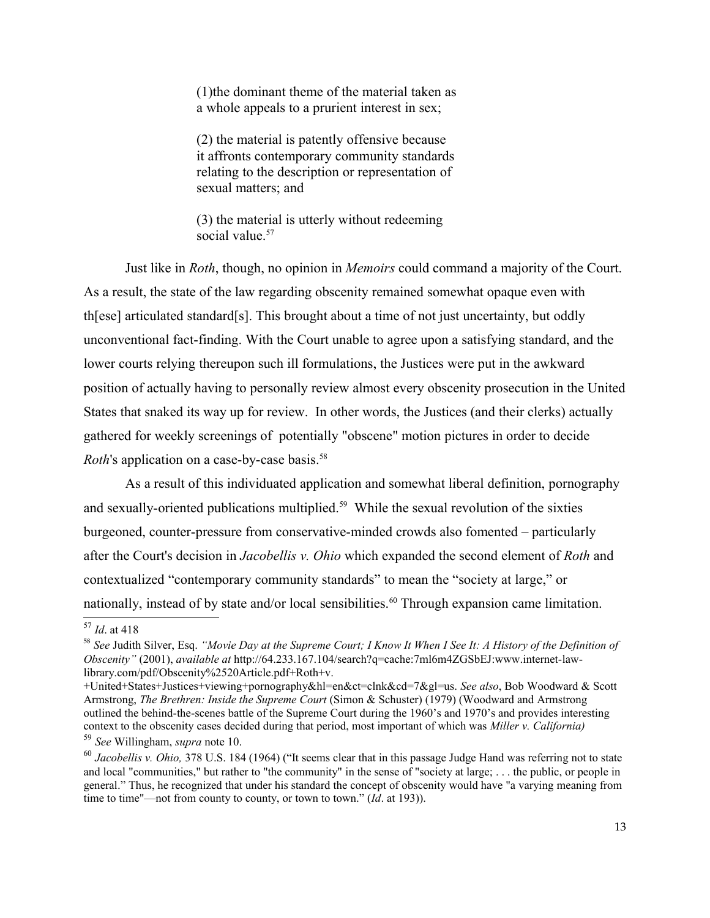> (1)the dominant theme of the material taken as a whole appeals to a prurient interest in sex;
>
> (2) the material is patently offensive because it affronts contemporary community standards relating to the description or representation of sexual matters; and
>
> (3) the material is utterly without redeeming social value.[57]

Just like in *Roth*, though, no opinion in *Memoirs* could command a majority of the Court. As a result, the state of the law regarding obscenity remained somewhat opaque even with th[ese] articulated standard[s]. This brought about a time of not just uncertainty, but oddly unconventional fact-finding. With the Court unable to agree upon a satisfying standard, and the lower courts relying thereupon such ill formulations, the Justices were put in the awkward position of actually having to personally review almost every obscenity prosecution in the United States that snaked its way up for review. In other words, the Justices (and their clerks) actually gathered for weekly screenings of potentially "obscene" motion pictures in order to decide *Roth*'s application on a case-by-case basis.[58]

As a result of this individuated application and somewhat liberal definition, pornography and sexually-oriented publications multiplied.[59] While the sexual revolution of the sixties burgeoned, counter-pressure from conservative-minded crowds also fomented – particularly after the Court's decision in *Jacobellis v. Ohio* which expanded the second element of *Roth* and contextualized "contemporary community standards" to mean the "society at large," or nationally, instead of by state and/or local sensibilities.[60] Through expansion came limitation.

---

[57] *Id*. at 418

[58] *See* Judith Silver, Esq. *"Movie Day at the Supreme Court; I Know It When I See It: A History of the Definition of Obscenity"* (2001), *available at* http://64.233.167.104/search?q=cache:7ml6m4ZGSbEJ:www.internet-law-library.com/pdf/Obscenity%2520Article.pdf+Roth+v.
+United+States+Justices+viewing+pornography&hl=en&ct=clnk&cd=7&gl=us. *See also*, Bob Woodward & Scott Armstrong, *The Brethren: Inside the Supreme Court* (Simon & Schuster) (1979) (Woodward and Armstrong outlined the behind-the-scenes battle of the Supreme Court during the 1960's and 1970's and provides interesting context to the obscenity cases decided during that period, most important of which was *Miller v. California)*

[59] *See* Willingham, *supra* note 10.

[60] *Jacobellis v. Ohio,* 378 U.S. 184 (1964) ("It seems clear that in this passage Judge Hand was referring not to state and local "communities," but rather to "the community" in the sense of "society at large; . . . the public, or people in general." Thus, he recognized that under his standard the concept of obscenity would have "a varying meaning from time to time"—not from county to county, or town to town." (*Id*. at 193)).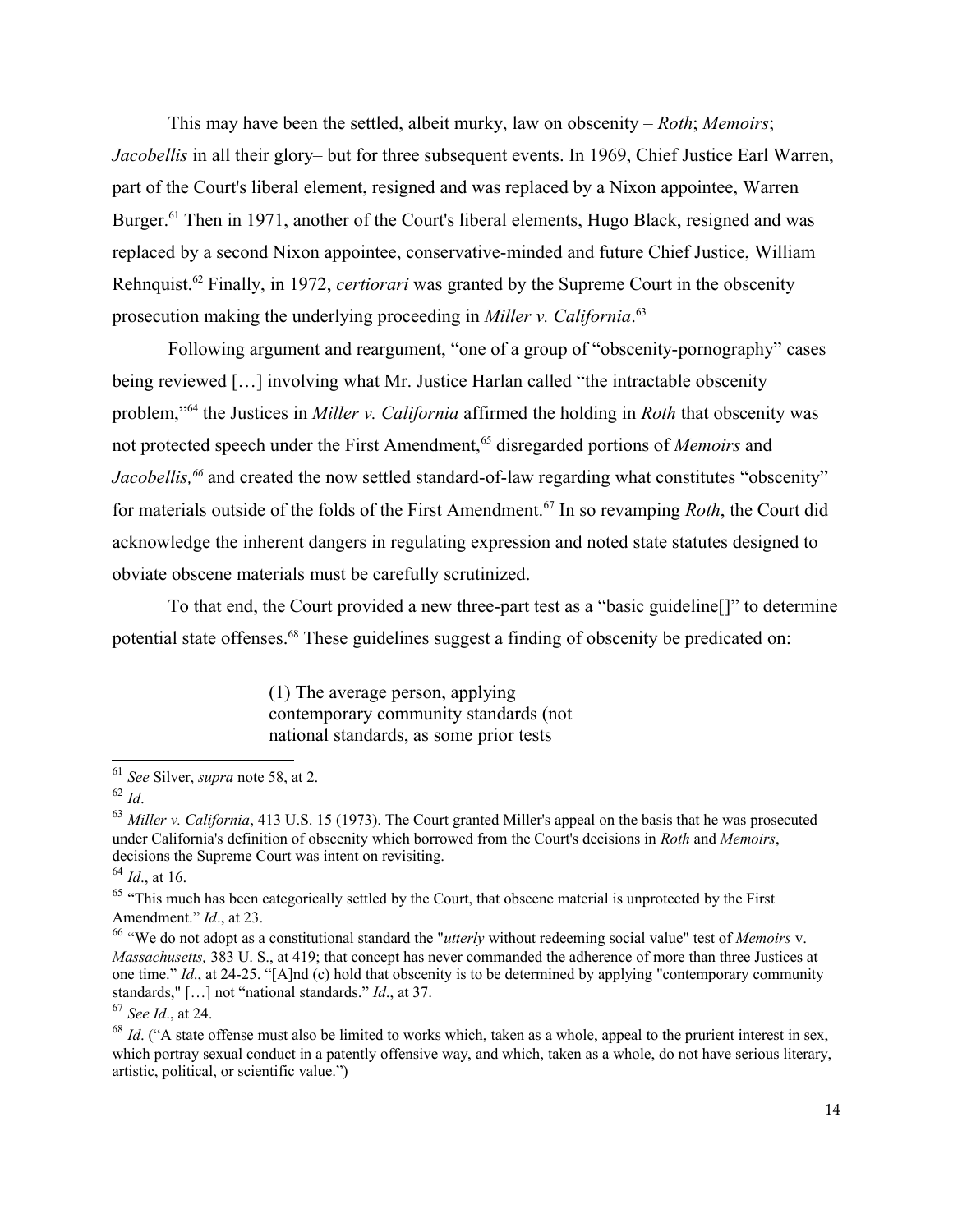This may have been the settled, albeit murky, law on obscenity – *Roth*; *Memoirs*; *Jacobellis* in all their glory– but for three subsequent events. In 1969, Chief Justice Earl Warren, part of the Court's liberal element, resigned and was replaced by a Nixon appointee, Warren Burger.[61] Then in 1971, another of the Court's liberal elements, Hugo Black, resigned and was replaced by a second Nixon appointee, conservative-minded and future Chief Justice, William Rehnquist.[62] Finally, in 1972, *certiorari* was granted by the Supreme Court in the obscenity prosecution making the underlying proceeding in *Miller v. California*.[63]

Following argument and reargument, "one of a group of "obscenity-pornography" cases being reviewed […] involving what Mr. Justice Harlan called "the intractable obscenity problem,"[64] the Justices in *Miller v. California* affirmed the holding in *Roth* that obscenity was not protected speech under the First Amendment,[65] disregarded portions of *Memoirs* and *Jacobellis,*[66] and created the now settled standard-of-law regarding what constitutes "obscenity" for materials outside of the folds of the First Amendment.[67] In so revamping *Roth*, the Court did acknowledge the inherent dangers in regulating expression and noted state statutes designed to obviate obscene materials must be carefully scrutinized.

To that end, the Court provided a new three-part test as a "basic guideline[]" to determine potential state offenses.[68] These guidelines suggest a finding of obscenity be predicated on:

> (1) The average person, applying contemporary community standards (not national standards, as some prior tests

---

[61] *See* Silver, *supra* note 58, at 2.

[62] *Id*.

[63] *Miller v. California*, 413 U.S. 15 (1973). The Court granted Miller's appeal on the basis that he was prosecuted under California's definition of obscenity which borrowed from the Court's decisions in *Roth* and *Memoirs*, decisions the Supreme Court was intent on revisiting.

[64] *Id*., at 16.

[65] "This much has been categorically settled by the Court, that obscene material is unprotected by the First Amendment." *Id*., at 23.

[66] "We do not adopt as a constitutional standard the "*utterly* without redeeming social value" test of *Memoirs* v. *Massachusetts,* 383 U. S., at 419; that concept has never commanded the adherence of more than three Justices at one time." *Id*., at 24-25. "[A]nd (c) hold that obscenity is to be determined by applying "contemporary community standards," […] not "national standards." *Id*., at 37.

[67] *See Id*., at 24.

[68] *Id*. ("A state offense must also be limited to works which, taken as a whole, appeal to the prurient interest in sex, which portray sexual conduct in a patently offensive way, and which, taken as a whole, do not have serious literary, artistic, political, or scientific value.")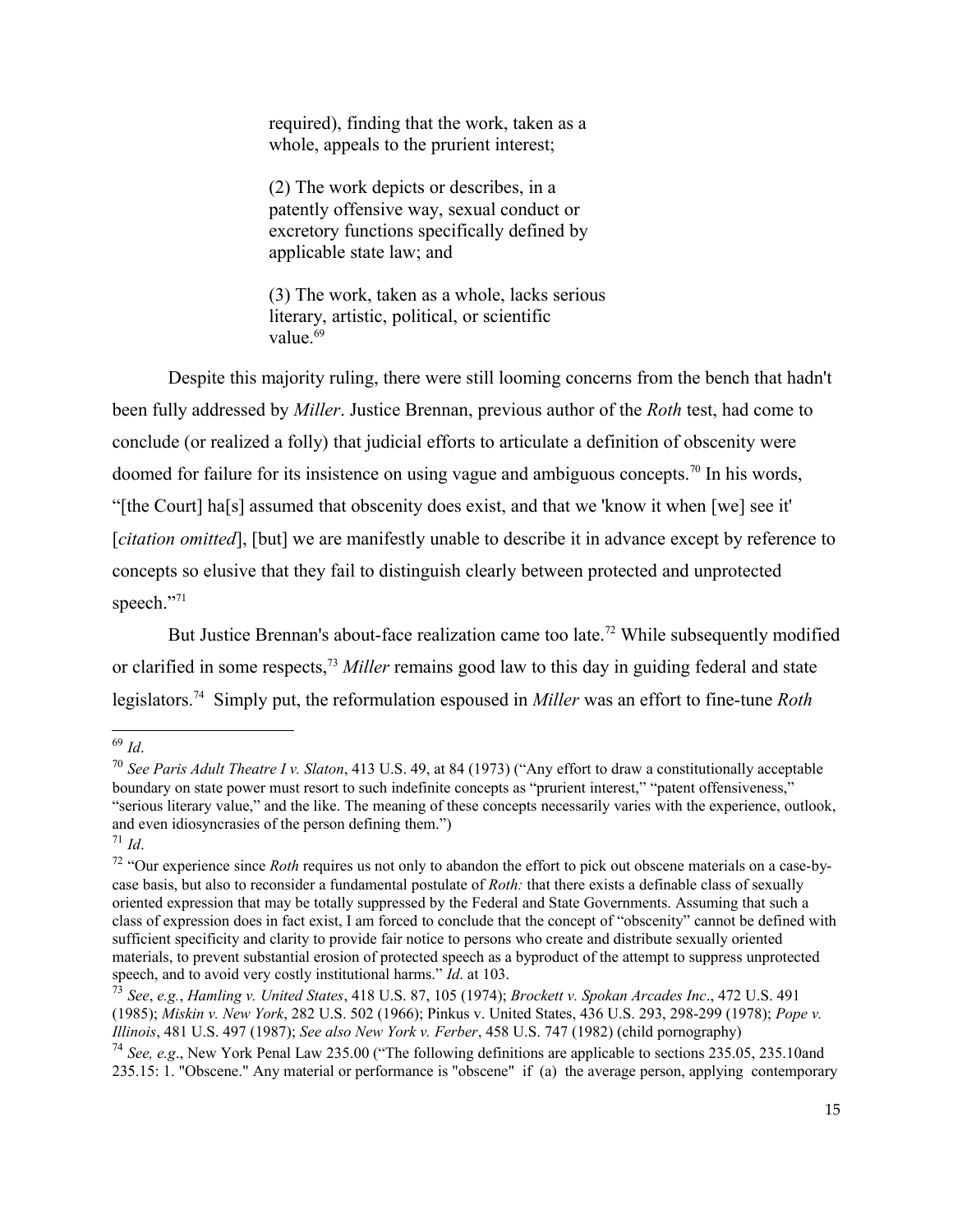> required), finding that the work, taken as a whole, appeals to the prurient interest;
>
> (2) The work depicts or describes, in a patently offensive way, sexual conduct or excretory functions specifically defined by applicable state law; and
>
> (3) The work, taken as a whole, lacks serious literary, artistic, political, or scientific value.[69]

Despite this majority ruling, there were still looming concerns from the bench that hadn't been fully addressed by *Miller*. Justice Brennan, previous author of the *Roth* test, had come to conclude (or realized a folly) that judicial efforts to articulate a definition of obscenity were doomed for failure for its insistence on using vague and ambiguous concepts.[70] In his words, "[the Court] ha[s] assumed that obscenity does exist, and that we 'know it when [we] see it' [*citation omitted*], [but] we are manifestly unable to describe it in advance except by reference to concepts so elusive that they fail to distinguish clearly between protected and unprotected speech."[71]

But Justice Brennan's about-face realization came too late.[72] While subsequently modified or clarified in some respects,[73] *Miller* remains good law to this day in guiding federal and state legislators.[74] Simply put, the reformulation espoused in *Miller* was an effort to fine-tune *Roth*

---

[69] *Id*.

[70] *See Paris Adult Theatre I v. Slaton*, 413 U.S. 49, at 84 (1973) ("Any effort to draw a constitutionally acceptable boundary on state power must resort to such indefinite concepts as "prurient interest," "patent offensiveness," "serious literary value," and the like. The meaning of these concepts necessarily varies with the experience, outlook, and even idiosyncrasies of the person defining them.")

[71] *Id*.

[72] "Our experience since *Roth* requires us not only to abandon the effort to pick out obscene materials on a case-by-case basis, but also to reconsider a fundamental postulate of *Roth:* that there exists a definable class of sexually oriented expression that may be totally suppressed by the Federal and State Governments. Assuming that such a class of expression does in fact exist, I am forced to conclude that the concept of "obscenity" cannot be defined with sufficient specificity and clarity to provide fair notice to persons who create and distribute sexually oriented materials, to prevent substantial erosion of protected speech as a byproduct of the attempt to suppress unprotected speech, and to avoid very costly institutional harms." *Id*. at 103.

[73] *See*, *e.g.*, *Hamling v. United States*, 418 U.S. 87, 105 (1974); *Brockett v. Spokan Arcades Inc*., 472 U.S. 491 (1985); *Miskin v. New York*, 282 U.S. 502 (1966); Pinkus v. United States, 436 U.S. 293, 298-299 (1978); *Pope v. Illinois*, 481 U.S. 497 (1987); *See also New York v. Ferber*, 458 U.S. 747 (1982) (child pornography)

[74] *See, e.g*., New York Penal Law 235.00 ("The following definitions are applicable to sections 235.05, 235.10and 235.15: 1. "Obscene." Any material or performance is "obscene" if (a) the average person, applying contemporary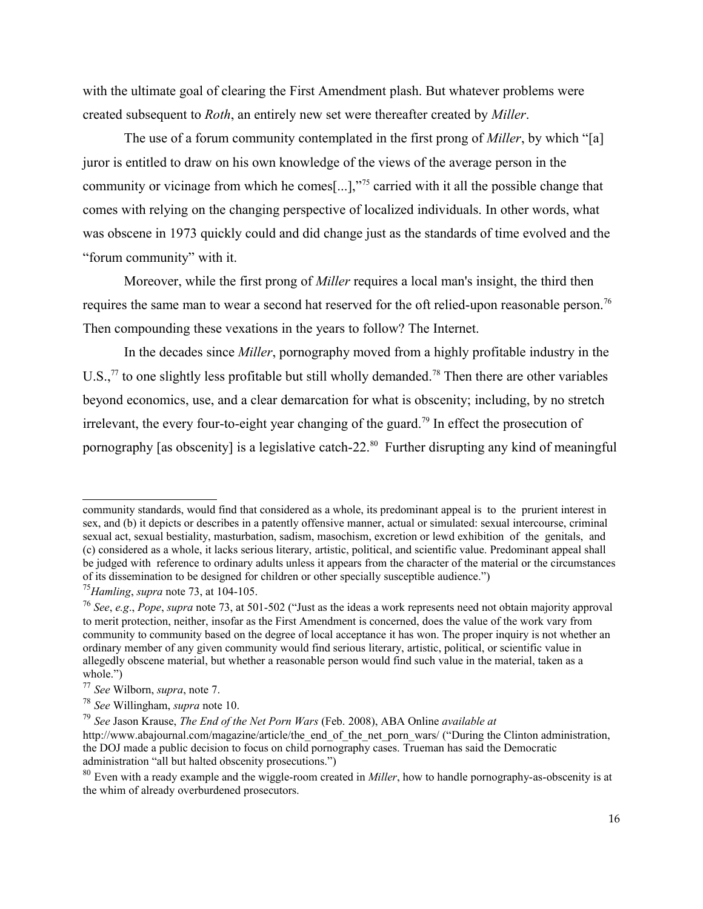with the ultimate goal of clearing the First Amendment plash. But whatever problems were created subsequent to *Roth*, an entirely new set were thereafter created by *Miller*.

The use of a forum community contemplated in the first prong of *Miller*, by which "[a] juror is entitled to draw on his own knowledge of the views of the average person in the community or vicinage from which he comes[...],"[75] carried with it all the possible change that comes with relying on the changing perspective of localized individuals. In other words, what was obscene in 1973 quickly could and did change just as the standards of time evolved and the "forum community" with it.

Moreover, while the first prong of *Miller* requires a local man's insight, the third then requires the same man to wear a second hat reserved for the oft relied-upon reasonable person.[76] Then compounding these vexations in the years to follow? The Internet.

In the decades since *Miller*, pornography moved from a highly profitable industry in the U.S.,[77] to one slightly less profitable but still wholly demanded.[78] Then there are other variables beyond economics, use, and a clear demarcation for what is obscenity; including, by no stretch irrelevant, the every four-to-eight year changing of the guard.[79] In effect the prosecution of pornography [as obscenity] is a legislative catch-22.[80] Further disrupting any kind of meaningful

---

community standards, would find that considered as a whole, its predominant appeal is to the prurient interest in sex, and (b) it depicts or describes in a patently offensive manner, actual or simulated: sexual intercourse, criminal sexual act, sexual bestiality, masturbation, sadism, masochism, excretion or lewd exhibition of the genitals, and (c) considered as a whole, it lacks serious literary, artistic, political, and scientific value. Predominant appeal shall be judged with reference to ordinary adults unless it appears from the character of the material or the circumstances of its dissemination to be designed for children or other specially susceptible audience.")

[75] *Hamling*, *supra* note 73, at 104-105.

[76] *See*, *e.g*., *Pope*, *supra* note 73, at 501-502 ("Just as the ideas a work represents need not obtain majority approval to merit protection, neither, insofar as the First Amendment is concerned, does the value of the work vary from community to community based on the degree of local acceptance it has won. The proper inquiry is not whether an ordinary member of any given community would find serious literary, artistic, political, or scientific value in allegedly obscene material, but whether a reasonable person would find such value in the material, taken as a whole.")

[77] *See* Wilborn, *supra*, note 7.

[78] *See* Willingham, *supra* note 10.

[79] *See* Jason Krause, *The End of the Net Porn Wars* (Feb. 2008), ABA Online *available at* http://www.abajournal.com/magazine/article/the_end_of_the_net_porn_wars/ ("During the Clinton administration, the DOJ made a public decision to focus on child pornography cases. Trueman has said the Democratic administration "all but halted obscenity prosecutions.")

[80] Even with a ready example and the wiggle-room created in *Miller*, how to handle pornography-as-obscenity is at the whim of already overburdened prosecutors.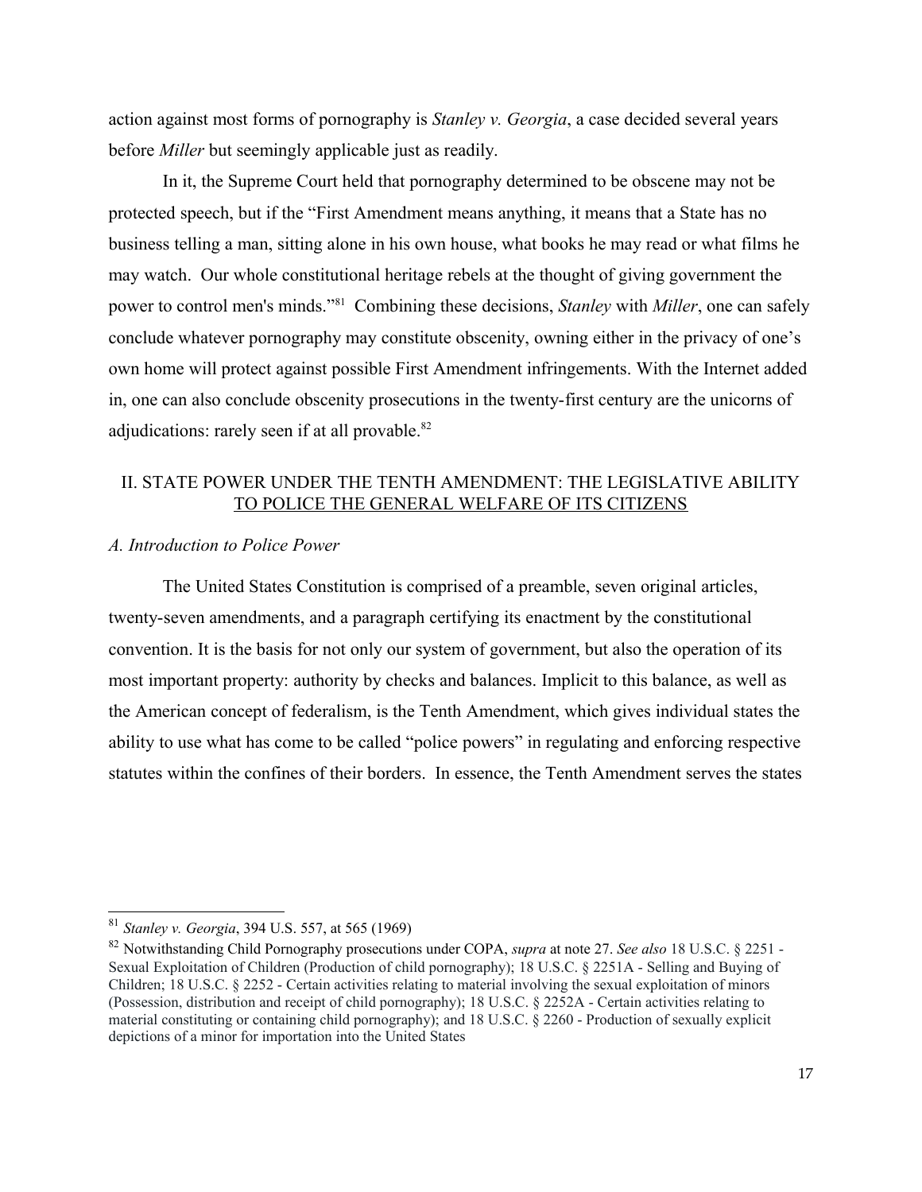action against most forms of pornography is *Stanley v. Georgia*, a case decided several years before *Miller* but seemingly applicable just as readily.

In it, the Supreme Court held that pornography determined to be obscene may not be protected speech, but if the "First Amendment means anything, it means that a State has no business telling a man, sitting alone in his own house, what books he may read or what films he may watch. Our whole constitutional heritage rebels at the thought of giving government the power to control men's minds."[81] Combining these decisions, *Stanley* with *Miller*, one can safely conclude whatever pornography may constitute obscenity, owning either in the privacy of one's own home will protect against possible First Amendment infringements. With the Internet added in, one can also conclude obscenity prosecutions in the twenty-first century are the unicorns of adjudications: rarely seen if at all provable.[82]

## II. STATE POWER UNDER THE TENTH AMENDMENT: THE LEGISLATIVE ABILITY TO POLICE THE GENERAL WELFARE OF ITS CITIZENS

### *A. Introduction to Police Power*

The United States Constitution is comprised of a preamble, seven original articles, twenty-seven amendments, and a paragraph certifying its enactment by the constitutional convention. It is the basis for not only our system of government, but also the operation of its most important property: authority by checks and balances. Implicit to this balance, as well as the American concept of federalism, is the Tenth Amendment, which gives individual states the ability to use what has come to be called "police powers" in regulating and enforcing respective statutes within the confines of their borders. In essence, the Tenth Amendment serves the states

---

[81] *Stanley v. Georgia*, 394 U.S. 557, at 565 (1969)

[82] Notwithstanding Child Pornography prosecutions under COPA, *supra* at note 27. *See also* 18 U.S.C. § 2251 - Sexual Exploitation of Children (Production of child pornography); 18 U.S.C. § 2251A - Selling and Buying of Children; 18 U.S.C. § 2252 - Certain activities relating to material involving the sexual exploitation of minors (Possession, distribution and receipt of child pornography); 18 U.S.C. § 2252A - Certain activities relating to material constituting or containing child pornography); and 18 U.S.C. § 2260 - Production of sexually explicit depictions of a minor for importation into the United States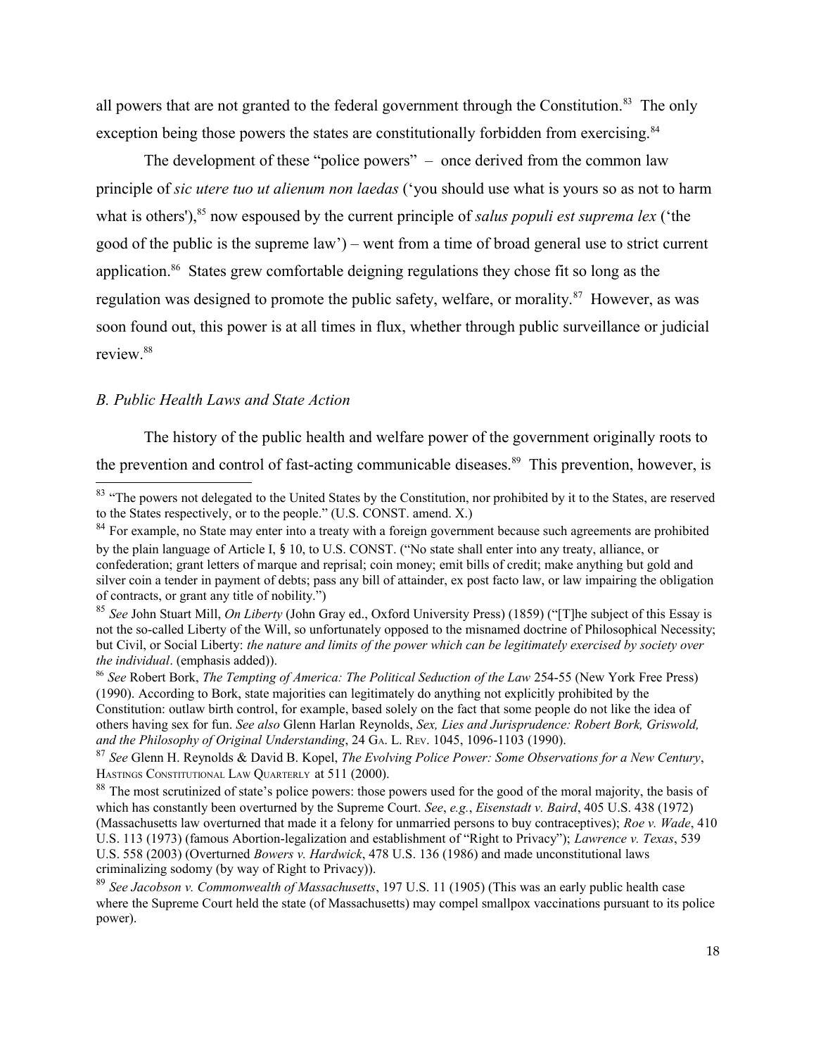all powers that are not granted to the federal government through the Constitution.[83] The only exception being those powers the states are constitutionally forbidden from exercising.[84]

The development of these "police powers" – once derived from the common law principle of *sic utere tuo ut alienum non laedas* ('you should use what is yours so as not to harm what is others'),[85] now espoused by the current principle of *salus populi est suprema lex* ('the good of the public is the supreme law') – went from a time of broad general use to strict current application.[86] States grew comfortable deigning regulations they chose fit so long as the regulation was designed to promote the public safety, welfare, or morality.[87] However, as was soon found out, this power is at all times in flux, whether through public surveillance or judicial review.[88]

### *B. Public Health Laws and State Action*

The history of the public health and welfare power of the government originally roots to the prevention and control of fast-acting communicable diseases.[89] This prevention, however, is

---

[83] "The powers not delegated to the United States by the Constitution, nor prohibited by it to the States, are reserved to the States respectively, or to the people." (U.S. CONST. amend. X.)

[84] For example, no State may enter into a treaty with a foreign government because such agreements are prohibited by the plain language of Article I, § 10, to U.S. CONST. ("No state shall enter into any treaty, alliance, or confederation; grant letters of marque and reprisal; coin money; emit bills of credit; make anything but gold and silver coin a tender in payment of debts; pass any bill of attainder, ex post facto law, or law impairing the obligation of contracts, or grant any title of nobility.")

[85] *See* John Stuart Mill, *On Liberty* (John Gray ed., Oxford University Press) (1859) ("[T]he subject of this Essay is not the so-called Liberty of the Will, so unfortunately opposed to the misnamed doctrine of Philosophical Necessity; but Civil, or Social Liberty: *the nature and limits of the power which can be legitimately exercised by society over the individual*. (emphasis added)).

[86] *See* Robert Bork, *The Tempting of America: The Political Seduction of the Law* 254-55 (New York Free Press) (1990). According to Bork, state majorities can legitimately do anything not explicitly prohibited by the Constitution: outlaw birth control, for example, based solely on the fact that some people do not like the idea of others having sex for fun. *See also* Glenn Harlan Reynolds, *Sex, Lies and Jurisprudence: Robert Bork, Griswold, and the Philosophy of Original Understanding*, 24 GA. L. REV. 1045, 1096-1103 (1990).

[87] *See* Glenn H. Reynolds & David B. Kopel, *The Evolving Police Power: Some Observations for a New Century*, HASTINGS CONSTITUTIONAL LAW QUARTERLY at 511 (2000).

[88] The most scrutinized of state's police powers: those powers used for the good of the moral majority, the basis of which has constantly been overturned by the Supreme Court. *See*, *e.g.*, *Eisenstadt v. Baird*, 405 U.S. 438 (1972) (Massachusetts law overturned that made it a felony for unmarried persons to buy contraceptives); *Roe v. Wade*, 410 U.S. 113 (1973) (famous Abortion-legalization and establishment of "Right to Privacy"); *Lawrence v. Texas*, 539 U.S. 558 (2003) (Overturned *Bowers v. Hardwick*, 478 U.S. 136 (1986) and made unconstitutional laws criminalizing sodomy (by way of Right to Privacy)).

[89] *See Jacobson v. Commonwealth of Massachusetts*, 197 U.S. 11 (1905) (This was an early public health case where the Supreme Court held the state (of Massachusetts) may compel smallpox vaccinations pursuant to its police power).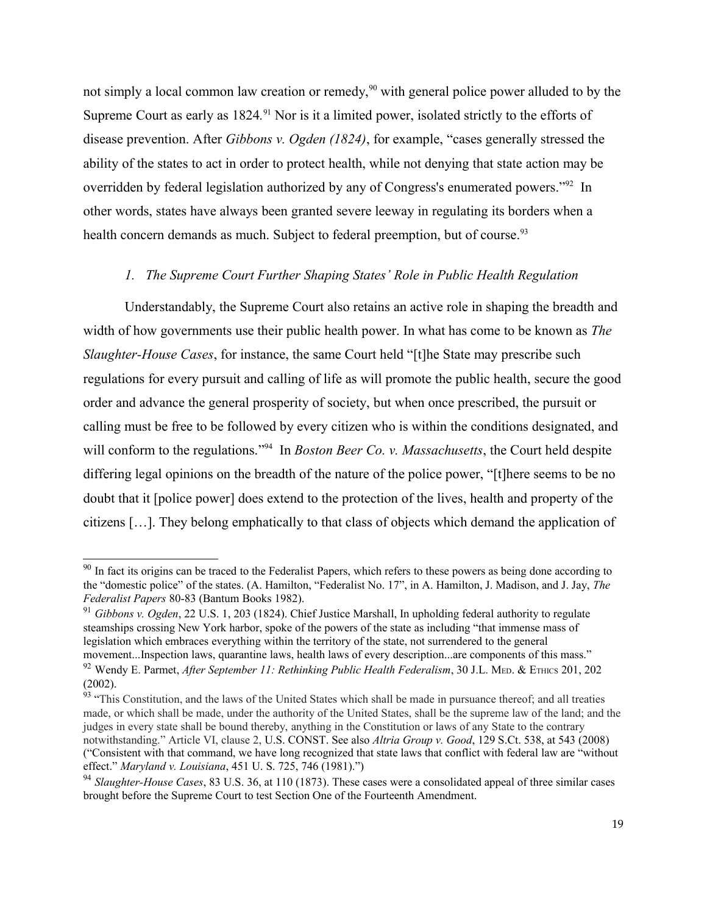not simply a local common law creation or remedy,[90] with general police power alluded to by the Supreme Court as early as 1824.[91] Nor is it a limited power, isolated strictly to the efforts of disease prevention. After *Gibbons v. Ogden (1824)*, for example, "cases generally stressed the ability of the states to act in order to protect health, while not denying that state action may be overridden by federal legislation authorized by any of Congress's enumerated powers."[92] In other words, states have always been granted severe leeway in regulating its borders when a health concern demands as much. Subject to federal preemption, but of course.[93]

### *1. The Supreme Court Further Shaping States' Role in Public Health Regulation*

Understandably, the Supreme Court also retains an active role in shaping the breadth and width of how governments use their public health power. In what has come to be known as *The Slaughter-House Cases*, for instance, the same Court held "[t]he State may prescribe such regulations for every pursuit and calling of life as will promote the public health, secure the good order and advance the general prosperity of society, but when once prescribed, the pursuit or calling must be free to be followed by every citizen who is within the conditions designated, and will conform to the regulations."[94] In *Boston Beer Co. v. Massachusetts*, the Court held despite differing legal opinions on the breadth of the nature of the police power, "[t]here seems to be no doubt that it [police power] does extend to the protection of the lives, health and property of the citizens […]. They belong emphatically to that class of objects which demand the application of

---

[90] In fact its origins can be traced to the Federalist Papers, which refers to these powers as being done according to the "domestic police" of the states. (A. Hamilton, "Federalist No. 17", in A. Hamilton, J. Madison, and J. Jay, *The Federalist Papers* 80-83 (Bantum Books 1982).

[91] *Gibbons v. Ogden*, 22 U.S. 1, 203 (1824). Chief Justice Marshall, In upholding federal authority to regulate steamships crossing New York harbor, spoke of the powers of the state as including "that immense mass of legislation which embraces everything within the territory of the state, not surrendered to the general movement...Inspection laws, quarantine laws, health laws of every description...are components of this mass."

[92] Wendy E. Parmet, *After September 11: Rethinking Public Health Federalism*, 30 J.L. MED. & ETHICS 201, 202 (2002).

[93] "This Constitution, and the laws of the United States which shall be made in pursuance thereof; and all treaties made, or which shall be made, under the authority of the United States, shall be the supreme law of the land; and the judges in every state shall be bound thereby, anything in the Constitution or laws of any State to the contrary notwithstanding." Article VI, clause 2, U.S. CONST. See also *Altria Group v. Good*, 129 S.Ct. 538, at 543 (2008) ("Consistent with that command, we have long recognized that state laws that conflict with federal law are "without effect." *Maryland v. Louisiana*, 451 U. S. 725, 746 (1981).")

[94] *Slaughter-House Cases*, 83 U.S. 36, at 110 (1873). These cases were a consolidated appeal of three similar cases brought before the Supreme Court to test Section One of the Fourteenth Amendment.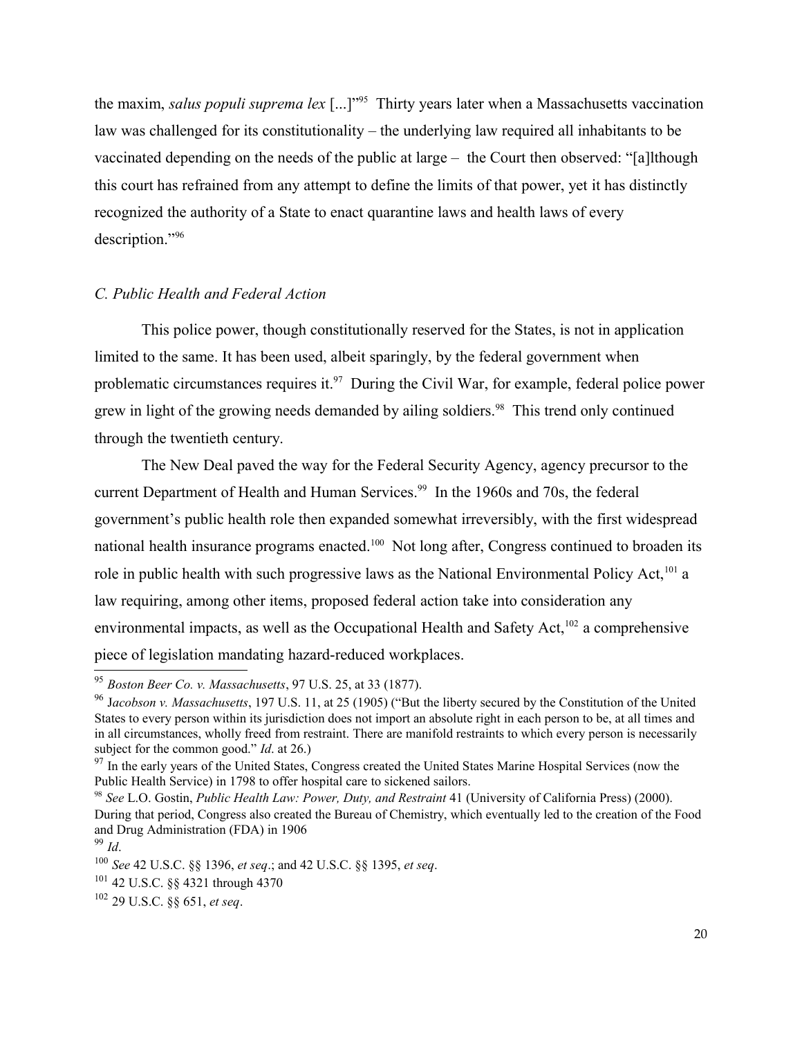the maxim, *salus populi suprema lex* [...]"[95] Thirty years later when a Massachusetts vaccination law was challenged for its constitutionality – the underlying law required all inhabitants to be vaccinated depending on the needs of the public at large – the Court then observed: "[a]lthough this court has refrained from any attempt to define the limits of that power, yet it has distinctly recognized the authority of a State to enact quarantine laws and health laws of every description."[96]

### *C. Public Health and Federal Action*

This police power, though constitutionally reserved for the States, is not in application limited to the same. It has been used, albeit sparingly, by the federal government when problematic circumstances requires it.[97] During the Civil War, for example, federal police power grew in light of the growing needs demanded by ailing soldiers.[98] This trend only continued through the twentieth century.

The New Deal paved the way for the Federal Security Agency, agency precursor to the current Department of Health and Human Services.[99] In the 1960s and 70s, the federal government's public health role then expanded somewhat irreversibly, with the first widespread national health insurance programs enacted.[100] Not long after, Congress continued to broaden its role in public health with such progressive laws as the National Environmental Policy Act,[101] a law requiring, among other items, proposed federal action take into consideration any environmental impacts, as well as the Occupational Health and Safety Act,[102] a comprehensive piece of legislation mandating hazard-reduced workplaces.

---

[95] *Boston Beer Co. v. Massachusetts*, 97 U.S. 25, at 33 (1877).

[96] J*acobson v. Massachusetts*, 197 U.S. 11, at 25 (1905) ("But the liberty secured by the Constitution of the United States to every person within its jurisdiction does not import an absolute right in each person to be, at all times and in all circumstances, wholly freed from restraint. There are manifold restraints to which every person is necessarily subject for the common good." *Id*. at 26.)

[97] In the early years of the United States, Congress created the United States Marine Hospital Services (now the Public Health Service) in 1798 to offer hospital care to sickened sailors.

[98] *See* L.O. Gostin, *Public Health Law: Power, Duty, and Restraint* 41 (University of California Press) (2000). During that period, Congress also created the Bureau of Chemistry, which eventually led to the creation of the Food and Drug Administration (FDA) in 1906

[99] *Id*.

[100] *See* 42 U.S.C. §§ 1396, *et seq*.; and 42 U.S.C. §§ 1395, *et seq*.

[101] 42 U.S.C. §§ 4321 through 4370

[102] 29 U.S.C. §§ 651, *et seq*.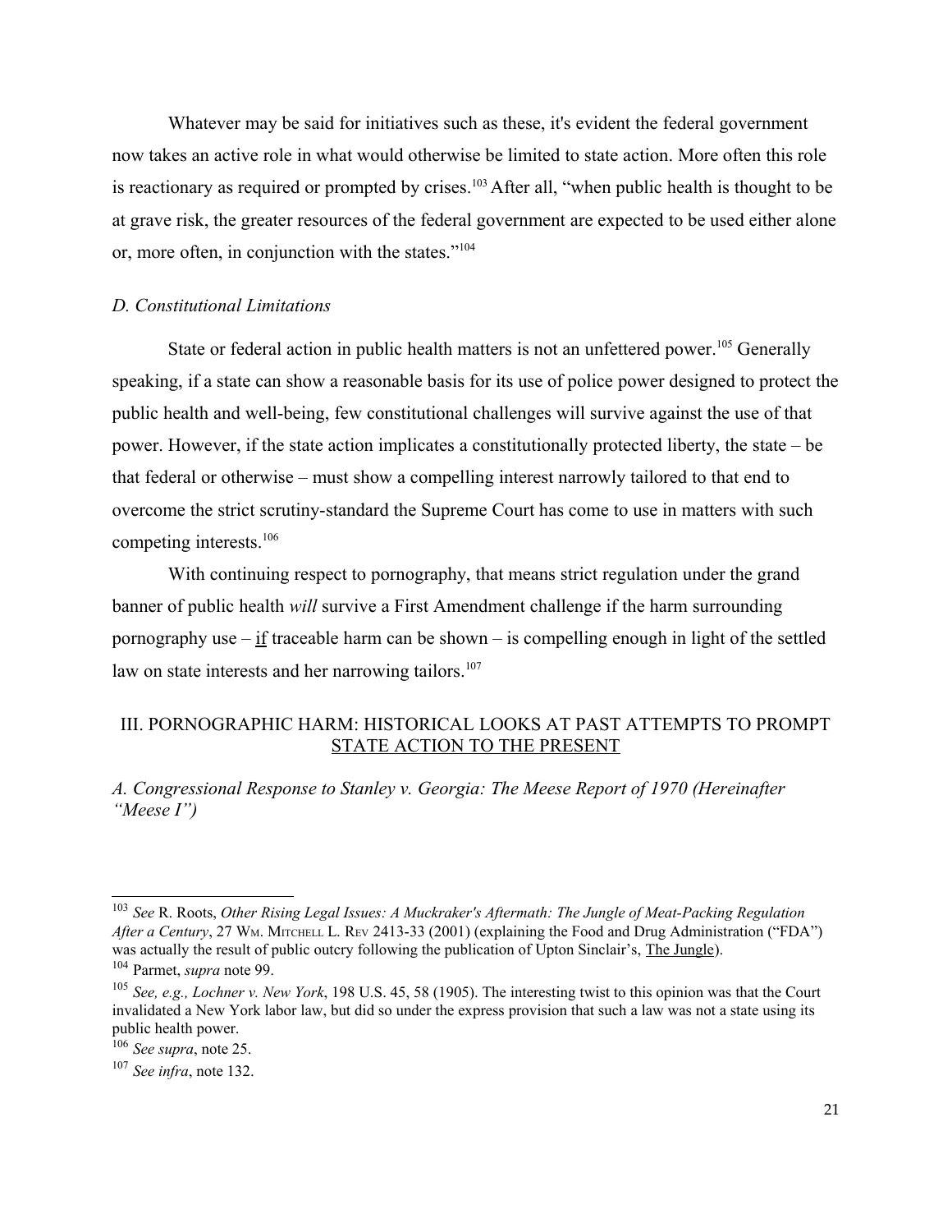Whatever may be said for initiatives such as these, it's evident the federal government now takes an active role in what would otherwise be limited to state action. More often this role is reactionary as required or prompted by crises.[103] After all, "when public health is thought to be at grave risk, the greater resources of the federal government are expected to be used either alone or, more often, in conjunction with the states."[104]

### *D. Constitutional Limitations*

State or federal action in public health matters is not an unfettered power.[105] Generally speaking, if a state can show a reasonable basis for its use of police power designed to protect the public health and well-being, few constitutional challenges will survive against the use of that power. However, if the state action implicates a constitutionally protected liberty, the state – be that federal or otherwise – must show a compelling interest narrowly tailored to that end to overcome the strict scrutiny-standard the Supreme Court has come to use in matters with such competing interests.[106]

With continuing respect to pornography, that means strict regulation under the grand banner of public health *will* survive a First Amendment challenge if the harm surrounding pornography use – <u>if</u> traceable harm can be shown – is compelling enough in light of the settled law on state interests and her narrowing tailors.[107]

## III. PORNOGRAPHIC HARM: HISTORICAL LOOKS AT PAST ATTEMPTS TO PROMPT <u>STATE ACTION TO THE PRESENT</u>

### *A. Congressional Response to Stanley v. Georgia: The Meese Report of 1970 (Hereinafter "Meese I")*

---

[103] *See* R. Roots, *Other Rising Legal Issues: A Muckraker's Aftermath: The Jungle of Meat-Packing Regulation After a Century*, 27 WM. MITCHELL L. REV 2413-33 (2001) (explaining the Food and Drug Administration ("FDA") was actually the result of public outcry following the publication of Upton Sinclair's, <u>The Jungle</u>).

[104] Parmet, *supra* note 99.

[105] *See, e.g., Lochner v. New York*, 198 U.S. 45, 58 (1905). The interesting twist to this opinion was that the Court invalidated a New York labor law, but did so under the express provision that such a law was not a state using its public health power.

[106] *See supra*, note 25.

[107] *See infra*, note 132.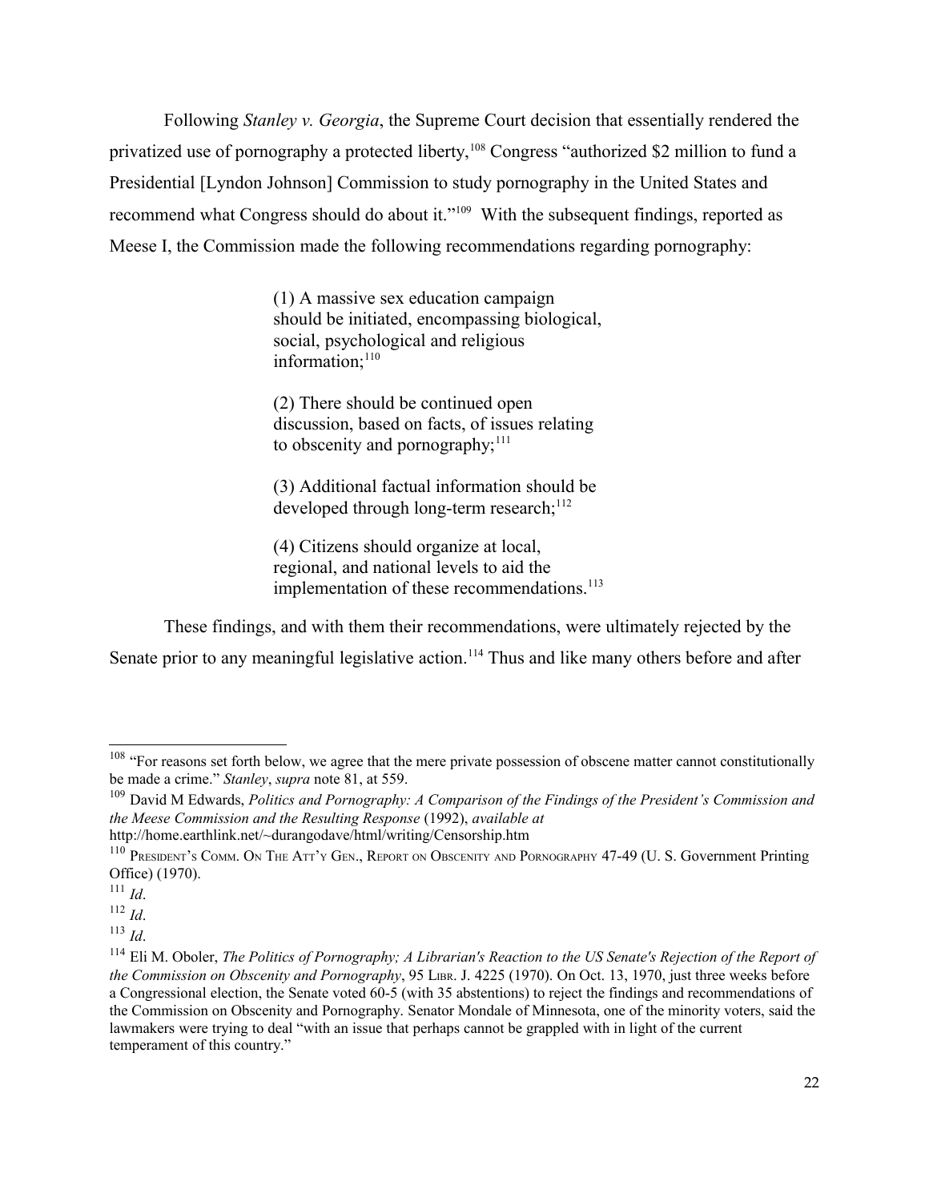Following *Stanley v. Georgia*, the Supreme Court decision that essentially rendered the privatized use of pornography a protected liberty,[108] Congress "authorized $2 million to fund a Presidential [Lyndon Johnson] Commission to study pornography in the United States and recommend what Congress should do about it."[109] With the subsequent findings, reported as Meese I, the Commission made the following recommendations regarding pornography:

> (1) A massive sex education campaign should be initiated, encompassing biological, social, psychological and religious information;[110]
>
> (2) There should be continued open discussion, based on facts, of issues relating to obscenity and pornography;[111]
>
> (3) Additional factual information should be developed through long-term research;[112]
>
> (4) Citizens should organize at local, regional, and national levels to aid the implementation of these recommendations.[113]

These findings, and with them their recommendations, were ultimately rejected by the Senate prior to any meaningful legislative action.[114] Thus and like many others before and after

---

[108] "For reasons set forth below, we agree that the mere private possession of obscene matter cannot constitutionally be made a crime." *Stanley*, *supra* note 81, at 559.

[109] David M Edwards, *Politics and Pornography: A Comparison of the Findings of the President's Commission and the Meese Commission and the Resulting Response* (1992), *available at* http://home.earthlink.net/~durangodave/html/writing/Censorship.htm

[110] President's Comm. On The Att'y Gen., Report on Obscenity and Pornography 47-49 (U. S. Government Printing Office) (1970).

[111] *Id*.

[112] *Id*.

[113] *Id*.

[114] Eli M. Oboler, *The Politics of Pornography; A Librarian's Reaction to the US Senate's Rejection of the Report of the Commission on Obscenity and Pornography*, 95 Libr. J. 4225 (1970). On Oct. 13, 1970, just three weeks before a Congressional election, the Senate voted 60-5 (with 35 abstentions) to reject the findings and recommendations of the Commission on Obscenity and Pornography. Senator Mondale of Minnesota, one of the minority voters, said the lawmakers were trying to deal "with an issue that perhaps cannot be grappled with in light of the current temperament of this country."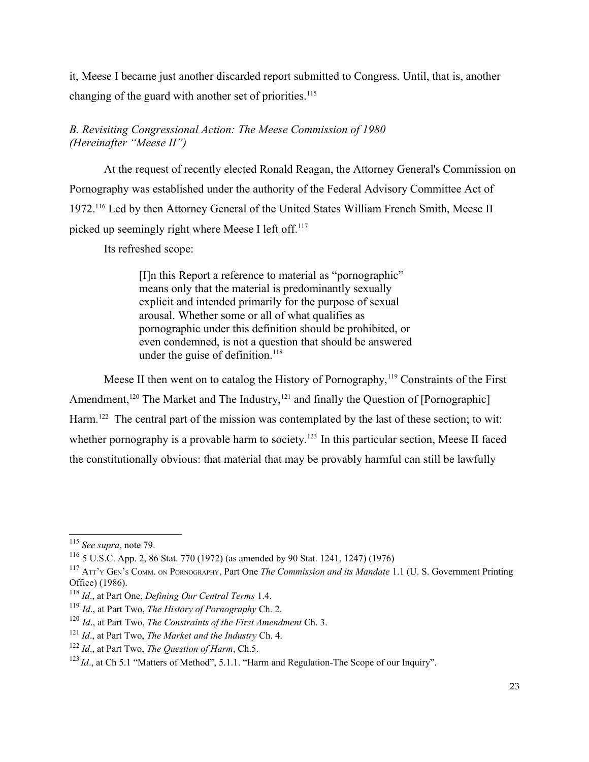it, Meese I became just another discarded report submitted to Congress. Until, that is, another changing of the guard with another set of priorities.[115]

*B. Revisiting Congressional Action: The Meese Commission of 1980 (Hereinafter "Meese II")*

At the request of recently elected Ronald Reagan, the Attorney General's Commission on Pornography was established under the authority of the Federal Advisory Committee Act of 1972.[116] Led by then Attorney General of the United States William French Smith, Meese II picked up seemingly right where Meese I left off.[117]

Its refreshed scope:

> [I]n this Report a reference to material as "pornographic" means only that the material is predominantly sexually explicit and intended primarily for the purpose of sexual arousal. Whether some or all of what qualifies as pornographic under this definition should be prohibited, or even condemned, is not a question that should be answered under the guise of definition.[118]

Meese II then went on to catalog the History of Pornography,[119] Constraints of the First Amendment,[120] The Market and The Industry,[121] and finally the Question of [Pornographic] Harm.[122] The central part of the mission was contemplated by the last of these section; to wit: whether pornography is a provable harm to society.[123] In this particular section, Meese II faced the constitutionally obvious: that material that may be provably harmful can still be lawfully

---

[115] *See supra*, note 79.

[116] 5 U.S.C. App. 2, 86 Stat. 770 (1972) (as amended by 90 Stat. 1241, 1247) (1976)

[117] ATT'Y GEN'S COMM. ON PORNOGRAPHY, Part One *The Commission and its Mandate* 1.1 (U. S. Government Printing Office) (1986).

[118] *Id*., at Part One, *Defining Our Central Terms* 1.4.

[119] *Id*., at Part Two, *The History of Pornography* Ch. 2.

[120] *Id*., at Part Two, *The Constraints of the First Amendment* Ch. 3.

[121] *Id*., at Part Two, *The Market and the Industry* Ch. 4.

[122] *Id*., at Part Two, *The Question of Harm*, Ch.5.

[123] *Id*., at Ch 5.1 "Matters of Method", 5.1.1. "Harm and Regulation-The Scope of our Inquiry".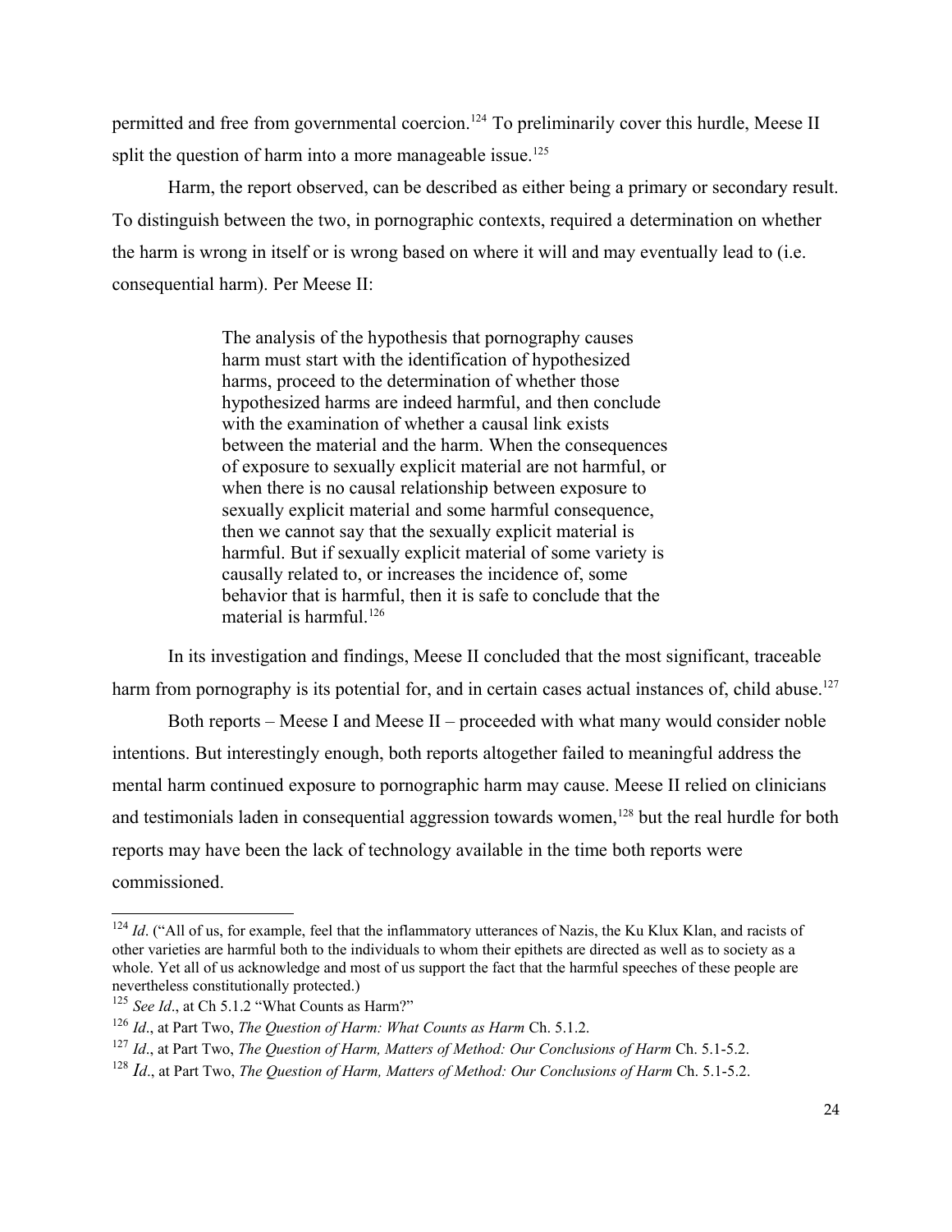permitted and free from governmental coercion.[124] To preliminarily cover this hurdle, Meese II split the question of harm into a more manageable issue.[125]

Harm, the report observed, can be described as either being a primary or secondary result. To distinguish between the two, in pornographic contexts, required a determination on whether the harm is wrong in itself or is wrong based on where it will and may eventually lead to (i.e. consequential harm). Per Meese II:

> The analysis of the hypothesis that pornography causes harm must start with the identification of hypothesized harms, proceed to the determination of whether those hypothesized harms are indeed harmful, and then conclude with the examination of whether a causal link exists between the material and the harm. When the consequences of exposure to sexually explicit material are not harmful, or when there is no causal relationship between exposure to sexually explicit material and some harmful consequence, then we cannot say that the sexually explicit material is harmful. But if sexually explicit material of some variety is causally related to, or increases the incidence of, some behavior that is harmful, then it is safe to conclude that the material is harmful.[126]

In its investigation and findings, Meese II concluded that the most significant, traceable harm from pornography is its potential for, and in certain cases actual instances of, child abuse.[127]

Both reports – Meese I and Meese II – proceeded with what many would consider noble intentions. But interestingly enough, both reports altogether failed to meaningful address the mental harm continued exposure to pornographic harm may cause. Meese II relied on clinicians and testimonials laden in consequential aggression towards women,[128] but the real hurdle for both reports may have been the lack of technology available in the time both reports were commissioned.

---

[124] *Id*. ("All of us, for example, feel that the inflammatory utterances of Nazis, the Ku Klux Klan, and racists of other varieties are harmful both to the individuals to whom their epithets are directed as well as to society as a whole. Yet all of us acknowledge and most of us support the fact that the harmful speeches of these people are nevertheless constitutionally protected.)

[125] *See Id*., at Ch 5.1.2 "What Counts as Harm?"

[126] *Id*., at Part Two, *The Question of Harm: What Counts as Harm* Ch. 5.1.2.

[127] *Id*., at Part Two, *The Question of Harm, Matters of Method: Our Conclusions of Harm* Ch. 5.1-5.2.

[128] *Id*., at Part Two, *The Question of Harm, Matters of Method: Our Conclusions of Harm* Ch. 5.1-5.2.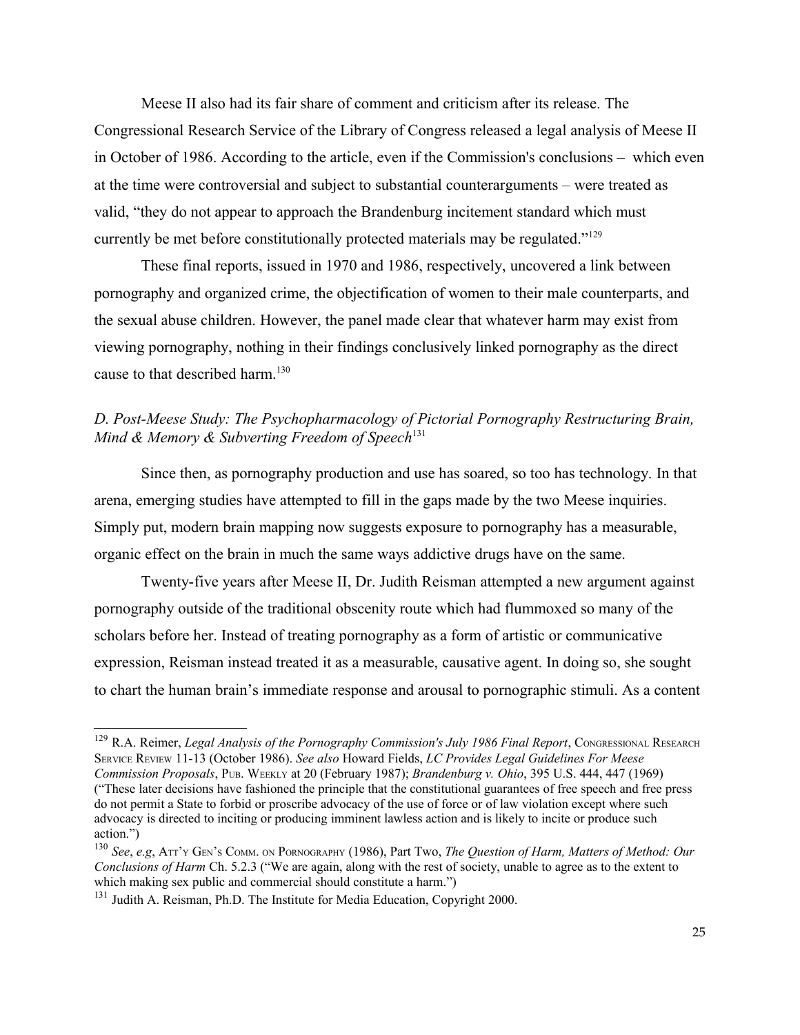Meese II also had its fair share of comment and criticism after its release. The Congressional Research Service of the Library of Congress released a legal analysis of Meese II in October of 1986. According to the article, even if the Commission's conclusions – which even at the time were controversial and subject to substantial counterarguments – were treated as valid, "they do not appear to approach the Brandenburg incitement standard which must currently be met before constitutionally protected materials may be regulated."[129]

These final reports, issued in 1970 and 1986, respectively, uncovered a link between pornography and organized crime, the objectification of women to their male counterparts, and the sexual abuse children. However, the panel made clear that whatever harm may exist from viewing pornography, nothing in their findings conclusively linked pornography as the direct cause to that described harm.[130]

### *D. Post-Meese Study: The Psychopharmacology of Pictorial Pornography Restructuring Brain, Mind & Memory & Subverting Freedom of Speech*[131]

Since then, as pornography production and use has soared, so too has technology. In that arena, emerging studies have attempted to fill in the gaps made by the two Meese inquiries. Simply put, modern brain mapping now suggests exposure to pornography has a measurable, organic effect on the brain in much the same ways addictive drugs have on the same.

Twenty-five years after Meese II, Dr. Judith Reisman attempted a new argument against pornography outside of the traditional obscenity route which had flummoxed so many of the scholars before her. Instead of treating pornography as a form of artistic or communicative expression, Reisman instead treated it as a measurable, causative agent. In doing so, she sought to chart the human brain's immediate response and arousal to pornographic stimuli. As a content

---

[129] R.A. Reimer, *Legal Analysis of the Pornography Commission's July 1986 Final Report*, Congressional Research Service Review 11-13 (October 1986). *See also* Howard Fields, *LC Provides Legal Guidelines For Meese Commission Proposals*, Pub. Weekly at 20 (February 1987); *Brandenburg v. Ohio*, 395 U.S. 444, 447 (1969) ("These later decisions have fashioned the principle that the constitutional guarantees of free speech and free press do not permit a State to forbid or proscribe advocacy of the use of force or of law violation except where such advocacy is directed to inciting or producing imminent lawless action and is likely to incite or produce such action.")

[130] *See*, *e.g*, Att'y Gen's Comm. on Pornography (1986), Part Two, *The Question of Harm, Matters of Method: Our Conclusions of Harm* Ch. 5.2.3 ("We are again, along with the rest of society, unable to agree as to the extent to which making sex public and commercial should constitute a harm.")

[131] Judith A. Reisman, Ph.D. The Institute for Media Education, Copyright 2000.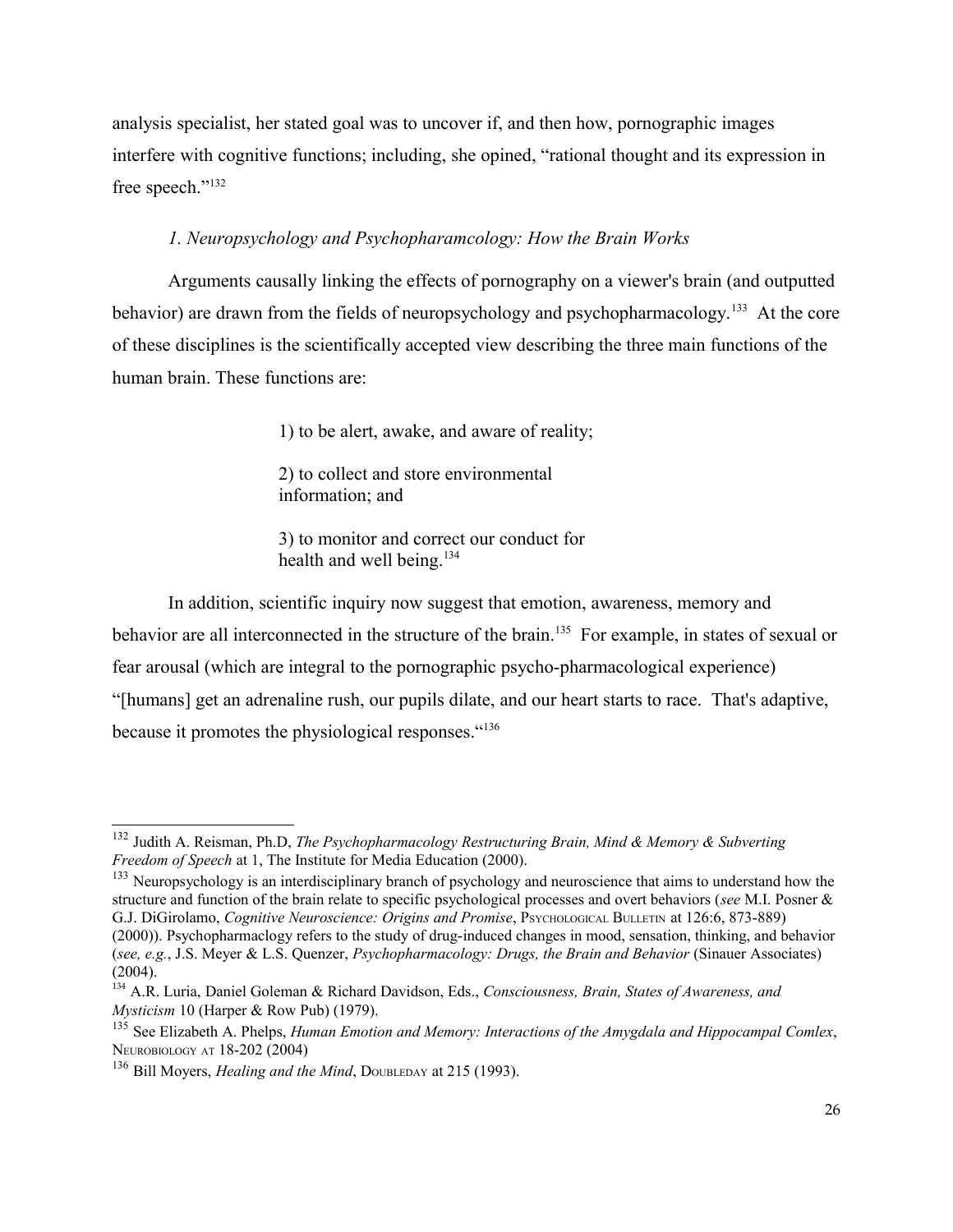analysis specialist, her stated goal was to uncover if, and then how, pornographic images interfere with cognitive functions; including, she opined, "rational thought and its expression in free speech."[132]

### *1. Neuropsychology and Psychopharamcology: How the Brain Works*

Arguments causally linking the effects of pornography on a viewer's brain (and outputted behavior) are drawn from the fields of neuropsychology and psychopharmacology.[133] At the core of these disciplines is the scientifically accepted view describing the three main functions of the human brain. These functions are:

> 1) to be alert, awake, and aware of reality;
>
> 2) to collect and store environmental information; and
>
> 3) to monitor and correct our conduct for health and well being.[134]

In addition, scientific inquiry now suggest that emotion, awareness, memory and behavior are all interconnected in the structure of the brain.[135] For example, in states of sexual or fear arousal (which are integral to the pornographic psycho-pharmacological experience) "[humans] get an adrenaline rush, our pupils dilate, and our heart starts to race. That's adaptive, because it promotes the physiological responses."[136]

---

[132] Judith A. Reisman, Ph.D, *The Psychopharmacology Restructuring Brain, Mind & Memory & Subverting Freedom of Speech* at 1, The Institute for Media Education (2000).

[133] Neuropsychology is an interdisciplinary branch of psychology and neuroscience that aims to understand how the structure and function of the brain relate to specific psychological processes and overt behaviors (*see* M.I. Posner & G.J. DiGirolamo, *Cognitive Neuroscience: Origins and Promise*, Psychological Bulletin at 126:6, 873-889) (2000)). Psychopharmaclogy refers to the study of drug-induced changes in mood, sensation, thinking, and behavior (*see, e.g.*, J.S. Meyer & L.S. Quenzer, *Psychopharmacology: Drugs, the Brain and Behavior* (Sinauer Associates) (2004).

[134] A.R. Luria, Daniel Goleman & Richard Davidson, Eds., *Consciousness, Brain, States of Awareness, and Mysticism* 10 (Harper & Row Pub) (1979).

[135] See Elizabeth A. Phelps, *Human Emotion and Memory: Interactions of the Amygdala and Hippocampal Comlex*, Neurobiology at 18-202 (2004)

[136] Bill Moyers, *Healing and the Mind*, Doubleday at 215 (1993).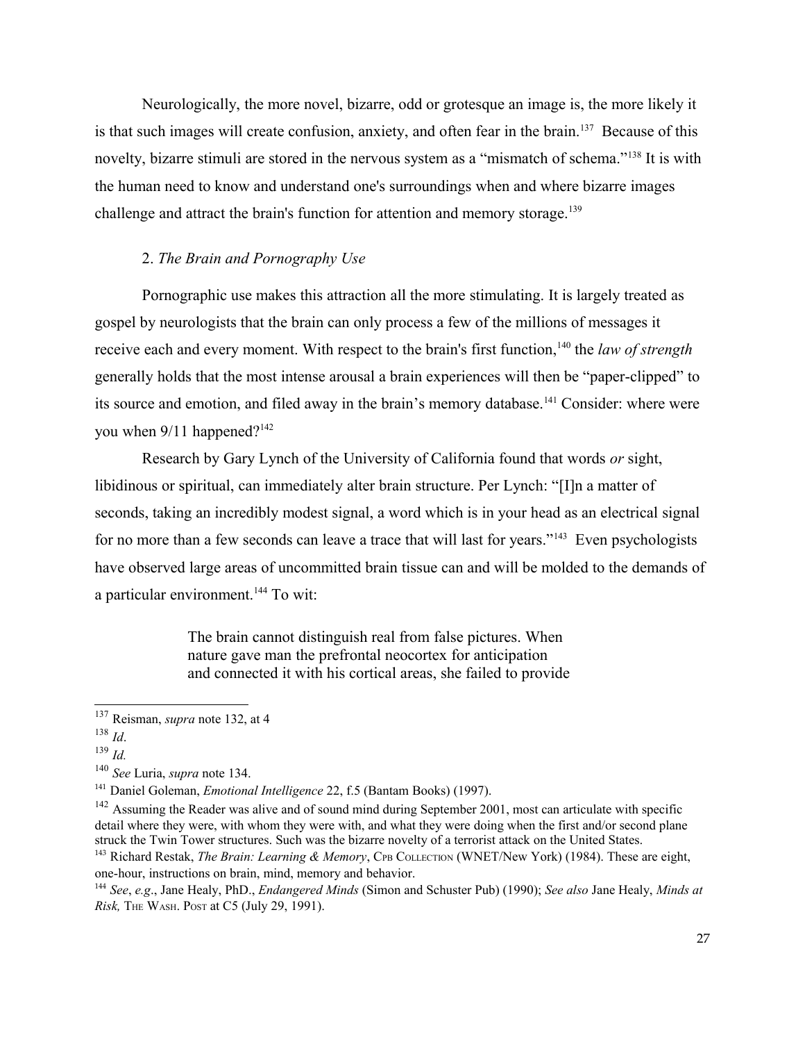Neurologically, the more novel, bizarre, odd or grotesque an image is, the more likely it is that such images will create confusion, anxiety, and often fear in the brain.[137] Because of this novelty, bizarre stimuli are stored in the nervous system as a "mismatch of schema."[138] It is with the human need to know and understand one's surroundings when and where bizarre images challenge and attract the brain's function for attention and memory storage.[139]

2. *The Brain and Pornography Use*

Pornographic use makes this attraction all the more stimulating. It is largely treated as gospel by neurologists that the brain can only process a few of the millions of messages it receive each and every moment. With respect to the brain's first function,[140] the *law of strength* generally holds that the most intense arousal a brain experiences will then be "paper-clipped" to its source and emotion, and filed away in the brain's memory database.[141] Consider: where were you when 9/11 happened?[142]

Research by Gary Lynch of the University of California found that words *or* sight, libidinous or spiritual, can immediately alter brain structure. Per Lynch: "[I]n a matter of seconds, taking an incredibly modest signal, a word which is in your head as an electrical signal for no more than a few seconds can leave a trace that will last for years."[143] Even psychologists have observed large areas of uncommitted brain tissue can and will be molded to the demands of a particular environment.[144] To wit:

> The brain cannot distinguish real from false pictures. When nature gave man the prefrontal neocortex for anticipation and connected it with his cortical areas, she failed to provide

---

[137] Reisman, *supra* note 132, at 4

[138] *Id*.

[139] *Id.*

[140] *See* Luria, *supra* note 134.

[141] Daniel Goleman, *Emotional Intelligence* 22, f.5 (Bantam Books) (1997).

[142] Assuming the Reader was alive and of sound mind during September 2001, most can articulate with specific detail where they were, with whom they were with, and what they were doing when the first and/or second plane struck the Twin Tower structures. Such was the bizarre novelty of a terrorist attack on the United States.

[143] Richard Restak, *The Brain: Learning & Memory*, CPB COLLECTION (WNET/New York) (1984). These are eight, one-hour, instructions on brain, mind, memory and behavior.

[144] *See*, *e.g*., Jane Healy, PhD., *Endangered Minds* (Simon and Schuster Pub) (1990); *See also* Jane Healy, *Minds at Risk,* THE WASH. POST at C5 (July 29, 1991).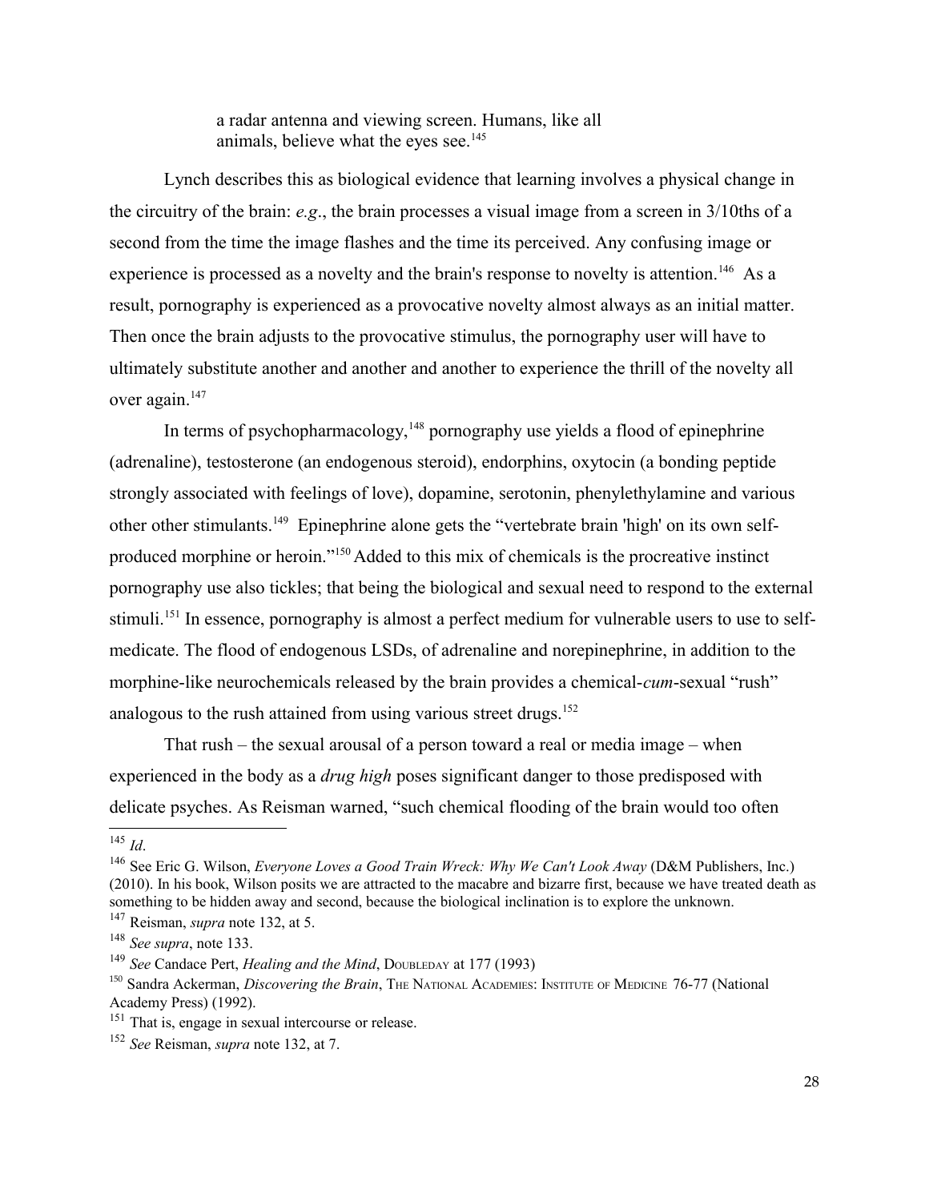> a radar antenna and viewing screen. Humans, like all animals, believe what the eyes see.[145]

Lynch describes this as biological evidence that learning involves a physical change in the circuitry of the brain: *e.g*., the brain processes a visual image from a screen in 3/10ths of a second from the time the image flashes and the time its perceived. Any confusing image or experience is processed as a novelty and the brain's response to novelty is attention.[146] As a result, pornography is experienced as a provocative novelty almost always as an initial matter. Then once the brain adjusts to the provocative stimulus, the pornography user will have to ultimately substitute another and another and another to experience the thrill of the novelty all over again.[147]

In terms of psychopharmacology,[148] pornography use yields a flood of epinephrine (adrenaline), testosterone (an endogenous steroid), endorphins, oxytocin (a bonding peptide strongly associated with feelings of love), dopamine, serotonin, phenylethylamine and various other other stimulants.[149] Epinephrine alone gets the "vertebrate brain 'high' on its own self-produced morphine or heroin."[150] Added to this mix of chemicals is the procreative instinct pornography use also tickles; that being the biological and sexual need to respond to the external stimuli.[151] In essence, pornography is almost a perfect medium for vulnerable users to use to self-medicate. The flood of endogenous LSDs, of adrenaline and norepinephrine, in addition to the morphine-like neurochemicals released by the brain provides a chemical-*cum*-sexual "rush" analogous to the rush attained from using various street drugs.[152]

That rush – the sexual arousal of a person toward a real or media image – when experienced in the body as a *drug high* poses significant danger to those predisposed with delicate psyches. As Reisman warned, "such chemical flooding of the brain would too often

---

[145] *Id*.

[146] See Eric G. Wilson, *Everyone Loves a Good Train Wreck: Why We Can't Look Away* (D&M Publishers, Inc.) (2010). In his book, Wilson posits we are attracted to the macabre and bizarre first, because we have treated death as something to be hidden away and second, because the biological inclination is to explore the unknown.

[147] Reisman, *supra* note 132, at 5.

[148] *See supra*, note 133.

[149] *See* Candace Pert, *Healing and the Mind*, DOUBLEDAY at 177 (1993)

[150] Sandra Ackerman, *Discovering the Brain*, THE NATIONAL ACADEMIES: INSTITUTE OF MEDICINE 76-77 (National Academy Press) (1992).

[151] That is, engage in sexual intercourse or release.

[152] *See* Reisman, *supra* note 132, at 7.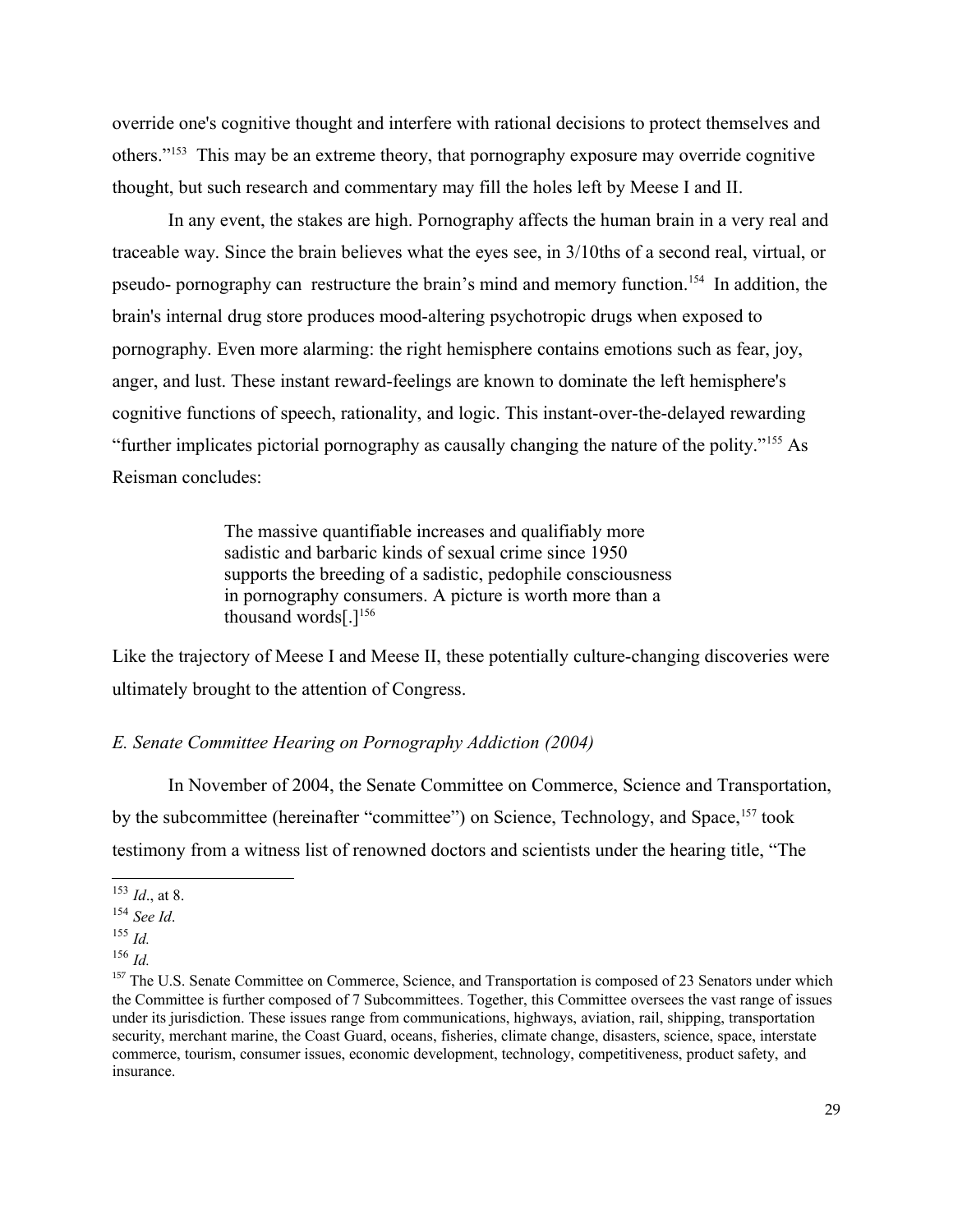override one's cognitive thought and interfere with rational decisions to protect themselves and others."[153] This may be an extreme theory, that pornography exposure may override cognitive thought, but such research and commentary may fill the holes left by Meese I and II.

In any event, the stakes are high. Pornography affects the human brain in a very real and traceable way. Since the brain believes what the eyes see, in 3/10ths of a second real, virtual, or pseudo- pornography can restructure the brain's mind and memory function.[154] In addition, the brain's internal drug store produces mood-altering psychotropic drugs when exposed to pornography. Even more alarming: the right hemisphere contains emotions such as fear, joy, anger, and lust. These instant reward-feelings are known to dominate the left hemisphere's cognitive functions of speech, rationality, and logic. This instant-over-the-delayed rewarding "further implicates pictorial pornography as causally changing the nature of the polity."[155] As Reisman concludes:

> The massive quantifiable increases and qualifiably more sadistic and barbaric kinds of sexual crime since 1950 supports the breeding of a sadistic, pedophile consciousness in pornography consumers. A picture is worth more than a thousand words[.][156]

Like the trajectory of Meese I and Meese II, these potentially culture-changing discoveries were ultimately brought to the attention of Congress.

*E. Senate Committee Hearing on Pornography Addiction (2004)*

In November of 2004, the Senate Committee on Commerce, Science and Transportation, by the subcommittee (hereinafter "committee") on Science, Technology, and Space,[157] took testimony from a witness list of renowned doctors and scientists under the hearing title, "The

---

[153] *Id*., at 8.

[154] *See Id*.

[155] *Id.*

[156] *Id.*

[157] The U.S. Senate Committee on Commerce, Science, and Transportation is composed of 23 Senators under which the Committee is further composed of 7 Subcommittees. Together, this Committee oversees the vast range of issues under its jurisdiction. These issues range from communications, highways, aviation, rail, shipping, transportation security, merchant marine, the Coast Guard, oceans, fisheries, climate change, disasters, science, space, interstate commerce, tourism, consumer issues, economic development, technology, competitiveness, product safety, and insurance.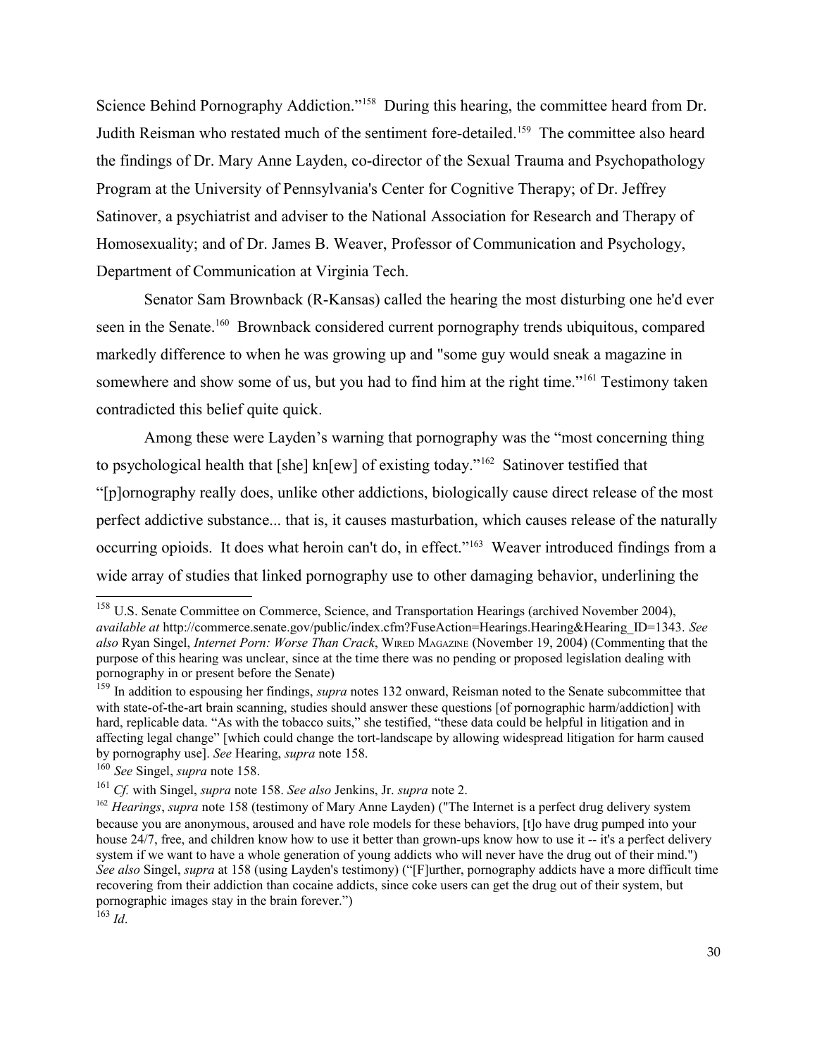Science Behind Pornography Addiction."[158] During this hearing, the committee heard from Dr. Judith Reisman who restated much of the sentiment fore-detailed.[159] The committee also heard the findings of Dr. Mary Anne Layden, co-director of the Sexual Trauma and Psychopathology Program at the University of Pennsylvania's Center for Cognitive Therapy; of Dr. Jeffrey Satinover, a psychiatrist and adviser to the National Association for Research and Therapy of Homosexuality; and of Dr. James B. Weaver, Professor of Communication and Psychology, Department of Communication at Virginia Tech.

Senator Sam Brownback (R-Kansas) called the hearing the most disturbing one he'd ever seen in the Senate.[160] Brownback considered current pornography trends ubiquitous, compared markedly difference to when he was growing up and "some guy would sneak a magazine in somewhere and show some of us, but you had to find him at the right time."[161] Testimony taken contradicted this belief quite quick.

Among these were Layden's warning that pornography was the "most concerning thing to psychological health that [she] kn[ew] of existing today."[162] Satinover testified that "[p]ornography really does, unlike other addictions, biologically cause direct release of the most perfect addictive substance... that is, it causes masturbation, which causes release of the naturally occurring opioids. It does what heroin can't do, in effect."[163] Weaver introduced findings from a wide array of studies that linked pornography use to other damaging behavior, underlining the

---

[158] U.S. Senate Committee on Commerce, Science, and Transportation Hearings (archived November 2004), *available at* http://commerce.senate.gov/public/index.cfm?FuseAction=Hearings.Hearing&Hearing_ID=1343. *See also* Ryan Singel, *Internet Porn: Worse Than Crack*, WIRED MAGAZINE (November 19, 2004) (Commenting that the purpose of this hearing was unclear, since at the time there was no pending or proposed legislation dealing with pornography in or present before the Senate)

[159] In addition to espousing her findings, *supra* notes 132 onward, Reisman noted to the Senate subcommittee that with state-of-the-art brain scanning, studies should answer these questions [of pornographic harm/addiction] with hard, replicable data. "As with the tobacco suits," she testified, "these data could be helpful in litigation and in affecting legal change" [which could change the tort-landscape by allowing widespread litigation for harm caused by pornography use]. *See* Hearing, *supra* note 158.

[160] *See* Singel, *supra* note 158.

[161] *Cf.* with Singel, *supra* note 158. *See also* Jenkins, Jr. *supra* note 2.

[162] *Hearings*, *supra* note 158 (testimony of Mary Anne Layden) ("The Internet is a perfect drug delivery system because you are anonymous, aroused and have role models for these behaviors, [t]o have drug pumped into your house 24/7, free, and children know how to use it better than grown-ups know how to use it -- it's a perfect delivery system if we want to have a whole generation of young addicts who will never have the drug out of their mind.") *See also* Singel, *supra* at 158 (using Layden's testimony) ("[F]urther, pornography addicts have a more difficult time recovering from their addiction than cocaine addicts, since coke users can get the drug out of their system, but pornographic images stay in the brain forever.")

[163] *Id*.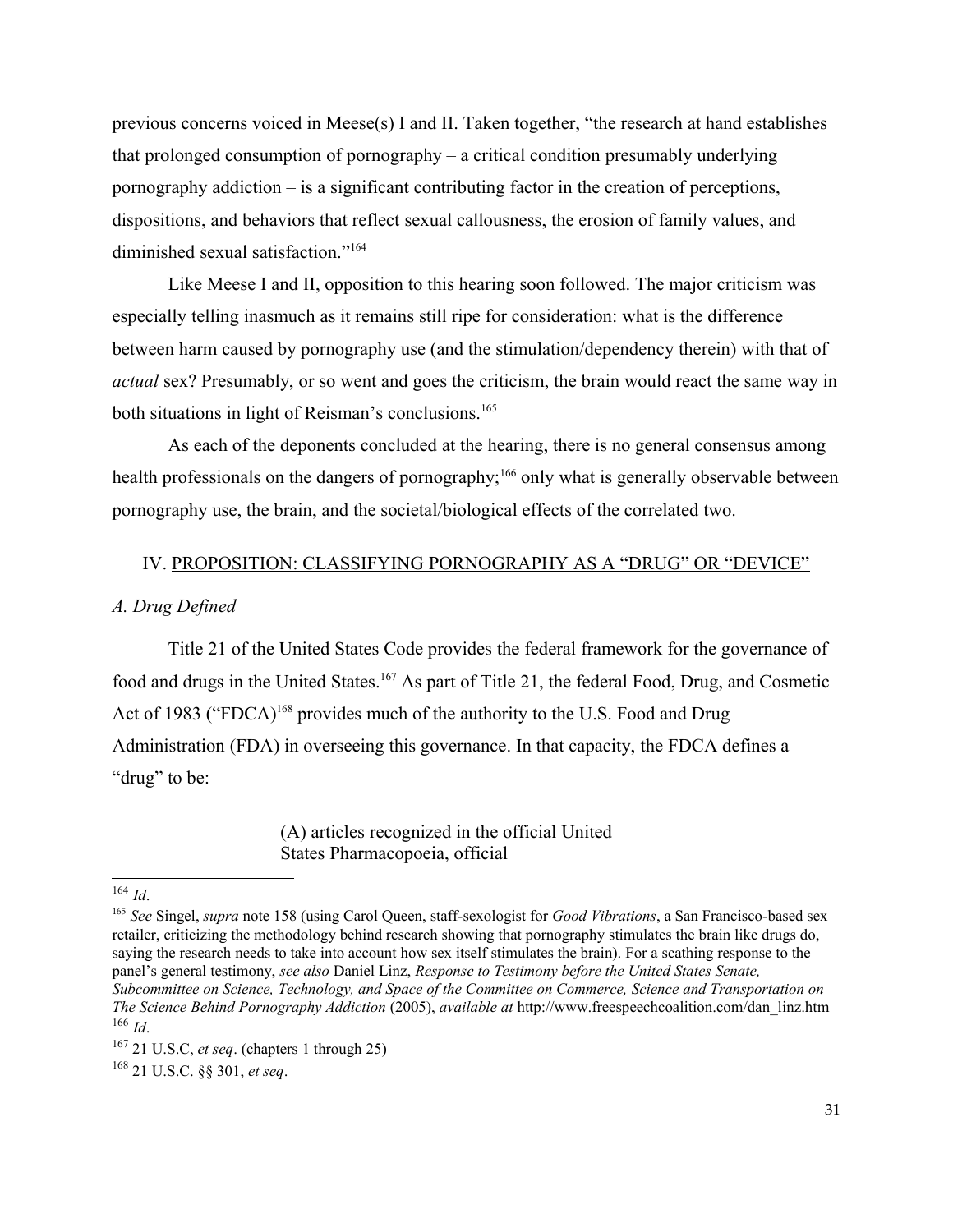previous concerns voiced in Meese(s) I and II. Taken together, "the research at hand establishes that prolonged consumption of pornography – a critical condition presumably underlying pornography addiction – is a significant contributing factor in the creation of perceptions, dispositions, and behaviors that reflect sexual callousness, the erosion of family values, and diminished sexual satisfaction."[164]

Like Meese I and II, opposition to this hearing soon followed. The major criticism was especially telling inasmuch as it remains still ripe for consideration: what is the difference between harm caused by pornography use (and the stimulation/dependency therein) with that of *actual* sex? Presumably, or so went and goes the criticism, the brain would react the same way in both situations in light of Reisman's conclusions.[165]

As each of the deponents concluded at the hearing, there is no general consensus among health professionals on the dangers of pornography;[166] only what is generally observable between pornography use, the brain, and the societal/biological effects of the correlated two.

## IV. <u>PROPOSITION: CLASSIFYING PORNOGRAPHY AS A "DRUG" OR "DEVICE"</u>

### *A. Drug Defined*

Title 21 of the United States Code provides the federal framework for the governance of food and drugs in the United States.[167] As part of Title 21, the federal Food, Drug, and Cosmetic Act of 1983 ("FDCA")[168] provides much of the authority to the U.S. Food and Drug Administration (FDA) in overseeing this governance. In that capacity, the FDCA defines a "drug" to be:

> (A) articles recognized in the official United States Pharmacopoeia, official

---

[164] *Id*.

[165] *See* Singel, *supra* note 158 (using Carol Queen, staff-sexologist for *Good Vibrations*, a San Francisco-based sex retailer, criticizing the methodology behind research showing that pornography stimulates the brain like drugs do, saying the research needs to take into account how sex itself stimulates the brain). For a scathing response to the panel's general testimony, *see also* Daniel Linz, *Response to Testimony before the United States Senate, Subcommittee on Science, Technology, and Space of the Committee on Commerce, Science and Transportation on The Science Behind Pornography Addiction* (2005), *available at* http://www.freespeechcoalition.com/dan_linz.htm

[166] *Id*.

[167] 21 U.S.C, *et seq*. (chapters 1 through 25)

[168] 21 U.S.C. §§ 301, *et seq*.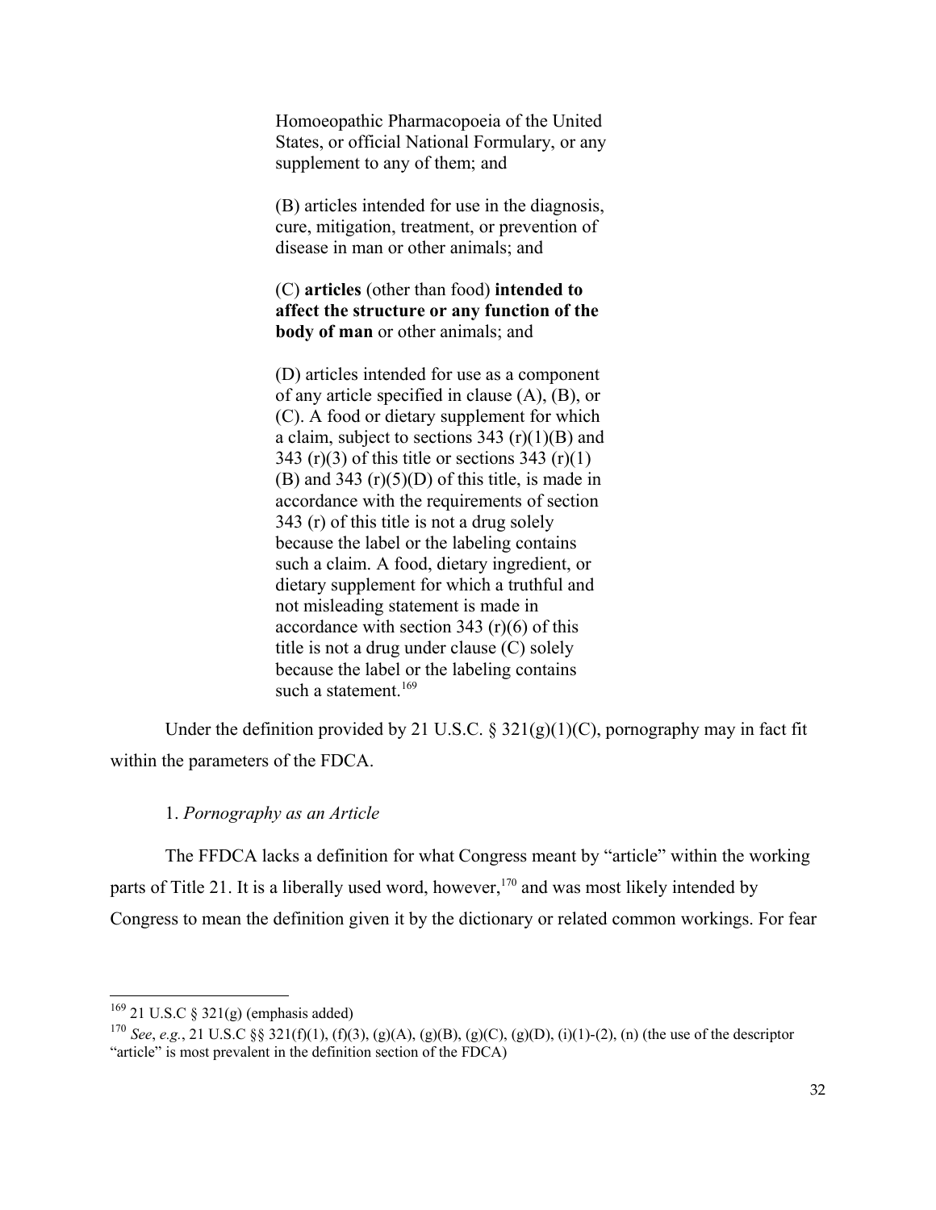> Homoeopathic Pharmacopoeia of the United States, or official National Formulary, or any supplement to any of them; and
>
> (B) articles intended for use in the diagnosis, cure, mitigation, treatment, or prevention of disease in man or other animals; and
>
> (C) **articles** (other than food) **intended to affect the structure or any function of the body of man** or other animals; and
>
> (D) articles intended for use as a component of any article specified in clause (A), (B), or (C). A food or dietary supplement for which a claim, subject to sections 343 (r)(1)(B) and 343 (r)(3) of this title or sections 343 (r)(1)(B) and 343 (r)(5)(D) of this title, is made in accordance with the requirements of section 343 (r) of this title is not a drug solely because the label or the labeling contains such a claim. A food, dietary ingredient, or dietary supplement for which a truthful and not misleading statement is made in accordance with section 343 (r)(6) of this title is not a drug under clause (C) solely because the label or the labeling contains such a statement.[169]

Under the definition provided by 21 U.S.C. § 321(g)(1)(C), pornography may in fact fit within the parameters of the FDCA.

1. *Pornography as an Article*

The FFDCA lacks a definition for what Congress meant by "article" within the working parts of Title 21. It is a liberally used word, however,[170] and was most likely intended by Congress to mean the definition given it by the dictionary or related common workings. For fear

---

[169] 21 U.S.C § 321(g) (emphasis added)

[170] *See*, *e.g.*, 21 U.S.C §§ 321(f)(1), (f)(3), (g)(A), (g)(B), (g)(C), (g)(D), (i)(1)-(2), (n) (the use of the descriptor "article" is most prevalent in the definition section of the FDCA)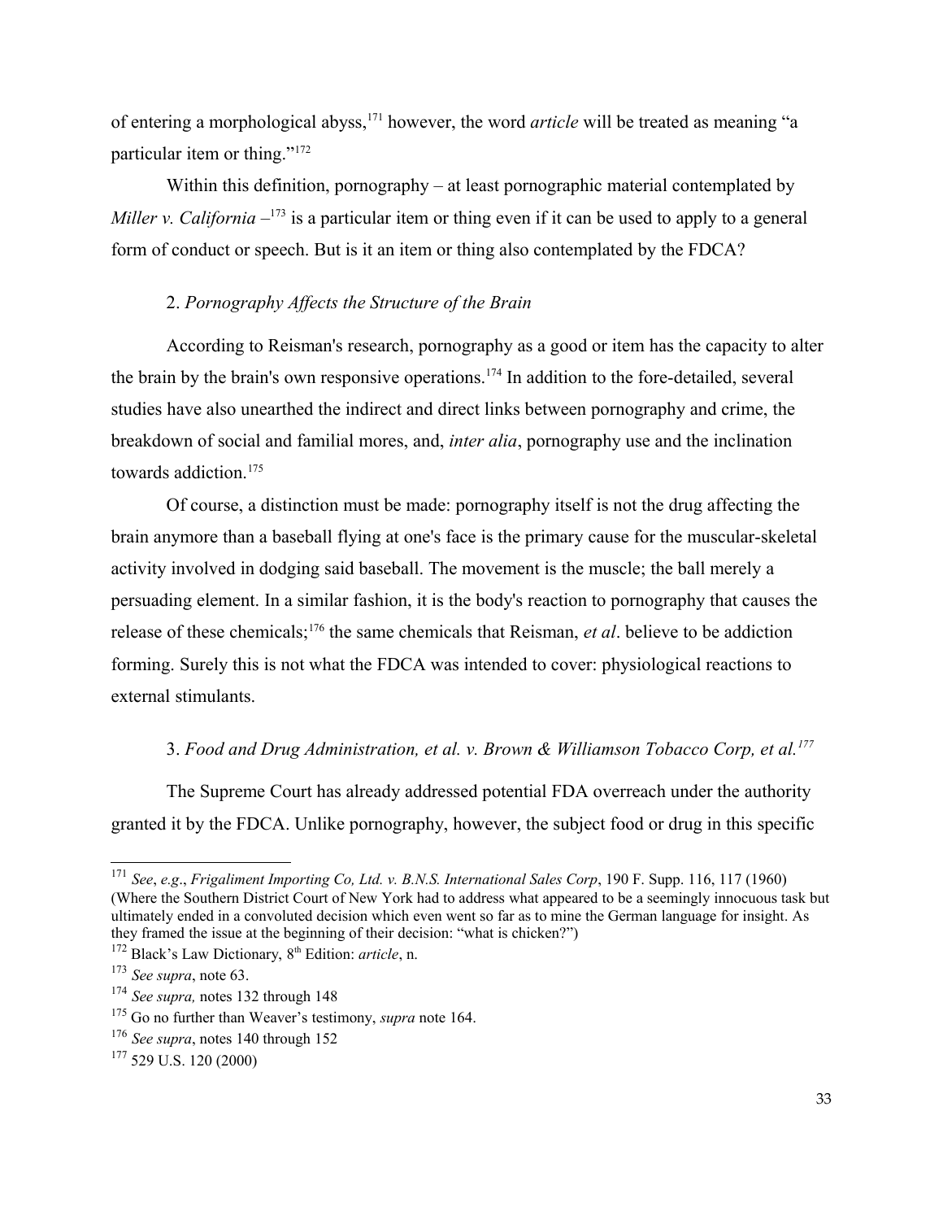of entering a morphological abyss,[171] however, the word *article* will be treated as meaning "a particular item or thing."[172]

Within this definition, pornography – at least pornographic material contemplated by *Miller v. California* –[173] is a particular item or thing even if it can be used to apply to a general form of conduct or speech. But is it an item or thing also contemplated by the FDCA?

### 2. *Pornography Affects the Structure of the Brain*

According to Reisman's research, pornography as a good or item has the capacity to alter the brain by the brain's own responsive operations.[174] In addition to the fore-detailed, several studies have also unearthed the indirect and direct links between pornography and crime, the breakdown of social and familial mores, and, *inter alia*, pornography use and the inclination towards addiction.[175]

Of course, a distinction must be made: pornography itself is not the drug affecting the brain anymore than a baseball flying at one's face is the primary cause for the muscular-skeletal activity involved in dodging said baseball. The movement is the muscle; the ball merely a persuading element. In a similar fashion, it is the body's reaction to pornography that causes the release of these chemicals;[176] the same chemicals that Reisman, *et al*. believe to be addiction forming. Surely this is not what the FDCA was intended to cover: physiological reactions to external stimulants.

### 3. *Food and Drug Administration, et al. v. Brown & Williamson Tobacco Corp, et al.*[177]

The Supreme Court has already addressed potential FDA overreach under the authority granted it by the FDCA. Unlike pornography, however, the subject food or drug in this specific

---

[171] *See*, *e.g*., *Frigaliment Importing Co, Ltd. v. B.N.S. International Sales Corp*, 190 F. Supp. 116, 117 (1960) (Where the Southern District Court of New York had to address what appeared to be a seemingly innocuous task but ultimately ended in a convoluted decision which even went so far as to mine the German language for insight. As they framed the issue at the beginning of their decision: "what is chicken?")

[172] Black's Law Dictionary, 8th Edition: *article*, n.

[173] *See supra*, note 63.

[174] *See supra,* notes 132 through 148

[175] Go no further than Weaver's testimony, *supra* note 164.

[176] *See supra*, notes 140 through 152

[177] 529 U.S. 120 (2000)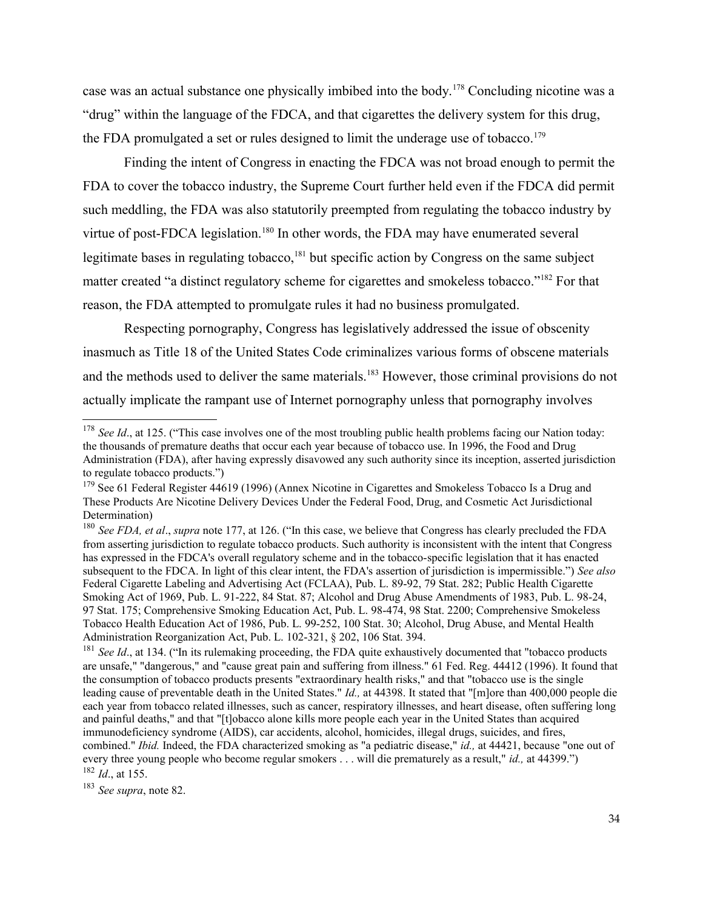case was an actual substance one physically imbibed into the body.[178] Concluding nicotine was a "drug" within the language of the FDCA, and that cigarettes the delivery system for this drug, the FDA promulgated a set or rules designed to limit the underage use of tobacco.[179]

Finding the intent of Congress in enacting the FDCA was not broad enough to permit the FDA to cover the tobacco industry, the Supreme Court further held even if the FDCA did permit such meddling, the FDA was also statutorily preempted from regulating the tobacco industry by virtue of post-FDCA legislation.[180] In other words, the FDA may have enumerated several legitimate bases in regulating tobacco,[181] but specific action by Congress on the same subject matter created "a distinct regulatory scheme for cigarettes and smokeless tobacco."[182] For that reason, the FDA attempted to promulgate rules it had no business promulgated.

Respecting pornography, Congress has legislatively addressed the issue of obscenity inasmuch as Title 18 of the United States Code criminalizes various forms of obscene materials and the methods used to deliver the same materials.[183] However, those criminal provisions do not actually implicate the rampant use of Internet pornography unless that pornography involves

---

[178] *See Id*., at 125. ("This case involves one of the most troubling public health problems facing our Nation today: the thousands of premature deaths that occur each year because of tobacco use. In 1996, the Food and Drug Administration (FDA), after having expressly disavowed any such authority since its inception, asserted jurisdiction to regulate tobacco products.")

[179] See 61 Federal Register 44619 (1996) (Annex Nicotine in Cigarettes and Smokeless Tobacco Is a Drug and These Products Are Nicotine Delivery Devices Under the Federal Food, Drug, and Cosmetic Act Jurisdictional Determination)

[180] *See FDA, et al*., *supra* note 177, at 126. ("In this case, we believe that Congress has clearly precluded the FDA from asserting jurisdiction to regulate tobacco products. Such authority is inconsistent with the intent that Congress has expressed in the FDCA's overall regulatory scheme and in the tobacco-specific legislation that it has enacted subsequent to the FDCA. In light of this clear intent, the FDA's assertion of jurisdiction is impermissible.") *See also* Federal Cigarette Labeling and Advertising Act (FCLAA), Pub. L. 89-92, 79 Stat. 282; Public Health Cigarette Smoking Act of 1969, Pub. L. 91-222, 84 Stat. 87; Alcohol and Drug Abuse Amendments of 1983, Pub. L. 98-24, 97 Stat. 175; Comprehensive Smoking Education Act, Pub. L. 98-474, 98 Stat. 2200; Comprehensive Smokeless Tobacco Health Education Act of 1986, Pub. L. 99-252, 100 Stat. 30; Alcohol, Drug Abuse, and Mental Health Administration Reorganization Act, Pub. L. 102-321, § 202, 106 Stat. 394.

[181] *See Id*., at 134. ("In its rulemaking proceeding, the FDA quite exhaustively documented that "tobacco products are unsafe," "dangerous," and "cause great pain and suffering from illness." 61 Fed. Reg. 44412 (1996). It found that the consumption of tobacco products presents "extraordinary health risks," and that "tobacco use is the single leading cause of preventable death in the United States." *Id.,* at 44398. It stated that "[m]ore than 400,000 people die each year from tobacco related illnesses, such as cancer, respiratory illnesses, and heart disease, often suffering long and painful deaths," and that "[t]obacco alone kills more people each year in the United States than acquired immunodeficiency syndrome (AIDS), car accidents, alcohol, homicides, illegal drugs, suicides, and fires, combined." *Ibid.* Indeed, the FDA characterized smoking as "a pediatric disease," *id.,* at 44421, because "one out of every three young people who become regular smokers . . . will die prematurely as a result," *id.,* at 44399.")

[182] *Id*., at 155.

[183] *See supra*, note 82.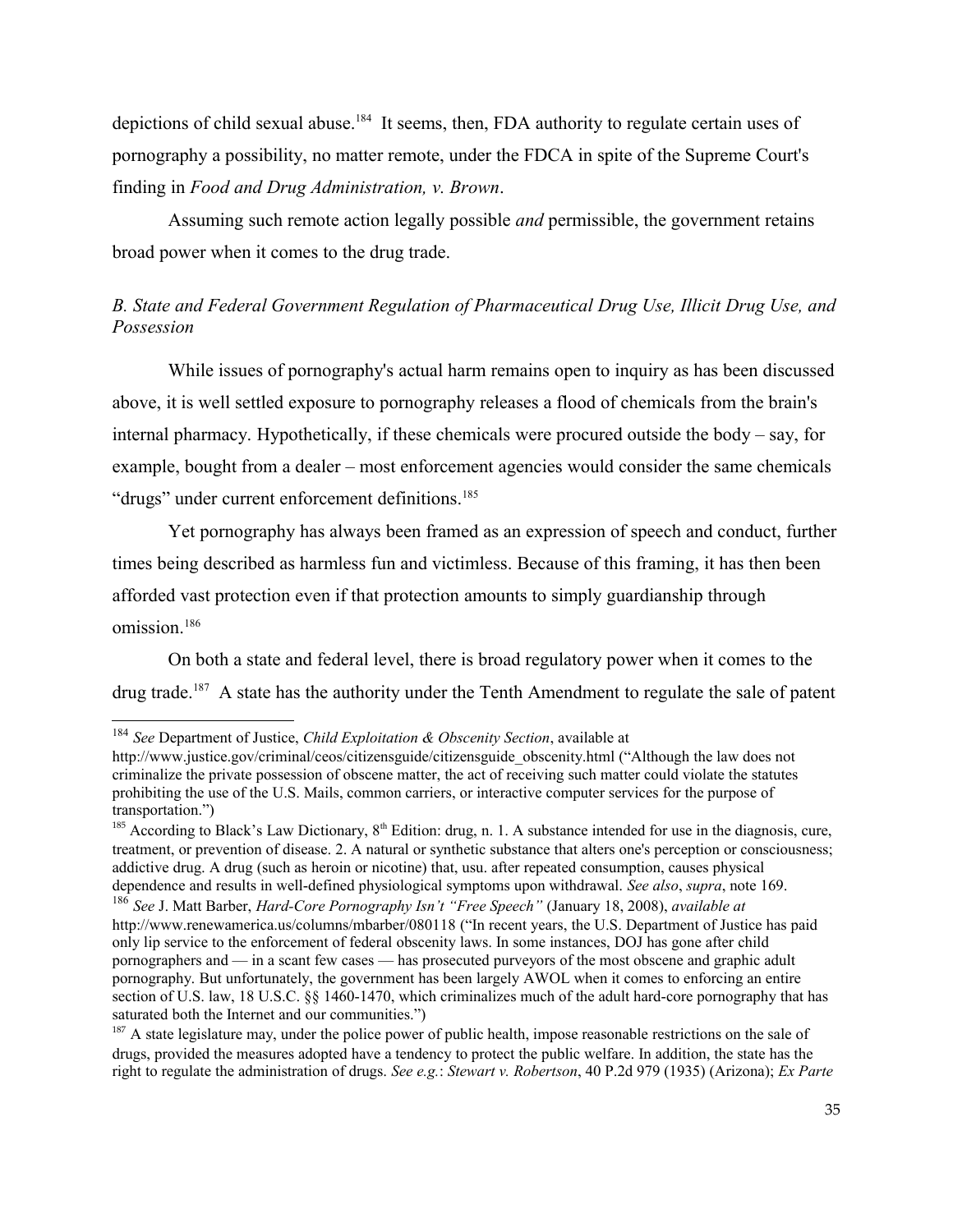depictions of child sexual abuse.[184] It seems, then, FDA authority to regulate certain uses of pornography a possibility, no matter remote, under the FDCA in spite of the Supreme Court's finding in *Food and Drug Administration, v. Brown*.

Assuming such remote action legally possible *and* permissible, the government retains broad power when it comes to the drug trade.

### *B. State and Federal Government Regulation of Pharmaceutical Drug Use, Illicit Drug Use, and Possession*

While issues of pornography's actual harm remains open to inquiry as has been discussed above, it is well settled exposure to pornography releases a flood of chemicals from the brain's internal pharmacy. Hypothetically, if these chemicals were procured outside the body – say, for example, bought from a dealer – most enforcement agencies would consider the same chemicals "drugs" under current enforcement definitions.[185]

Yet pornography has always been framed as an expression of speech and conduct, further times being described as harmless fun and victimless. Because of this framing, it has then been afforded vast protection even if that protection amounts to simply guardianship through omission.[186]

On both a state and federal level, there is broad regulatory power when it comes to the drug trade.[187] A state has the authority under the Tenth Amendment to regulate the sale of patent

---

[184] *See* Department of Justice, *Child Exploitation & Obscenity Section*, available at http://www.justice.gov/criminal/ceos/citizensguide/citizensguide_obscenity.html ("Although the law does not criminalize the private possession of obscene matter, the act of receiving such matter could violate the statutes prohibiting the use of the U.S. Mails, common carriers, or interactive computer services for the purpose of transportation.")

[185] According to Black's Law Dictionary, 8th Edition: drug, n. 1. A substance intended for use in the diagnosis, cure, treatment, or prevention of disease. 2. A natural or synthetic substance that alters one's perception or consciousness; addictive drug. A drug (such as heroin or nicotine) that, usu. after repeated consumption, causes physical dependence and results in well-defined physiological symptoms upon withdrawal. *See also*, *supra*, note 169.

[186] *See* J. Matt Barber, *Hard-Core Pornography Isn't "Free Speech"* (January 18, 2008), *available at* http://www.renewamerica.us/columns/mbarber/080118 ("In recent years, the U.S. Department of Justice has paid only lip service to the enforcement of federal obscenity laws. In some instances, DOJ has gone after child pornographers and — in a scant few cases — has prosecuted purveyors of the most obscene and graphic adult pornography. But unfortunately, the government has been largely AWOL when it comes to enforcing an entire section of U.S. law, 18 U.S.C. §§ 1460-1470, which criminalizes much of the adult hard-core pornography that has saturated both the Internet and our communities.")

[187] A state legislature may, under the police power of public health, impose reasonable restrictions on the sale of drugs, provided the measures adopted have a tendency to protect the public welfare. In addition, the state has the right to regulate the administration of drugs. *See e.g.*: *Stewart v. Robertson*, 40 P.2d 979 (1935) (Arizona); *Ex Parte*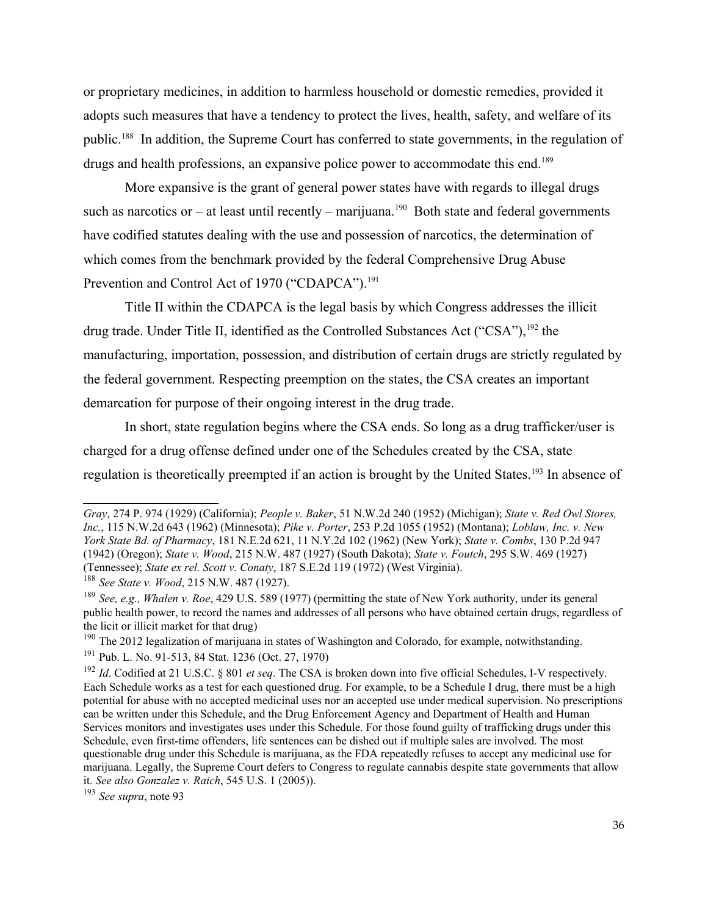or proprietary medicines, in addition to harmless household or domestic remedies, provided it adopts such measures that have a tendency to protect the lives, health, safety, and welfare of its public.[188] In addition, the Supreme Court has conferred to state governments, in the regulation of drugs and health professions, an expansive police power to accommodate this end.[189]

More expansive is the grant of general power states have with regards to illegal drugs such as narcotics or – at least until recently – marijuana.[190] Both state and federal governments have codified statutes dealing with the use and possession of narcotics, the determination of which comes from the benchmark provided by the federal Comprehensive Drug Abuse Prevention and Control Act of 1970 ("CDAPCA").[191]

Title II within the CDAPCA is the legal basis by which Congress addresses the illicit drug trade. Under Title II, identified as the Controlled Substances Act ("CSA"),[192] the manufacturing, importation, possession, and distribution of certain drugs are strictly regulated by the federal government. Respecting preemption on the states, the CSA creates an important demarcation for purpose of their ongoing interest in the drug trade.

In short, state regulation begins where the CSA ends. So long as a drug trafficker/user is charged for a drug offense defined under one of the Schedules created by the CSA, state regulation is theoretically preempted if an action is brought by the United States.[193] In absence of

---

*Gray*, 274 P. 974 (1929) (California); *People v. Baker*, 51 N.W.2d 240 (1952) (Michigan); *State v. Red Owl Stores, Inc.*, 115 N.W.2d 643 (1962) (Minnesota); *Pike v. Porter*, 253 P.2d 1055 (1952) (Montana); *Loblaw, Inc. v. New York State Bd. of Pharmacy*, 181 N.E.2d 621, 11 N.Y.2d 102 (1962) (New York); *State v. Combs*, 130 P.2d 947 (1942) (Oregon); *State v. Wood*, 215 N.W. 487 (1927) (South Dakota); *State v. Foutch*, 295 S.W. 469 (1927) (Tennessee); *State ex rel. Scott v. Conaty*, 187 S.E.2d 119 (1972) (West Virginia).

[188] *See State v. Wood*, 215 N.W. 487 (1927).

[189] *See, e.g., Whalen v. Roe*, 429 U.S. 589 (1977) (permitting the state of New York authority, under its general public health power, to record the names and addresses of all persons who have obtained certain drugs, regardless of the licit or illicit market for that drug)

[190] The 2012 legalization of marijuana in states of Washington and Colorado, for example, notwithstanding.

[191] Pub. L. No. 91-513, 84 Stat. 1236 (Oct. 27, 1970)

[192] *Id*. Codified at 21 U.S.C. § 801 *et seq*. The CSA is broken down into five official Schedules, I-V respectively. Each Schedule works as a test for each questioned drug. For example, to be a Schedule I drug, there must be a high potential for abuse with no accepted medicinal uses nor an accepted use under medical supervision. No prescriptions can be written under this Schedule, and the Drug Enforcement Agency and Department of Health and Human Services monitors and investigates uses under this Schedule. For those found guilty of trafficking drugs under this Schedule, even first-time offenders, life sentences can be dished out if multiple sales are involved. The most questionable drug under this Schedule is marijuana, as the FDA repeatedly refuses to accept any medicinal use for marijuana. Legally, the Supreme Court defers to Congress to regulate cannabis despite state governments that allow it. *See also Gonzalez v. Raich*, 545 U.S. 1 (2005)).

[193] *See supra*, note 93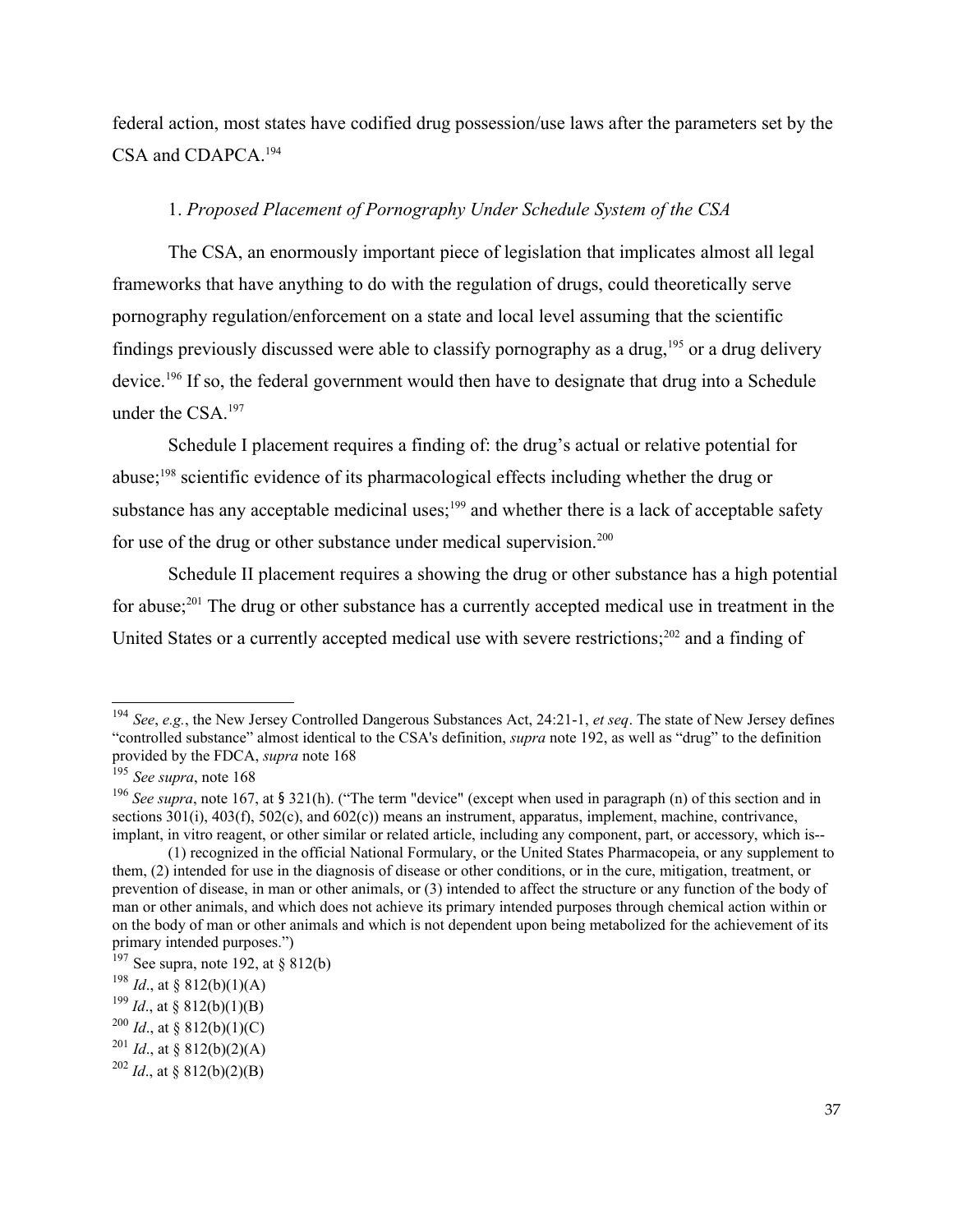federal action, most states have codified drug possession/use laws after the parameters set by the CSA and CDAPCA.[194]

1. *Proposed Placement of Pornography Under Schedule System of the CSA*

The CSA, an enormously important piece of legislation that implicates almost all legal frameworks that have anything to do with the regulation of drugs, could theoretically serve pornography regulation/enforcement on a state and local level assuming that the scientific findings previously discussed were able to classify pornography as a drug,[195] or a drug delivery device.[196] If so, the federal government would then have to designate that drug into a Schedule under the CSA.[197]

Schedule I placement requires a finding of: the drug's actual or relative potential for abuse;[198] scientific evidence of its pharmacological effects including whether the drug or substance has any acceptable medicinal uses;[199] and whether there is a lack of acceptable safety for use of the drug or other substance under medical supervision.[200]

Schedule II placement requires a showing the drug or other substance has a high potential for abuse;[201] The drug or other substance has a currently accepted medical use in treatment in the United States or a currently accepted medical use with severe restrictions;[202] and a finding of

---

[194] *See*, *e.g.*, the New Jersey Controlled Dangerous Substances Act, 24:21-1, *et seq*. The state of New Jersey defines "controlled substance" almost identical to the CSA's definition, *supra* note 192, as well as "drug" to the definition provided by the FDCA, *supra* note 168

[195] *See supra*, note 168

[196] *See supra*, note 167, at § 321(h). ("The term "device" (except when used in paragraph (n) of this section and in sections 301(i), 403(f), 502(c), and 602(c)) means an instrument, apparatus, implement, machine, contrivance, implant, in vitro reagent, or other similar or related article, including any component, part, or accessory, which is--

(1) recognized in the official National Formulary, or the United States Pharmacopeia, or any supplement to them, (2) intended for use in the diagnosis of disease or other conditions, or in the cure, mitigation, treatment, or prevention of disease, in man or other animals, or (3) intended to affect the structure or any function of the body of man or other animals, and which does not achieve its primary intended purposes through chemical action within or on the body of man or other animals and which is not dependent upon being metabolized for the achievement of its primary intended purposes.")

[197] See supra, note 192, at § 812(b)

[198] *Id*., at § 812(b)(1)(A)

[199] *Id*., at § 812(b)(1)(B)

[200] *Id*., at § 812(b)(1)(C)

[201] *Id*., at § 812(b)(2)(A)

[202] *Id*., at § 812(b)(2)(B)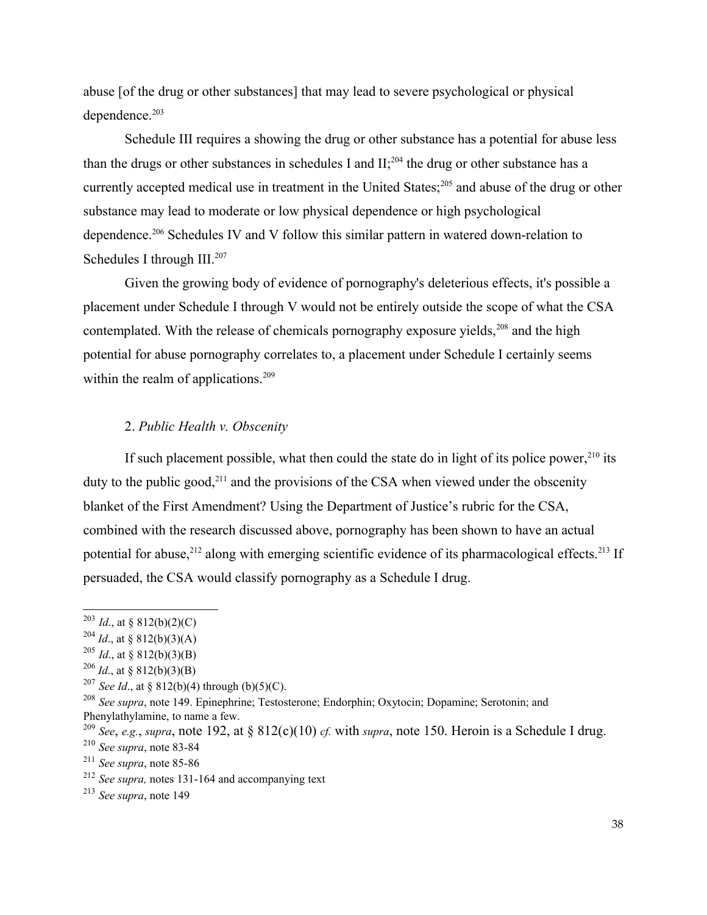abuse [of the drug or other substances] that may lead to severe psychological or physical dependence.[203]

Schedule III requires a showing the drug or other substance has a potential for abuse less than the drugs or other substances in schedules I and II;[204] the drug or other substance has a currently accepted medical use in treatment in the United States;[205] and abuse of the drug or other substance may lead to moderate or low physical dependence or high psychological dependence.[206] Schedules IV and V follow this similar pattern in watered down-relation to Schedules I through III.[207]

Given the growing body of evidence of pornography's deleterious effects, it's possible a placement under Schedule I through V would not be entirely outside the scope of what the CSA contemplated. With the release of chemicals pornography exposure yields,[208] and the high potential for abuse pornography correlates to, a placement under Schedule I certainly seems within the realm of applications.[209]

### 2. *Public Health v. Obscenity*

If such placement possible, what then could the state do in light of its police power,[210] its duty to the public good,[211] and the provisions of the CSA when viewed under the obscenity blanket of the First Amendment? Using the Department of Justice's rubric for the CSA, combined with the research discussed above, pornography has been shown to have an actual potential for abuse,[212] along with emerging scientific evidence of its pharmacological effects.[213] If persuaded, the CSA would classify pornography as a Schedule I drug.

---

[203] *Id*., at § 812(b)(2)(C)

[204] *Id*., at § 812(b)(3)(A)

[205] *Id*., at § 812(b)(3)(B)

[206] *Id*., at § 812(b)(3)(B)

[207] *See Id*., at § 812(b)(4) through (b)(5)(C).

[208] *See supra*, note 149. Epinephrine; Testosterone; Endorphin; Oxytocin; Dopamine; Serotonin; and Phenylathylamine, to name a few.

[209] *See*, *e.g.*, *supra*, note 192, at § 812(c)(10) *cf.* with *supra*, note 150. Heroin is a Schedule I drug.

[210] *See supra*, note 83-84

[211] *See supra*, note 85-86

[212] *See supra,* notes 131-164 and accompanying text

[213] *See supra*, note 149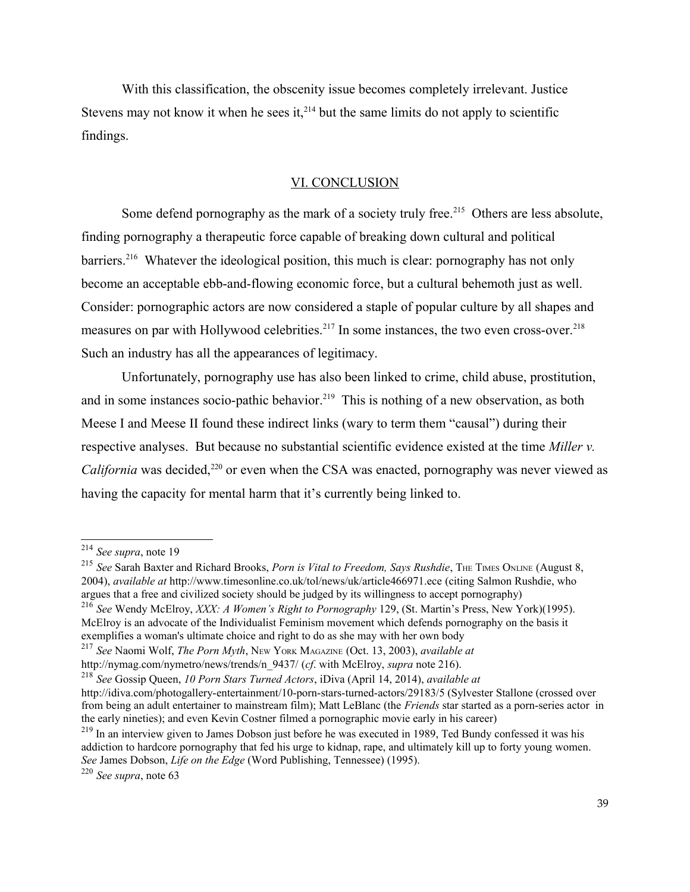With this classification, the obscenity issue becomes completely irrelevant. Justice Stevens may not know it when he sees it,[214] but the same limits do not apply to scientific findings.

## VI. CONCLUSION

Some defend pornography as the mark of a society truly free.[215] Others are less absolute, finding pornography a therapeutic force capable of breaking down cultural and political barriers.[216] Whatever the ideological position, this much is clear: pornography has not only become an acceptable ebb-and-flowing economic force, but a cultural behemoth just as well. Consider: pornographic actors are now considered a staple of popular culture by all shapes and measures on par with Hollywood celebrities.[217] In some instances, the two even cross-over.[218] Such an industry has all the appearances of legitimacy.

Unfortunately, pornography use has also been linked to crime, child abuse, prostitution, and in some instances socio-pathic behavior.[219] This is nothing of a new observation, as both Meese I and Meese II found these indirect links (wary to term them "causal") during their respective analyses. But because no substantial scientific evidence existed at the time *Miller v. California* was decided,[220] or even when the CSA was enacted, pornography was never viewed as having the capacity for mental harm that it's currently being linked to.

---

[214] *See supra*, note 19

[215] *See* Sarah Baxter and Richard Brooks, *Porn is Vital to Freedom, Says Rushdie*, THE TIMES ONLINE (August 8, 2004), *available at* http://www.timesonline.co.uk/tol/news/uk/article466971.ece (citing Salmon Rushdie, who argues that a free and civilized society should be judged by its willingness to accept pornography)

[216] *See* Wendy McElroy, *XXX: A Women's Right to Pornography* 129, (St. Martin's Press, New York)(1995). McElroy is an advocate of the Individualist Feminism movement which defends pornography on the basis it exemplifies a woman's ultimate choice and right to do as she may with her own body

[217] *See* Naomi Wolf, *The Porn Myth*, NEW YORK MAGAZINE (Oct. 13, 2003), *available at* http://nymag.com/nymetro/news/trends/n_9437/ (*cf*. with McElroy, *supra* note 216).

[218] *See* Gossip Queen, *10 Porn Stars Turned Actors*, iDiva (April 14, 2014), *available at* http://idiva.com/photogallery-entertainment/10-porn-stars-turned-actors/29183/5 (Sylvester Stallone (crossed over from being an adult entertainer to mainstream film); Matt LeBlanc (the *Friends* star started as a porn-series actor in the early nineties); and even Kevin Costner filmed a pornographic movie early in his career)

[219] In an interview given to James Dobson just before he was executed in 1989, Ted Bundy confessed it was his addiction to hardcore pornography that fed his urge to kidnap, rape, and ultimately kill up to forty young women. *See* James Dobson, *Life on the Edge* (Word Publishing, Tennessee) (1995).

[220] *See supra*, note 63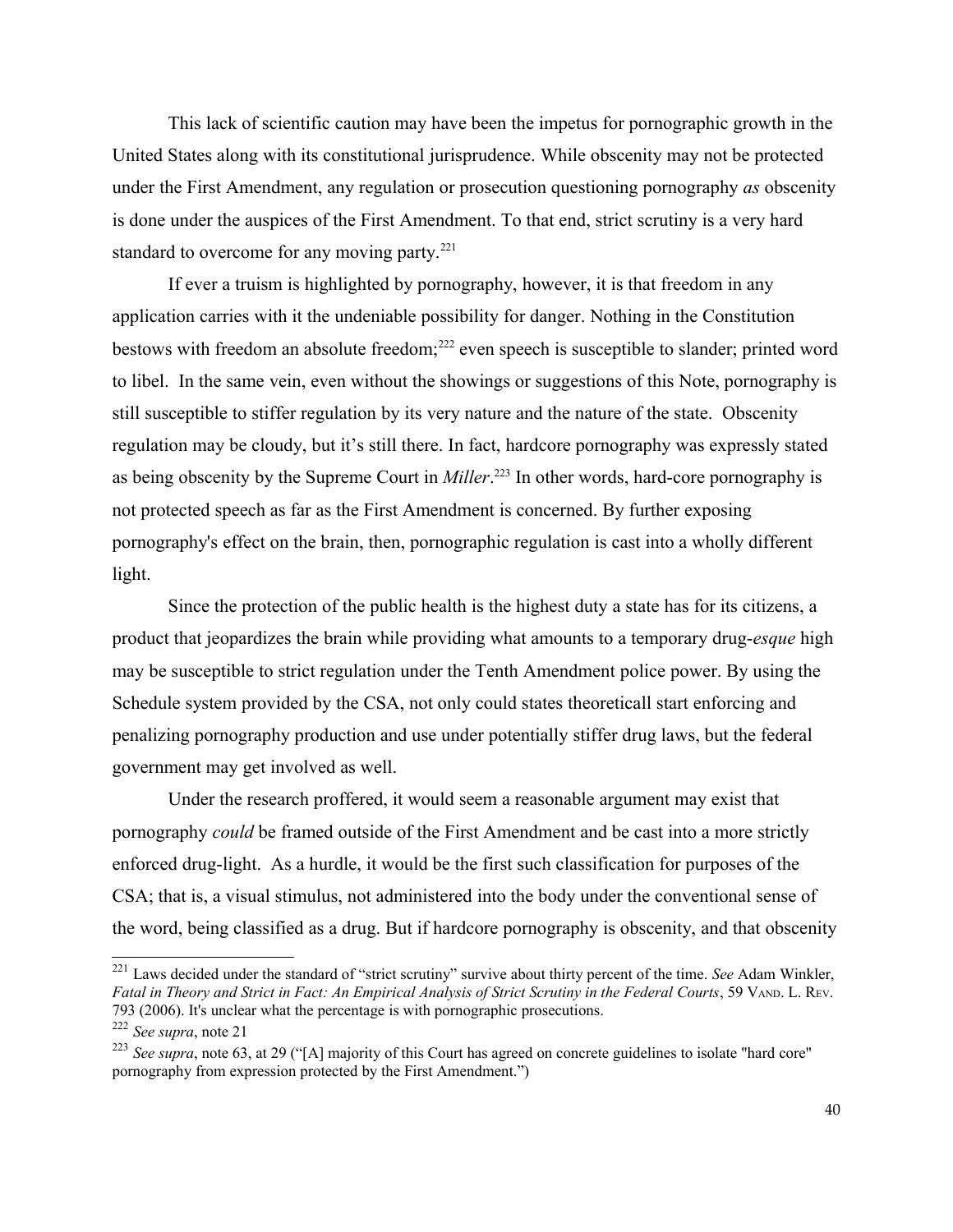This lack of scientific caution may have been the impetus for pornographic growth in the United States along with its constitutional jurisprudence. While obscenity may not be protected under the First Amendment, any regulation or prosecution questioning pornography *as* obscenity is done under the auspices of the First Amendment. To that end, strict scrutiny is a very hard standard to overcome for any moving party.[221]

If ever a truism is highlighted by pornography, however, it is that freedom in any application carries with it the undeniable possibility for danger. Nothing in the Constitution bestows with freedom an absolute freedom;[222] even speech is susceptible to slander; printed word to libel. In the same vein, even without the showings or suggestions of this Note, pornography is still susceptible to stiffer regulation by its very nature and the nature of the state. Obscenity regulation may be cloudy, but it's still there. In fact, hardcore pornography was expressly stated as being obscenity by the Supreme Court in *Miller*.[223] In other words, hard-core pornography is not protected speech as far as the First Amendment is concerned. By further exposing pornography's effect on the brain, then, pornographic regulation is cast into a wholly different light.

Since the protection of the public health is the highest duty a state has for its citizens, a product that jeopardizes the brain while providing what amounts to a temporary drug-*esque* high may be susceptible to strict regulation under the Tenth Amendment police power. By using the Schedule system provided by the CSA, not only could states theoreticall start enforcing and penalizing pornography production and use under potentially stiffer drug laws, but the federal government may get involved as well.

Under the research proffered, it would seem a reasonable argument may exist that pornography *could* be framed outside of the First Amendment and be cast into a more strictly enforced drug-light. As a hurdle, it would be the first such classification for purposes of the CSA; that is, a visual stimulus, not administered into the body under the conventional sense of the word, being classified as a drug. But if hardcore pornography is obscenity, and that obscenity

---

[221] Laws decided under the standard of "strict scrutiny" survive about thirty percent of the time. *See* Adam Winkler, *Fatal in Theory and Strict in Fact: An Empirical Analysis of Strict Scrutiny in the Federal Courts*, 59 VAND. L. REV. 793 (2006). It's unclear what the percentage is with pornographic prosecutions.

[222] *See supra*, note 21

[223] *See supra*, note 63, at 29 ("[A] majority of this Court has agreed on concrete guidelines to isolate "hard core" pornography from expression protected by the First Amendment.")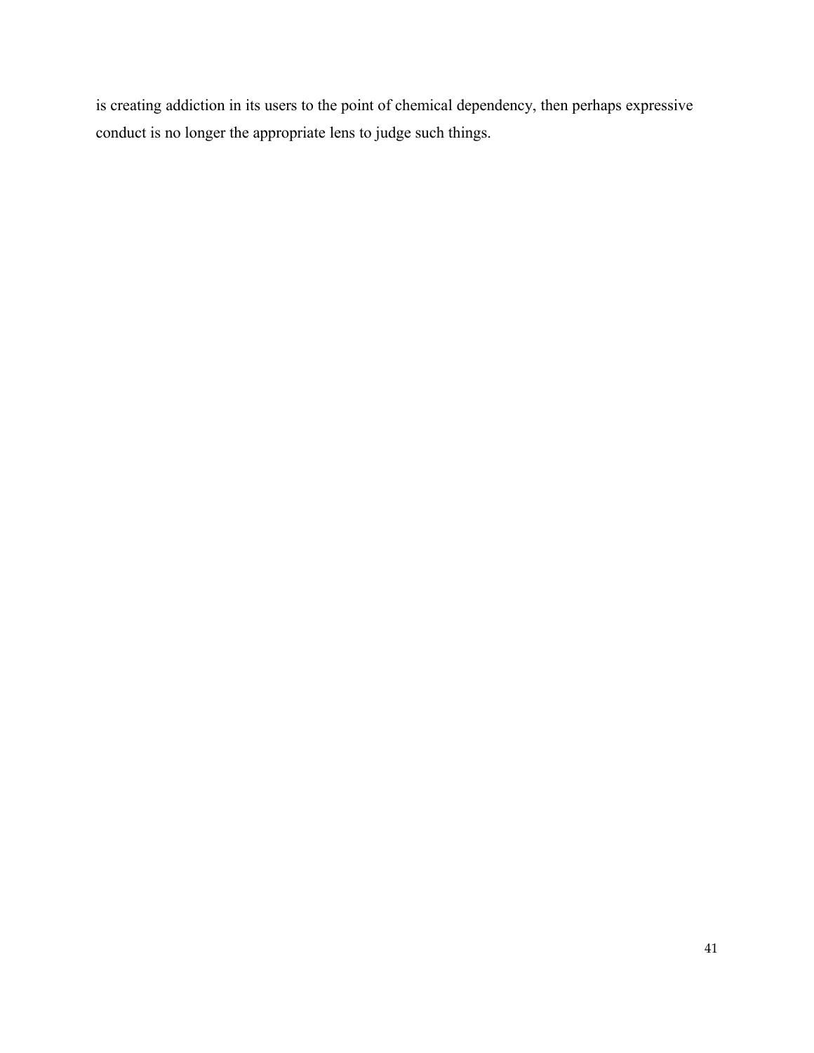is creating addiction in its users to the point of chemical dependency, then perhaps expressive conduct is no longer the appropriate lens to judge such things.